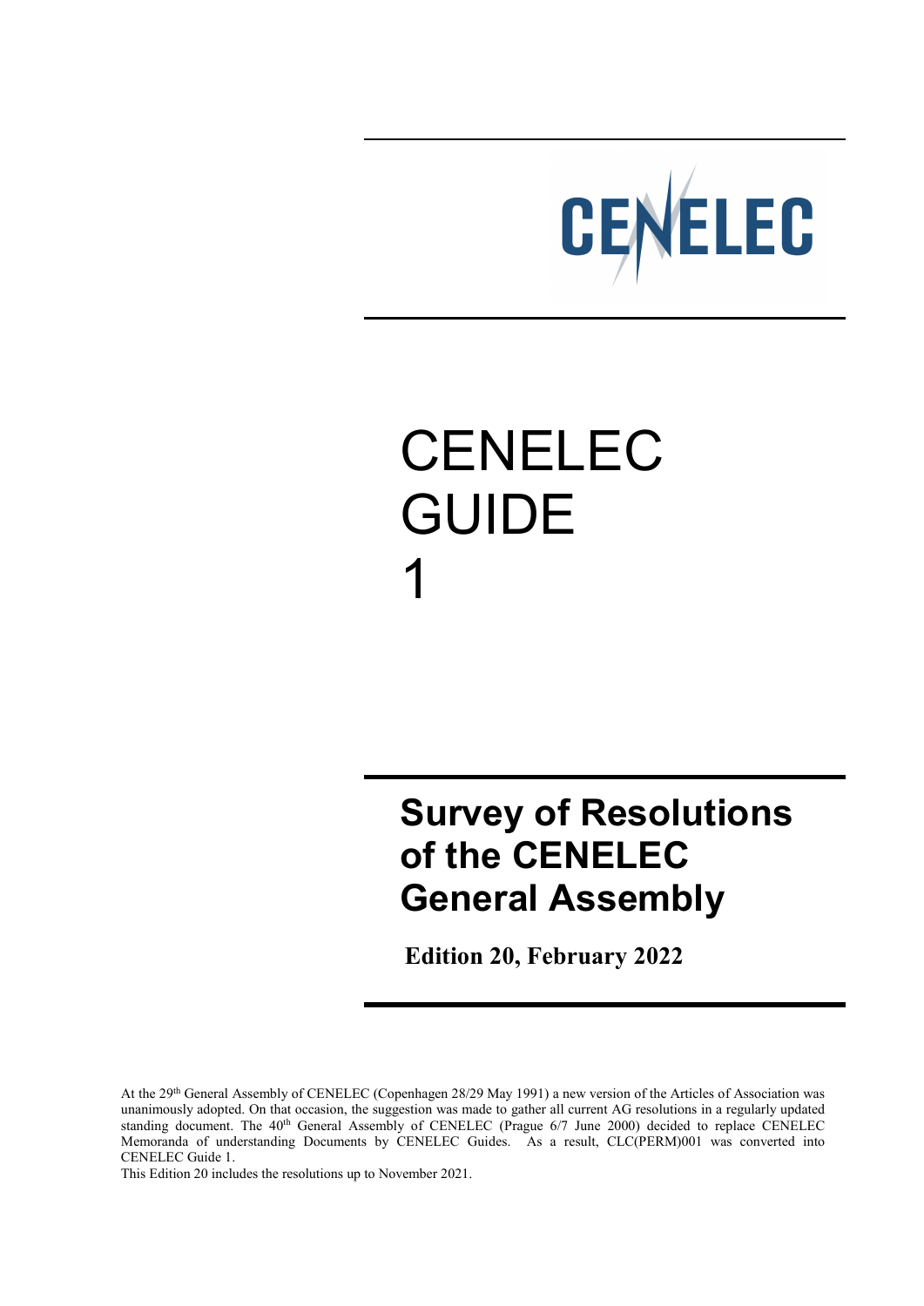CENELEC

# CENELEC GUIDE 1

## Survey of Resolutions of the CENELEC General Assembly

**Edition 20, February 2022**

At the 29th General Assembly of CENELEC (Copenhagen 28/29 May 1991) a new version of the Articles of Association was unanimously adopted. On that occasion, the suggestion was made to gather all current AG resolutions in a regularly updated standing document. The 40th General Assembly of CENELEC (Prague 6/7 June 2000) decided to replace CENELEC Memoranda of understanding Documents by CENELEC Guides. As a result, CLC(PERM)001 was converted into CENELEC Guide 1.

This Edition 20 includes the resolutions up to November 2021.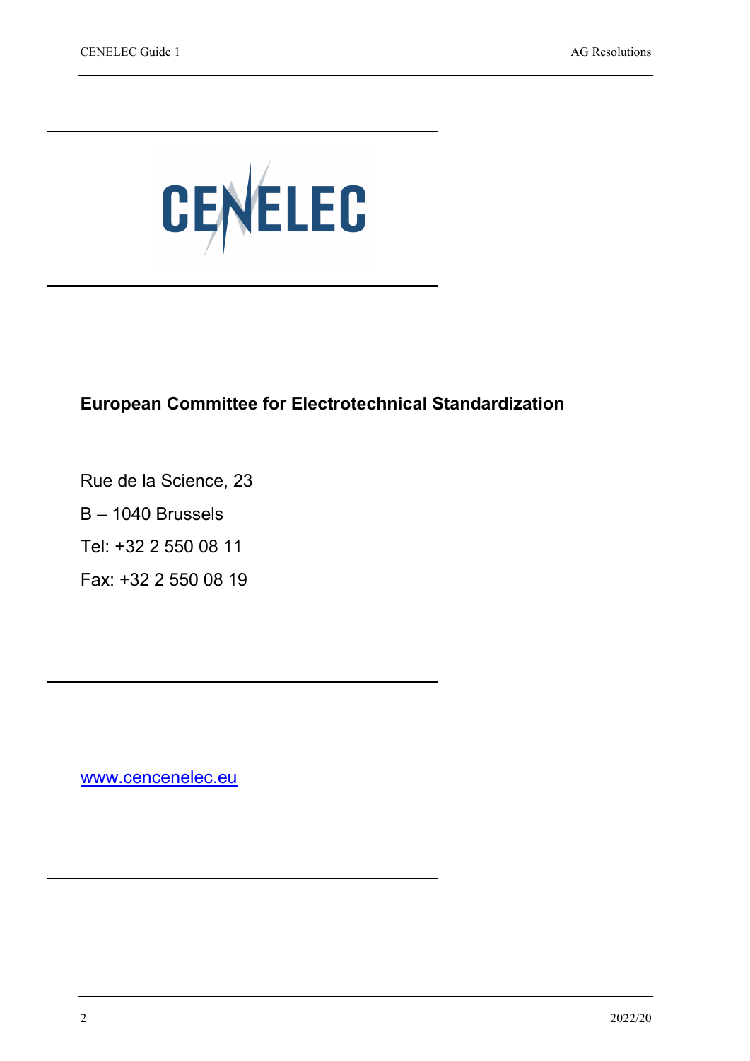CENELEC

**European Committee for Electrotechnical Standardization**

Rue de la Science, 23

B – 1040 Brussels

Tel: +32 2 550 08 11

Fax: +32 2 550 08 19

www.cencenelec.eu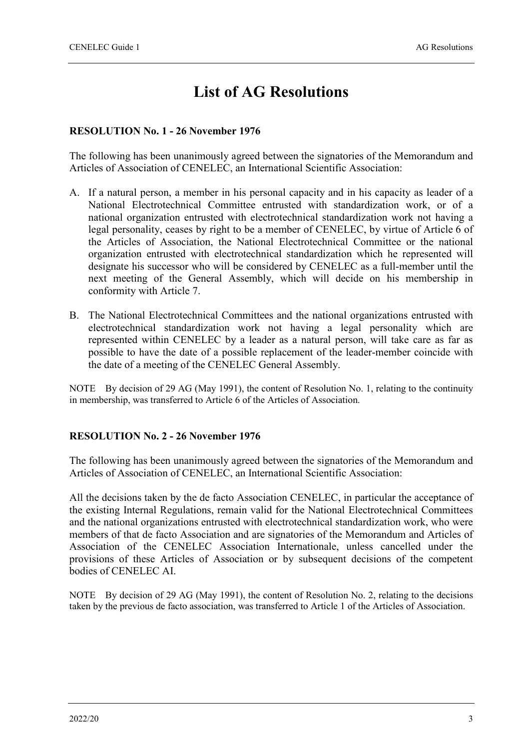# List of AG Resolutions

**RESOLUTION No. 1 - 26 November 1976**

The following has been unanimously agreed between the signatories of the Memorandum and Articles of Association of CENELEC, an International Scientific Association:

A. If a natural person, a member in his personal capacity and in his capacity as leader of a National Electrotechnical Committee entrusted with standardization work, or of a national organization entrusted with electrotechnical standardization work not having a legal personality, ceases by right to be a member of CENELEC, by virtue of Article 6 of the Articles of Association, the National Electrotechnical Committee or the national organization entrusted with electrotechnical standardization which he represented will designate his successor who will be considered by CENELEC as a full-member until the next meeting of the General Assembly, which will decide on his membership in conformity with Article 7.

B. The National Electrotechnical Committees and the national organizations entrusted with electrotechnical standardization work not having a legal personality which are represented within CENELEC by a leader as a natural person, will take care as far as possible to have the date of a possible replacement of the leader-member coincide with the date of a meeting of the CENELEC General Assembly.

NOTE By decision of 29 AG (May 1991), the content of Resolution No. 1, relating to the continuity in membership, was transferred to Article 6 of the Articles of Association.

**RESOLUTION No. 2 - 26 November 1976**

The following has been unanimously agreed between the signatories of the Memorandum and Articles of Association of CENELEC, an International Scientific Association:

All the decisions taken by the de facto Association CENELEC, in particular the acceptance of the existing Internal Regulations, remain valid for the National Electrotechnical Committees and the national organizations entrusted with electrotechnical standardization work, who were members of that de facto Association and are signatories of the Memorandum and Articles of Association of the CENELEC Association Internationale, unless cancelled under the provisions of these Articles of Association or by subsequent decisions of the competent bodies of CENELEC AI.

NOTE By decision of 29 AG (May 1991), the content of Resolution No. 2, relating to the decisions taken by the previous de facto association, was transferred to Article 1 of the Articles of Association.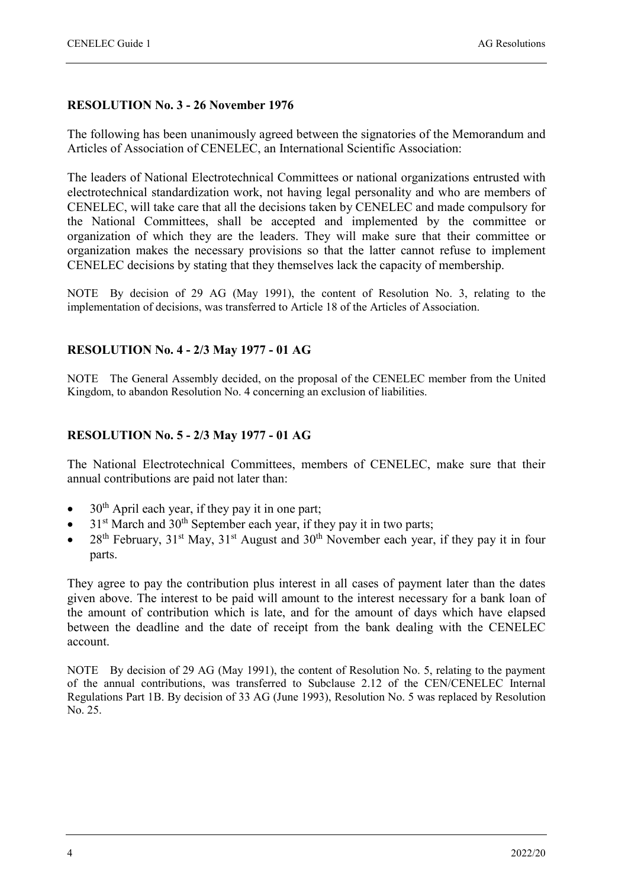**RESOLUTION No. 3 - 26 November 1976**

The following has been unanimously agreed between the signatories of the Memorandum and Articles of Association of CENELEC, an International Scientific Association:

The leaders of National Electrotechnical Committees or national organizations entrusted with electrotechnical standardization work, not having legal personality and who are members of CENELEC, will take care that all the decisions taken by CENELEC and made compulsory for the National Committees, shall be accepted and implemented by the committee or organization of which they are the leaders. They will make sure that their committee or organization makes the necessary provisions so that the latter cannot refuse to implement CENELEC decisions by stating that they themselves lack the capacity of membership.

NOTE By decision of 29 AG (May 1991), the content of Resolution No. 3, relating to the implementation of decisions, was transferred to Article 18 of the Articles of Association.

**RESOLUTION No. 4 - 2/3 May 1977 - 01 AG**

NOTE The General Assembly decided, on the proposal of the CENELEC member from the United Kingdom, to abandon Resolution No. 4 concerning an exclusion of liabilities.

**RESOLUTION No. 5 - 2/3 May 1977 - 01 AG**

The National Electrotechnical Committees, members of CENELEC, make sure that their annual contributions are paid not later than:

- 30th April each year, if they pay it in one part;
- 31st March and 30th September each year, if they pay it in two parts;
- 28th February, 31st May, 31st August and 30th November each year, if they pay it in four parts.

They agree to pay the contribution plus interest in all cases of payment later than the dates given above. The interest to be paid will amount to the interest necessary for a bank loan of the amount of contribution which is late, and for the amount of days which have elapsed between the deadline and the date of receipt from the bank dealing with the CENELEC account.

NOTE By decision of 29 AG (May 1991), the content of Resolution No. 5, relating to the payment of the annual contributions, was transferred to Subclause 2.12 of the CEN/CENELEC Internal Regulations Part 1B. By decision of 33 AG (June 1993), Resolution No. 5 was replaced by Resolution No. 25.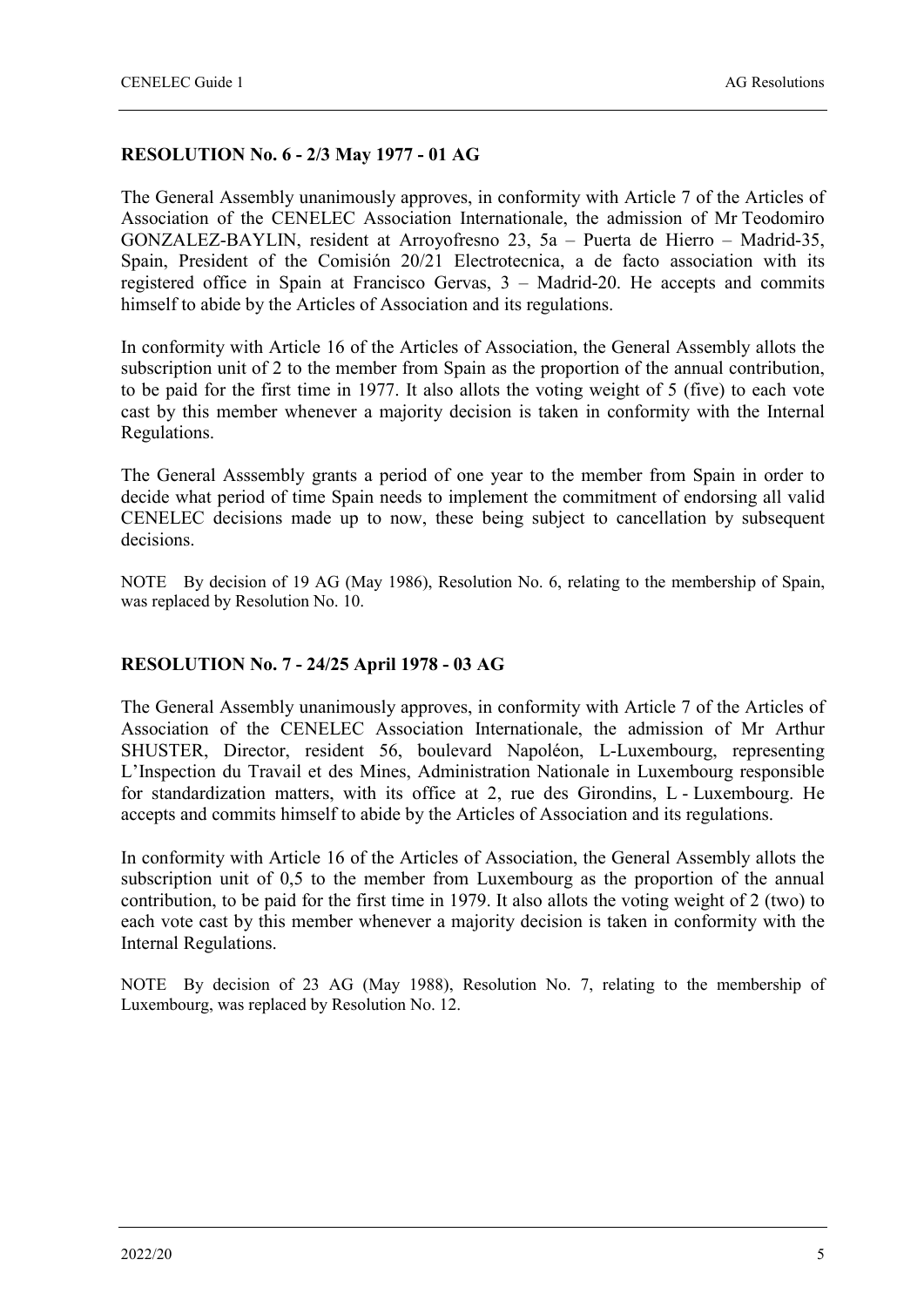## RESOLUTION No. 6 - 2/3 May 1977 - 01 AG

The General Assembly unanimously approves, in conformity with Article 7 of the Articles of Association of the CENELEC Association Internationale, the admission of Mr Teodomiro GONZALEZ-BAYLIN, resident at Arroyofresno 23, 5a – Puerta de Hierro – Madrid-35, Spain, President of the Comisión 20/21 Electrotecnica, a de facto association with its registered office in Spain at Francisco Gervas, 3 – Madrid-20. He accepts and commits himself to abide by the Articles of Association and its regulations.

In conformity with Article 16 of the Articles of Association, the General Assembly allots the subscription unit of 2 to the member from Spain as the proportion of the annual contribution, to be paid for the first time in 1977. It also allots the voting weight of 5 (five) to each vote cast by this member whenever a majority decision is taken in conformity with the Internal Regulations.

The General Asssembly grants a period of one year to the member from Spain in order to decide what period of time Spain needs to implement the commitment of endorsing all valid CENELEC decisions made up to now, these being subject to cancellation by subsequent decisions.

NOTE By decision of 19 AG (May 1986), Resolution No. 6, relating to the membership of Spain, was replaced by Resolution No. 10.

## RESOLUTION No. 7 - 24/25 April 1978 - 03 AG

The General Assembly unanimously approves, in conformity with Article 7 of the Articles of Association of the CENELEC Association Internationale, the admission of Mr Arthur SHUSTER, Director, resident 56, boulevard Napoléon, L-Luxembourg, representing L'Inspection du Travail et des Mines, Administration Nationale in Luxembourg responsible for standardization matters, with its office at 2, rue des Girondins, L - Luxembourg. He accepts and commits himself to abide by the Articles of Association and its regulations.

In conformity with Article 16 of the Articles of Association, the General Assembly allots the subscription unit of 0,5 to the member from Luxembourg as the proportion of the annual contribution, to be paid for the first time in 1979. It also allots the voting weight of 2 (two) to each vote cast by this member whenever a majority decision is taken in conformity with the Internal Regulations.

NOTE By decision of 23 AG (May 1988), Resolution No. 7, relating to the membership of Luxembourg, was replaced by Resolution No. 12.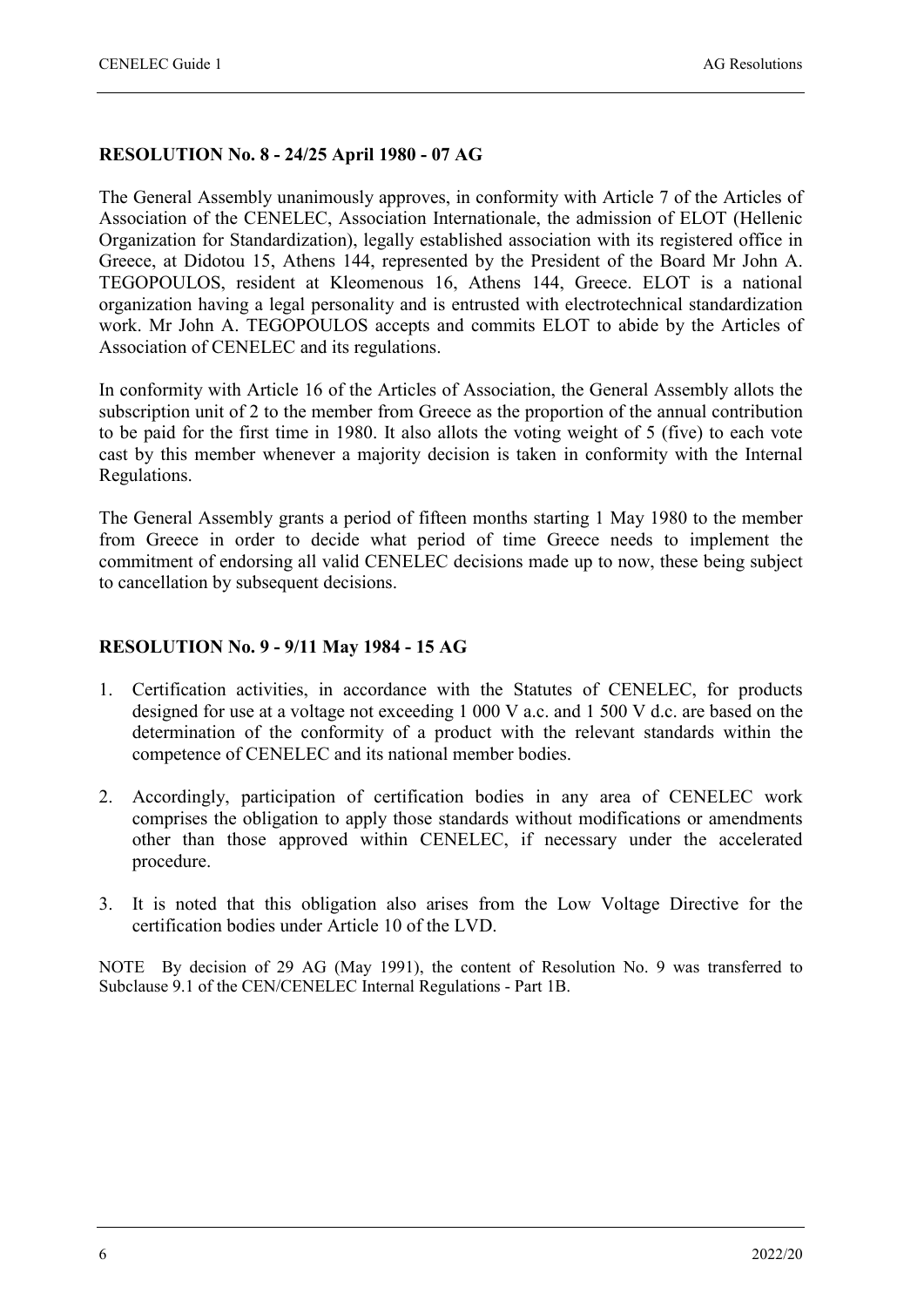**RESOLUTION No. 8 - 24/25 April 1980 - 07 AG**

The General Assembly unanimously approves, in conformity with Article 7 of the Articles of Association of the CENELEC, Association Internationale, the admission of ELOT (Hellenic Organization for Standardization), legally established association with its registered office in Greece, at Didotou 15, Athens 144, represented by the President of the Board Mr John A. TEGOPOULOS, resident at Kleomenous 16, Athens 144, Greece. ELOT is a national organization having a legal personality and is entrusted with electrotechnical standardization work. Mr John A. TEGOPOULOS accepts and commits ELOT to abide by the Articles of Association of CENELEC and its regulations.

In conformity with Article 16 of the Articles of Association, the General Assembly allots the subscription unit of 2 to the member from Greece as the proportion of the annual contribution to be paid for the first time in 1980. It also allots the voting weight of 5 (five) to each vote cast by this member whenever a majority decision is taken in conformity with the Internal Regulations.

The General Assembly grants a period of fifteen months starting 1 May 1980 to the member from Greece in order to decide what period of time Greece needs to implement the commitment of endorsing all valid CENELEC decisions made up to now, these being subject to cancellation by subsequent decisions.

**RESOLUTION No. 9 - 9/11 May 1984 - 15 AG**

1. Certification activities, in accordance with the Statutes of CENELEC, for products designed for use at a voltage not exceeding 1 000 V a.c. and 1 500 V d.c. are based on the determination of the conformity of a product with the relevant standards within the competence of CENELEC and its national member bodies.

2. Accordingly, participation of certification bodies in any area of CENELEC work comprises the obligation to apply those standards without modifications or amendments other than those approved within CENELEC, if necessary under the accelerated procedure.

3. It is noted that this obligation also arises from the Low Voltage Directive for the certification bodies under Article 10 of the LVD.

NOTE By decision of 29 AG (May 1991), the content of Resolution No. 9 was transferred to Subclause 9.1 of the CEN/CENELEC Internal Regulations - Part 1B.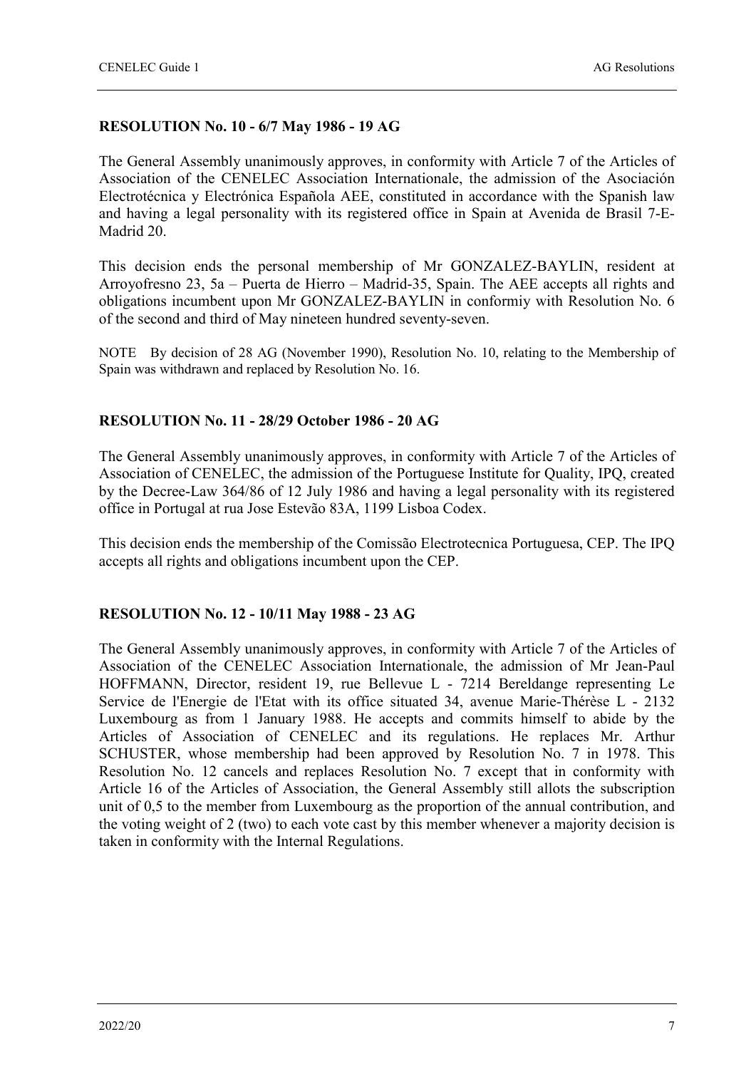### RESOLUTION No. 10 - 6/7 May 1986 - 19 AG

The General Assembly unanimously approves, in conformity with Article 7 of the Articles of Association of the CENELEC Association Internationale, the admission of the Asociación Electrotécnica y Electrónica Española AEE, constituted in accordance with the Spanish law and having a legal personality with its registered office in Spain at Avenida de Brasil 7-E-Madrid 20.

This decision ends the personal membership of Mr GONZALEZ-BAYLIN, resident at Arroyofresno 23, 5a – Puerta de Hierro – Madrid-35, Spain. The AEE accepts all rights and obligations incumbent upon Mr GONZALEZ-BAYLIN in conformiy with Resolution No. 6 of the second and third of May nineteen hundred seventy-seven.

NOTE By decision of 28 AG (November 1990), Resolution No. 10, relating to the Membership of Spain was withdrawn and replaced by Resolution No. 16.

### RESOLUTION No. 11 - 28/29 October 1986 - 20 AG

The General Assembly unanimously approves, in conformity with Article 7 of the Articles of Association of CENELEC, the admission of the Portuguese Institute for Quality, IPQ, created by the Decree-Law 364/86 of 12 July 1986 and having a legal personality with its registered office in Portugal at rua Jose Estevão 83A, 1199 Lisboa Codex.

This decision ends the membership of the Comissão Electrotecnica Portuguesa, CEP. The IPQ accepts all rights and obligations incumbent upon the CEP.

### RESOLUTION No. 12 - 10/11 May 1988 - 23 AG

The General Assembly unanimously approves, in conformity with Article 7 of the Articles of Association of the CENELEC Association Internationale, the admission of Mr Jean-Paul HOFFMANN, Director, resident 19, rue Bellevue L - 7214 Bereldange representing Le Service de l'Energie de l'Etat with its office situated 34, avenue Marie-Thérèse L - 2132 Luxembourg as from 1 January 1988. He accepts and commits himself to abide by the Articles of Association of CENELEC and its regulations. He replaces Mr. Arthur SCHUSTER, whose membership had been approved by Resolution No. 7 in 1978. This Resolution No. 12 cancels and replaces Resolution No. 7 except that in conformity with Article 16 of the Articles of Association, the General Assembly still allots the subscription unit of 0,5 to the member from Luxembourg as the proportion of the annual contribution, and the voting weight of 2 (two) to each vote cast by this member whenever a majority decision is taken in conformity with the Internal Regulations.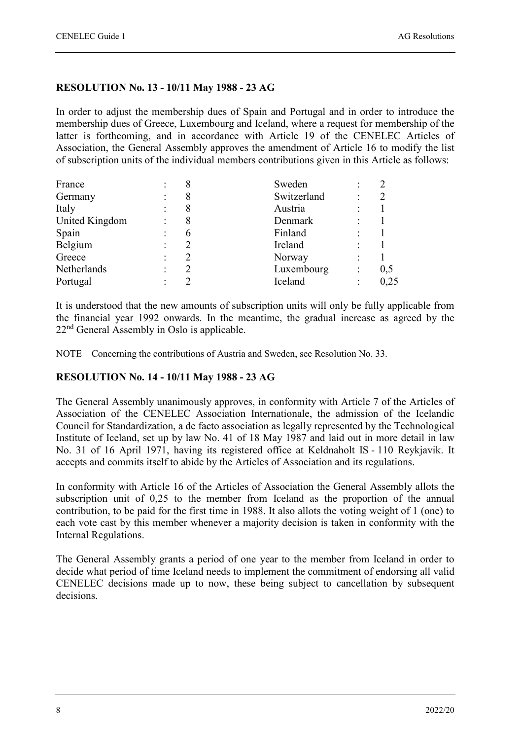**RESOLUTION No. 13 - 10/11 May 1988 - 23 AG**

In order to adjust the membership dues of Spain and Portugal and in order to introduce the membership dues of Greece, Luxembourg and Iceland, where a request for membership of the latter is forthcoming, and in accordance with Article 19 of the CENELEC Articles of Association, the General Assembly approves the amendment of Article 16 to modify the list of subscription units of the individual members contributions given in this Article as follows:

| | | | | | |
|---|---|---|---|---|---|
| France | : | 8 | Sweden | : | 2 |
| Germany | : | 8 | Switzerland | : | 2 |
| Italy | : | 8 | Austria | : | 1 |
| United Kingdom | : | 8 | Denmark | : | 1 |
| Spain | : | 6 | Finland | : | 1 |
| Belgium | : | 2 | Ireland | : | 1 |
| Greece | : | 2 | Norway | : | 1 |
| Netherlands | : | 2 | Luxembourg | : | 0,5 |
| Portugal | : | 2 | Iceland | : | 0,25 |

It is understood that the new amounts of subscription units will only be fully applicable from the financial year 1992 onwards. In the meantime, the gradual increase as agreed by the 22nd General Assembly in Oslo is applicable.

NOTE Concerning the contributions of Austria and Sweden, see Resolution No. 33.

**RESOLUTION No. 14 - 10/11 May 1988 - 23 AG**

The General Assembly unanimously approves, in conformity with Article 7 of the Articles of Association of the CENELEC Association Internationale, the admission of the Icelandic Council for Standardization, a de facto association as legally represented by the Technological Institute of Iceland, set up by law No. 41 of 18 May 1987 and laid out in more detail in law No. 31 of 16 April 1971, having its registered office at Keldnaholt IS - 110 Reykjavik. It accepts and commits itself to abide by the Articles of Association and its regulations.

In conformity with Article 16 of the Articles of Association the General Assembly allots the subscription unit of 0,25 to the member from Iceland as the proportion of the annual contribution, to be paid for the first time in 1988. It also allots the voting weight of 1 (one) to each vote cast by this member whenever a majority decision is taken in conformity with the Internal Regulations.

The General Assembly grants a period of one year to the member from Iceland in order to decide what period of time Iceland needs to implement the commitment of endorsing all valid CENELEC decisions made up to now, these being subject to cancellation by subsequent decisions.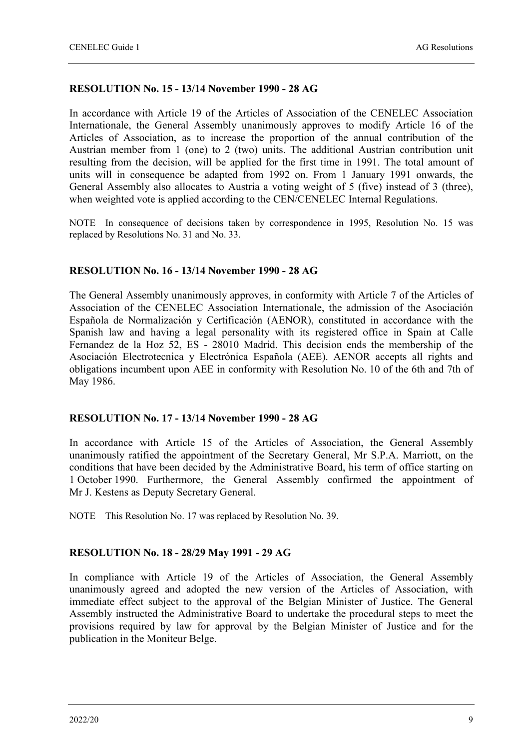**RESOLUTION No. 15 - 13/14 November 1990 - 28 AG**

In accordance with Article 19 of the Articles of Association of the CENELEC Association Internationale, the General Assembly unanimously approves to modify Article 16 of the Articles of Association, as to increase the proportion of the annual contribution of the Austrian member from 1 (one) to 2 (two) units. The additional Austrian contribution unit resulting from the decision, will be applied for the first time in 1991. The total amount of units will in consequence be adapted from 1992 on. From 1 January 1991 onwards, the General Assembly also allocates to Austria a voting weight of 5 (five) instead of 3 (three), when weighted vote is applied according to the CEN/CENELEC Internal Regulations.

NOTE In consequence of decisions taken by correspondence in 1995, Resolution No. 15 was replaced by Resolutions No. 31 and No. 33.

**RESOLUTION No. 16 - 13/14 November 1990 - 28 AG**

The General Assembly unanimously approves, in conformity with Article 7 of the Articles of Association of the CENELEC Association Internationale, the admission of the Asociación Española de Normalización y Certificación (AENOR), constituted in accordance with the Spanish law and having a legal personality with its registered office in Spain at Calle Fernandez de la Hoz 52, ES - 28010 Madrid. This decision ends the membership of the Asociación Electrotecnica y Electrónica Española (AEE). AENOR accepts all rights and obligations incumbent upon AEE in conformity with Resolution No. 10 of the 6th and 7th of May 1986.

**RESOLUTION No. 17 - 13/14 November 1990 - 28 AG**

In accordance with Article 15 of the Articles of Association, the General Assembly unanimously ratified the appointment of the Secretary General, Mr S.P.A. Marriott, on the conditions that have been decided by the Administrative Board, his term of office starting on 1 October 1990. Furthermore, the General Assembly confirmed the appointment of Mr J. Kestens as Deputy Secretary General.

NOTE This Resolution No. 17 was replaced by Resolution No. 39.

**RESOLUTION No. 18 - 28/29 May 1991 - 29 AG**

In compliance with Article 19 of the Articles of Association, the General Assembly unanimously agreed and adopted the new version of the Articles of Association, with immediate effect subject to the approval of the Belgian Minister of Justice. The General Assembly instructed the Administrative Board to undertake the procedural steps to meet the provisions required by law for approval by the Belgian Minister of Justice and for the publication in the Moniteur Belge.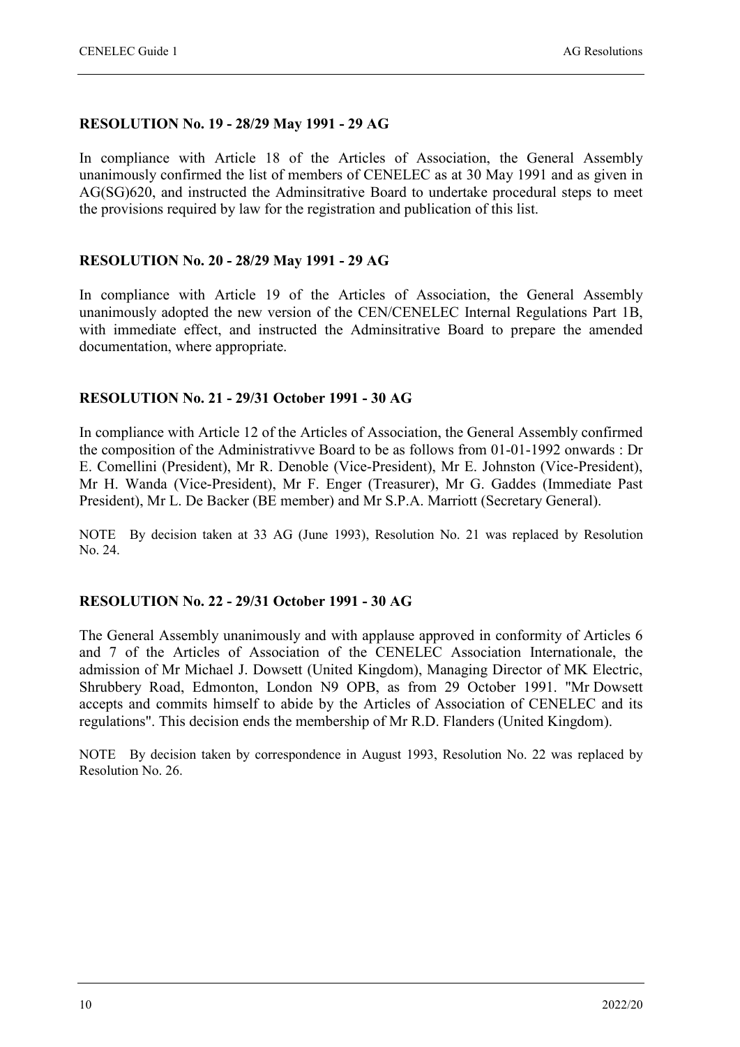### RESOLUTION No. 19 - 28/29 May 1991 - 29 AG

In compliance with Article 18 of the Articles of Association, the General Assembly unanimously confirmed the list of members of CENELEC as at 30 May 1991 and as given in AG(SG)620, and instructed the Adminsitrative Board to undertake procedural steps to meet the provisions required by law for the registration and publication of this list.

### RESOLUTION No. 20 - 28/29 May 1991 - 29 AG

In compliance with Article 19 of the Articles of Association, the General Assembly unanimously adopted the new version of the CEN/CENELEC Internal Regulations Part 1B, with immediate effect, and instructed the Adminsitrative Board to prepare the amended documentation, where appropriate.

### RESOLUTION No. 21 - 29/31 October 1991 - 30 AG

In compliance with Article 12 of the Articles of Association, the General Assembly confirmed the composition of the Administrativve Board to be as follows from 01-01-1992 onwards : Dr E. Comellini (President), Mr R. Denoble (Vice-President), Mr E. Johnston (Vice-President), Mr H. Wanda (Vice-President), Mr F. Enger (Treasurer), Mr G. Gaddes (Immediate Past President), Mr L. De Backer (BE member) and Mr S.P.A. Marriott (Secretary General).

NOTE By decision taken at 33 AG (June 1993), Resolution No. 21 was replaced by Resolution No. 24.

### RESOLUTION No. 22 - 29/31 October 1991 - 30 AG

The General Assembly unanimously and with applause approved in conformity of Articles 6 and 7 of the Articles of Association of the CENELEC Association Internationale, the admission of Mr Michael J. Dowsett (United Kingdom), Managing Director of MK Electric, Shrubbery Road, Edmonton, London N9 OPB, as from 29 October 1991. "Mr Dowsett accepts and commits himself to abide by the Articles of Association of CENELEC and its regulations". This decision ends the membership of Mr R.D. Flanders (United Kingdom).

NOTE By decision taken by correspondence in August 1993, Resolution No. 22 was replaced by Resolution No. 26.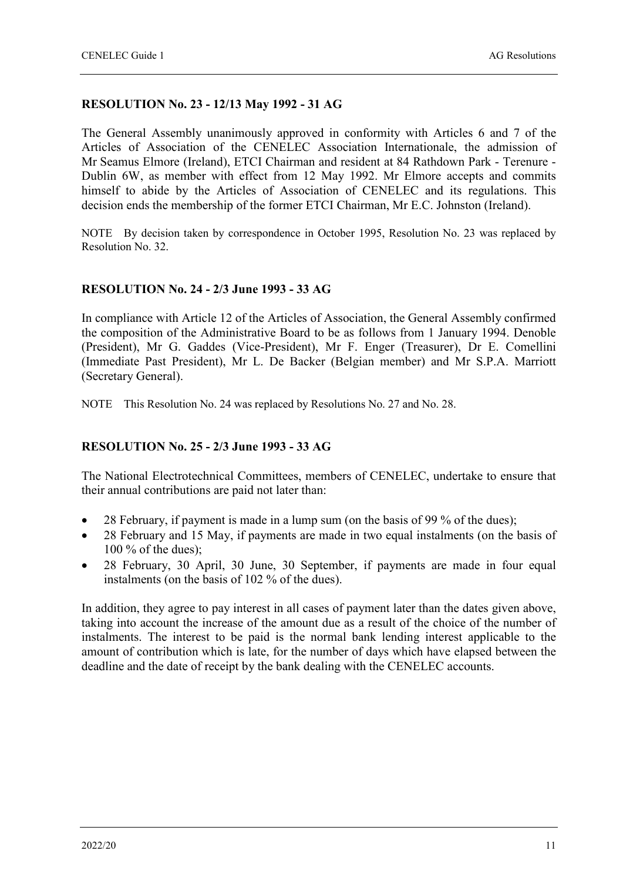**RESOLUTION No. 23 - 12/13 May 1992 - 31 AG**

The General Assembly unanimously approved in conformity with Articles 6 and 7 of the Articles of Association of the CENELEC Association Internationale, the admission of Mr Seamus Elmore (Ireland), ETCI Chairman and resident at 84 Rathdown Park - Terenure - Dublin 6W, as member with effect from 12 May 1992. Mr Elmore accepts and commits himself to abide by the Articles of Association of CENELEC and its regulations. This decision ends the membership of the former ETCI Chairman, Mr E.C. Johnston (Ireland).

NOTE By decision taken by correspondence in October 1995, Resolution No. 23 was replaced by Resolution No. 32.

**RESOLUTION No. 24 - 2/3 June 1993 - 33 AG**

In compliance with Article 12 of the Articles of Association, the General Assembly confirmed the composition of the Administrative Board to be as follows from 1 January 1994. Denoble (President), Mr G. Gaddes (Vice-President), Mr F. Enger (Treasurer), Dr E. Comellini (Immediate Past President), Mr L. De Backer (Belgian member) and Mr S.P.A. Marriott (Secretary General).

NOTE This Resolution No. 24 was replaced by Resolutions No. 27 and No. 28.

**RESOLUTION No. 25 - 2/3 June 1993 - 33 AG**

The National Electrotechnical Committees, members of CENELEC, undertake to ensure that their annual contributions are paid not later than:

- 28 February, if payment is made in a lump sum (on the basis of 99 % of the dues);
- 28 February and 15 May, if payments are made in two equal instalments (on the basis of 100 % of the dues);
- 28 February, 30 April, 30 June, 30 September, if payments are made in four equal instalments (on the basis of 102 % of the dues).

In addition, they agree to pay interest in all cases of payment later than the dates given above, taking into account the increase of the amount due as a result of the choice of the number of instalments. The interest to be paid is the normal bank lending interest applicable to the amount of contribution which is late, for the number of days which have elapsed between the deadline and the date of receipt by the bank dealing with the CENELEC accounts.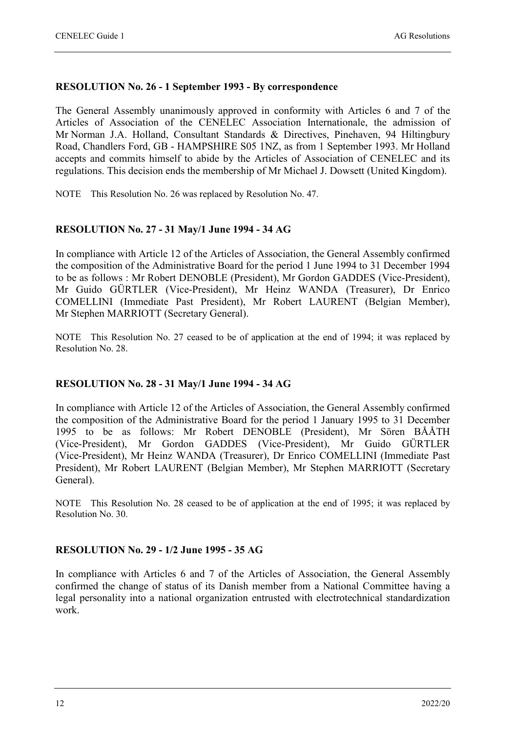**RESOLUTION No. 26 - 1 September 1993 - By correspondence**

The General Assembly unanimously approved in conformity with Articles 6 and 7 of the Articles of Association of the CENELEC Association Internationale, the admission of Mr Norman J.A. Holland, Consultant Standards & Directives, Pinehaven, 94 Hiltingbury Road, Chandlers Ford, GB - HAMPSHIRE S05 1NZ, as from 1 September 1993. Mr Holland accepts and commits himself to abide by the Articles of Association of CENELEC and its regulations. This decision ends the membership of Mr Michael J. Dowsett (United Kingdom).

NOTE This Resolution No. 26 was replaced by Resolution No. 47.

**RESOLUTION No. 27 - 31 May/1 June 1994 - 34 AG**

In compliance with Article 12 of the Articles of Association, the General Assembly confirmed the composition of the Administrative Board for the period 1 June 1994 to 31 December 1994 to be as follows : Mr Robert DENOBLE (President), Mr Gordon GADDES (Vice-President), Mr Guido GÜRTLER (Vice-President), Mr Heinz WANDA (Treasurer), Dr Enrico COMELLINI (Immediate Past President), Mr Robert LAURENT (Belgian Member), Mr Stephen MARRIOTT (Secretary General).

NOTE This Resolution No. 27 ceased to be of application at the end of 1994; it was replaced by Resolution No. 28.

**RESOLUTION No. 28 - 31 May/1 June 1994 - 34 AG**

In compliance with Article 12 of the Articles of Association, the General Assembly confirmed the composition of the Administrative Board for the period 1 January 1995 to 31 December 1995 to be as follows: Mr Robert DENOBLE (President), Mr Sören BÅÅTH (Vice-President), Mr Gordon GADDES (Vice-President), Mr Guido GÜRTLER (Vice-President), Mr Heinz WANDA (Treasurer), Dr Enrico COMELLINI (Immediate Past President), Mr Robert LAURENT (Belgian Member), Mr Stephen MARRIOTT (Secretary General).

NOTE This Resolution No. 28 ceased to be of application at the end of 1995; it was replaced by Resolution No. 30.

**RESOLUTION No. 29 - 1/2 June 1995 - 35 AG**

In compliance with Articles 6 and 7 of the Articles of Association, the General Assembly confirmed the change of status of its Danish member from a National Committee having a legal personality into a national organization entrusted with electrotechnical standardization work.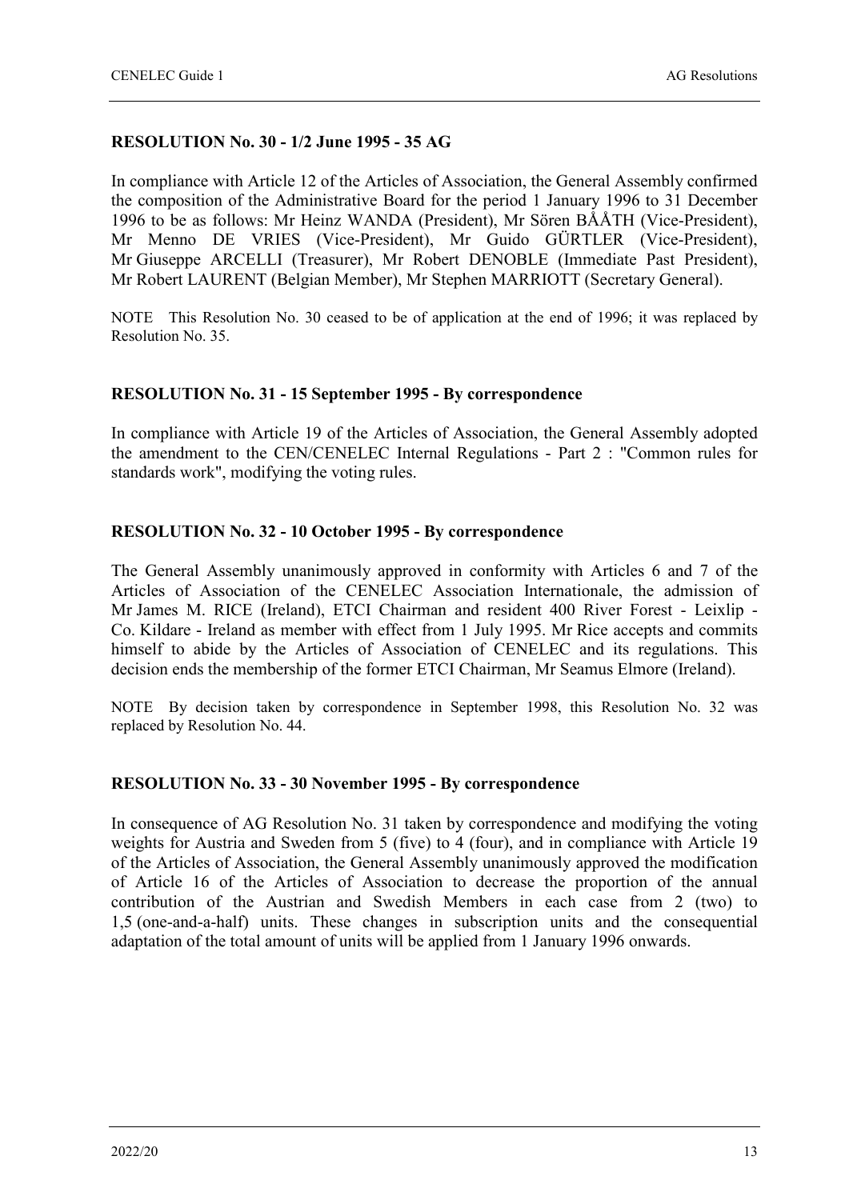**RESOLUTION No. 30 - 1/2 June 1995 - 35 AG**

In compliance with Article 12 of the Articles of Association, the General Assembly confirmed the composition of the Administrative Board for the period 1 January 1996 to 31 December 1996 to be as follows: Mr Heinz WANDA (President), Mr Sören BÅÅTH (Vice-President), Mr Menno DE VRIES (Vice-President), Mr Guido GÜRTLER (Vice-President), Mr Giuseppe ARCELLI (Treasurer), Mr Robert DENOBLE (Immediate Past President), Mr Robert LAURENT (Belgian Member), Mr Stephen MARRIOTT (Secretary General).

NOTE This Resolution No. 30 ceased to be of application at the end of 1996; it was replaced by Resolution No. 35.

**RESOLUTION No. 31 - 15 September 1995 - By correspondence**

In compliance with Article 19 of the Articles of Association, the General Assembly adopted the amendment to the CEN/CENELEC Internal Regulations - Part 2 : "Common rules for standards work", modifying the voting rules.

**RESOLUTION No. 32 - 10 October 1995 - By correspondence**

The General Assembly unanimously approved in conformity with Articles 6 and 7 of the Articles of Association of the CENELEC Association Internationale, the admission of Mr James M. RICE (Ireland), ETCI Chairman and resident 400 River Forest - Leixlip - Co. Kildare - Ireland as member with effect from 1 July 1995. Mr Rice accepts and commits himself to abide by the Articles of Association of CENELEC and its regulations. This decision ends the membership of the former ETCI Chairman, Mr Seamus Elmore (Ireland).

NOTE By decision taken by correspondence in September 1998, this Resolution No. 32 was replaced by Resolution No. 44.

**RESOLUTION No. 33 - 30 November 1995 - By correspondence**

In consequence of AG Resolution No. 31 taken by correspondence and modifying the voting weights for Austria and Sweden from 5 (five) to 4 (four), and in compliance with Article 19 of the Articles of Association, the General Assembly unanimously approved the modification of Article 16 of the Articles of Association to decrease the proportion of the annual contribution of the Austrian and Swedish Members in each case from 2 (two) to 1,5 (one-and-a-half) units. These changes in subscription units and the consequential adaptation of the total amount of units will be applied from 1 January 1996 onwards.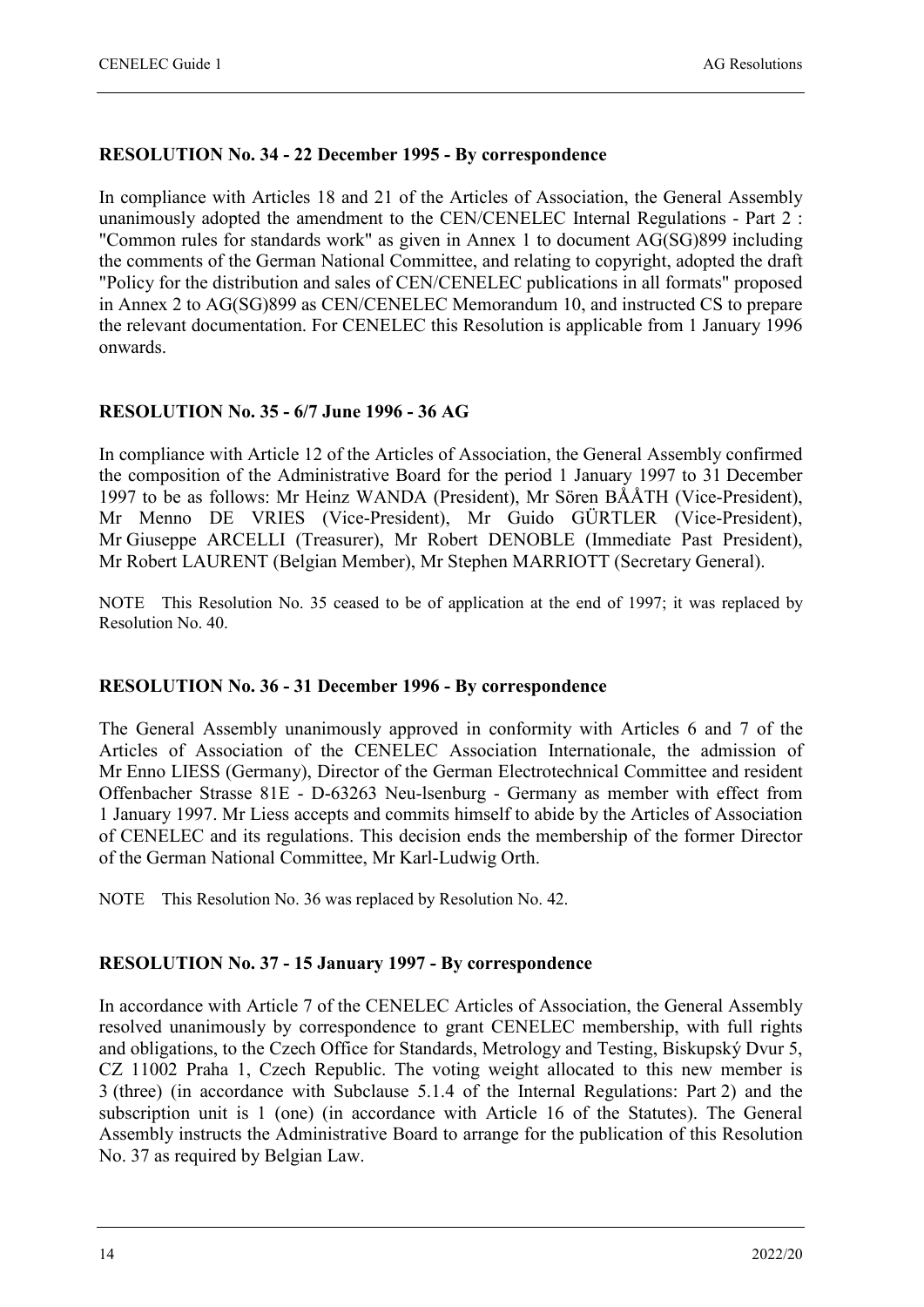**RESOLUTION No. 34 - 22 December 1995 - By correspondence**

In compliance with Articles 18 and 21 of the Articles of Association, the General Assembly unanimously adopted the amendment to the CEN/CENELEC Internal Regulations - Part 2 : "Common rules for standards work" as given in Annex 1 to document AG(SG)899 including the comments of the German National Committee, and relating to copyright, adopted the draft "Policy for the distribution and sales of CEN/CENELEC publications in all formats" proposed in Annex 2 to AG(SG)899 as CEN/CENELEC Memorandum 10, and instructed CS to prepare the relevant documentation. For CENELEC this Resolution is applicable from 1 January 1996 onwards.

**RESOLUTION No. 35 - 6/7 June 1996 - 36 AG**

In compliance with Article 12 of the Articles of Association, the General Assembly confirmed the composition of the Administrative Board for the period 1 January 1997 to 31 December 1997 to be as follows: Mr Heinz WANDA (President), Mr Sören BÅÅTH (Vice-President), Mr Menno DE VRIES (Vice-President), Mr Guido GÜRTLER (Vice-President), Mr Giuseppe ARCELLI (Treasurer), Mr Robert DENOBLE (Immediate Past President), Mr Robert LAURENT (Belgian Member), Mr Stephen MARRIOTT (Secretary General).

NOTE This Resolution No. 35 ceased to be of application at the end of 1997; it was replaced by Resolution No. 40.

**RESOLUTION No. 36 - 31 December 1996 - By correspondence**

The General Assembly unanimously approved in conformity with Articles 6 and 7 of the Articles of Association of the CENELEC Association Internationale, the admission of Mr Enno LIESS (Germany), Director of the German Electrotechnical Committee and resident Offenbacher Strasse 81E - D-63263 Neu-lsenburg - Germany as member with effect from 1 January 1997. Mr Liess accepts and commits himself to abide by the Articles of Association of CENELEC and its regulations. This decision ends the membership of the former Director of the German National Committee, Mr Karl-Ludwig Orth.

NOTE This Resolution No. 36 was replaced by Resolution No. 42.

**RESOLUTION No. 37 - 15 January 1997 - By correspondence**

In accordance with Article 7 of the CENELEC Articles of Association, the General Assembly resolved unanimously by correspondence to grant CENELEC membership, with full rights and obligations, to the Czech Office for Standards, Metrology and Testing, Biskupský Dvur 5, CZ 11002 Praha 1, Czech Republic. The voting weight allocated to this new member is 3 (three) (in accordance with Subclause 5.1.4 of the Internal Regulations: Part 2) and the subscription unit is 1 (one) (in accordance with Article 16 of the Statutes). The General Assembly instructs the Administrative Board to arrange for the publication of this Resolution No. 37 as required by Belgian Law.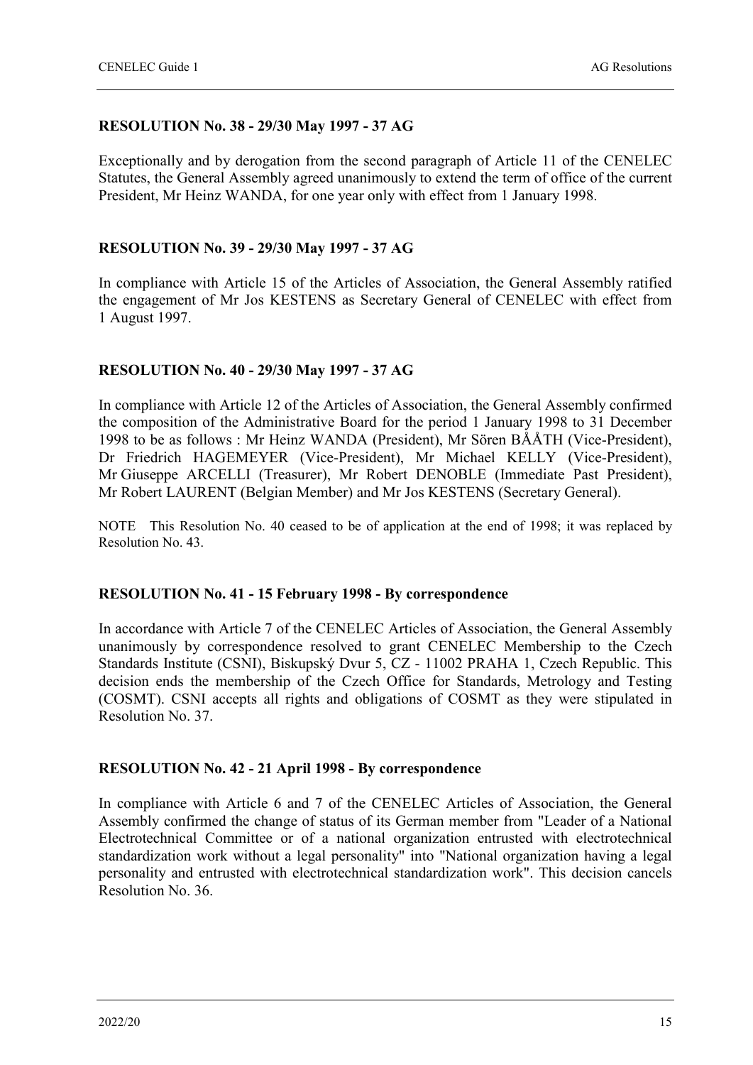**RESOLUTION No. 38 - 29/30 May 1997 - 37 AG**

Exceptionally and by derogation from the second paragraph of Article 11 of the CENELEC Statutes, the General Assembly agreed unanimously to extend the term of office of the current President, Mr Heinz WANDA, for one year only with effect from 1 January 1998.

**RESOLUTION No. 39 - 29/30 May 1997 - 37 AG**

In compliance with Article 15 of the Articles of Association, the General Assembly ratified the engagement of Mr Jos KESTENS as Secretary General of CENELEC with effect from 1 August 1997.

**RESOLUTION No. 40 - 29/30 May 1997 - 37 AG**

In compliance with Article 12 of the Articles of Association, the General Assembly confirmed the composition of the Administrative Board for the period 1 January 1998 to 31 December 1998 to be as follows : Mr Heinz WANDA (President), Mr Sören BÅÅTH (Vice-President), Dr Friedrich HAGEMEYER (Vice-President), Mr Michael KELLY (Vice-President), Mr Giuseppe ARCELLI (Treasurer), Mr Robert DENOBLE (Immediate Past President), Mr Robert LAURENT (Belgian Member) and Mr Jos KESTENS (Secretary General).

NOTE This Resolution No. 40 ceased to be of application at the end of 1998; it was replaced by Resolution No. 43.

**RESOLUTION No. 41 - 15 February 1998 - By correspondence**

In accordance with Article 7 of the CENELEC Articles of Association, the General Assembly unanimously by correspondence resolved to grant CENELEC Membership to the Czech Standards Institute (CSNI), Biskupský Dvur 5, CZ - 11002 PRAHA 1, Czech Republic. This decision ends the membership of the Czech Office for Standards, Metrology and Testing (COSMT). CSNI accepts all rights and obligations of COSMT as they were stipulated in Resolution No. 37.

**RESOLUTION No. 42 - 21 April 1998 - By correspondence**

In compliance with Article 6 and 7 of the CENELEC Articles of Association, the General Assembly confirmed the change of status of its German member from "Leader of a National Electrotechnical Committee or of a national organization entrusted with electrotechnical standardization work without a legal personality" into "National organization having a legal personality and entrusted with electrotechnical standardization work". This decision cancels Resolution No. 36.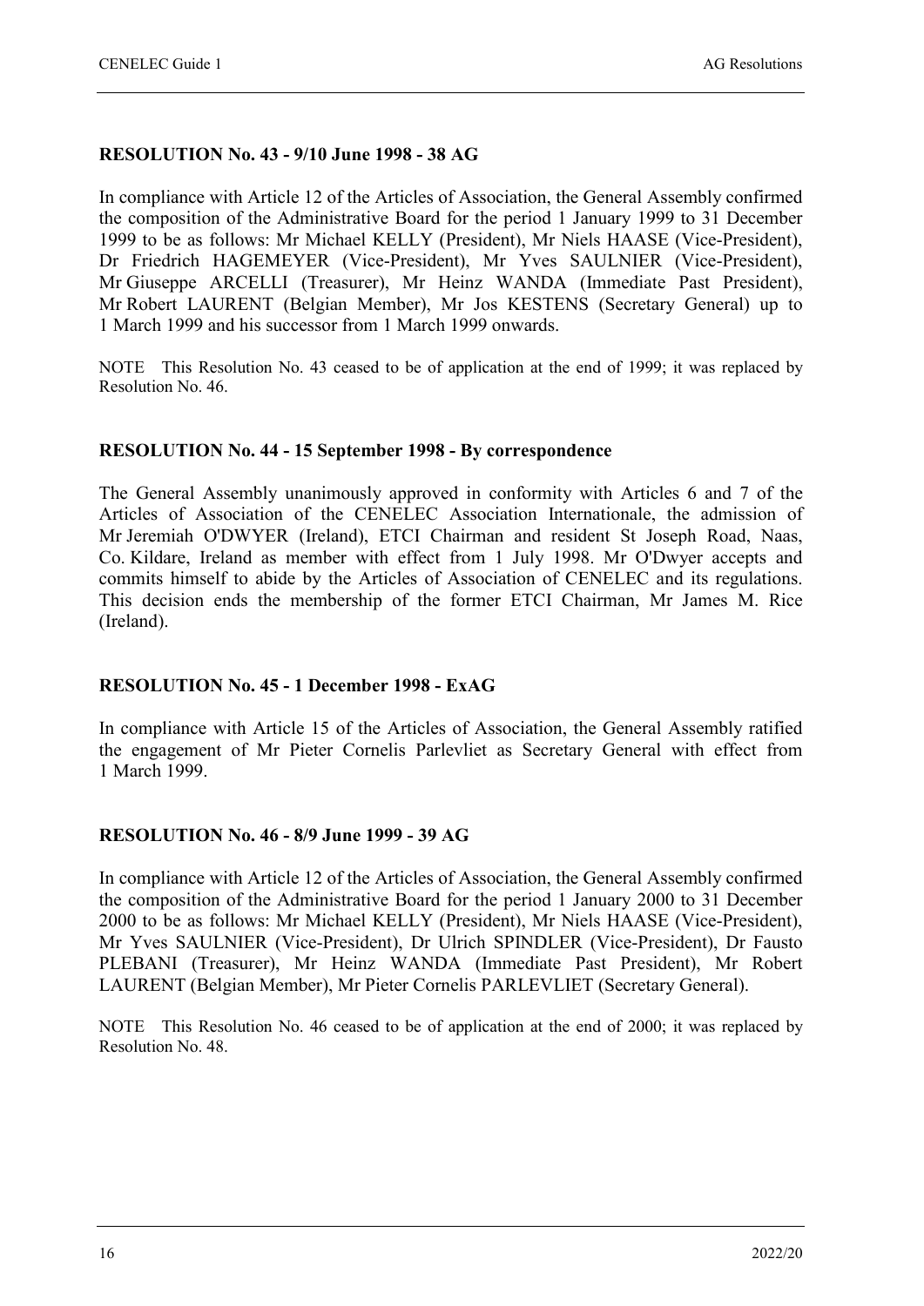**RESOLUTION No. 43 - 9/10 June 1998 - 38 AG**

In compliance with Article 12 of the Articles of Association, the General Assembly confirmed the composition of the Administrative Board for the period 1 January 1999 to 31 December 1999 to be as follows: Mr Michael KELLY (President), Mr Niels HAASE (Vice-President), Dr Friedrich HAGEMEYER (Vice-President), Mr Yves SAULNIER (Vice-President), Mr Giuseppe ARCELLI (Treasurer), Mr Heinz WANDA (Immediate Past President), Mr Robert LAURENT (Belgian Member), Mr Jos KESTENS (Secretary General) up to 1 March 1999 and his successor from 1 March 1999 onwards.

NOTE This Resolution No. 43 ceased to be of application at the end of 1999; it was replaced by Resolution No. 46.

**RESOLUTION No. 44 - 15 September 1998 - By correspondence**

The General Assembly unanimously approved in conformity with Articles 6 and 7 of the Articles of Association of the CENELEC Association Internationale, the admission of Mr Jeremiah O'DWYER (Ireland), ETCI Chairman and resident St Joseph Road, Naas, Co. Kildare, Ireland as member with effect from 1 July 1998. Mr O'Dwyer accepts and commits himself to abide by the Articles of Association of CENELEC and its regulations. This decision ends the membership of the former ETCI Chairman, Mr James M. Rice (Ireland).

**RESOLUTION No. 45 - 1 December 1998 - ExAG**

In compliance with Article 15 of the Articles of Association, the General Assembly ratified the engagement of Mr Pieter Cornelis Parlevliet as Secretary General with effect from 1 March 1999.

**RESOLUTION No. 46 - 8/9 June 1999 - 39 AG**

In compliance with Article 12 of the Articles of Association, the General Assembly confirmed the composition of the Administrative Board for the period 1 January 2000 to 31 December 2000 to be as follows: Mr Michael KELLY (President), Mr Niels HAASE (Vice-President), Mr Yves SAULNIER (Vice-President), Dr Ulrich SPINDLER (Vice-President), Dr Fausto PLEBANI (Treasurer), Mr Heinz WANDA (Immediate Past President), Mr Robert LAURENT (Belgian Member), Mr Pieter Cornelis PARLEVLIET (Secretary General).

NOTE This Resolution No. 46 ceased to be of application at the end of 2000; it was replaced by Resolution No. 48.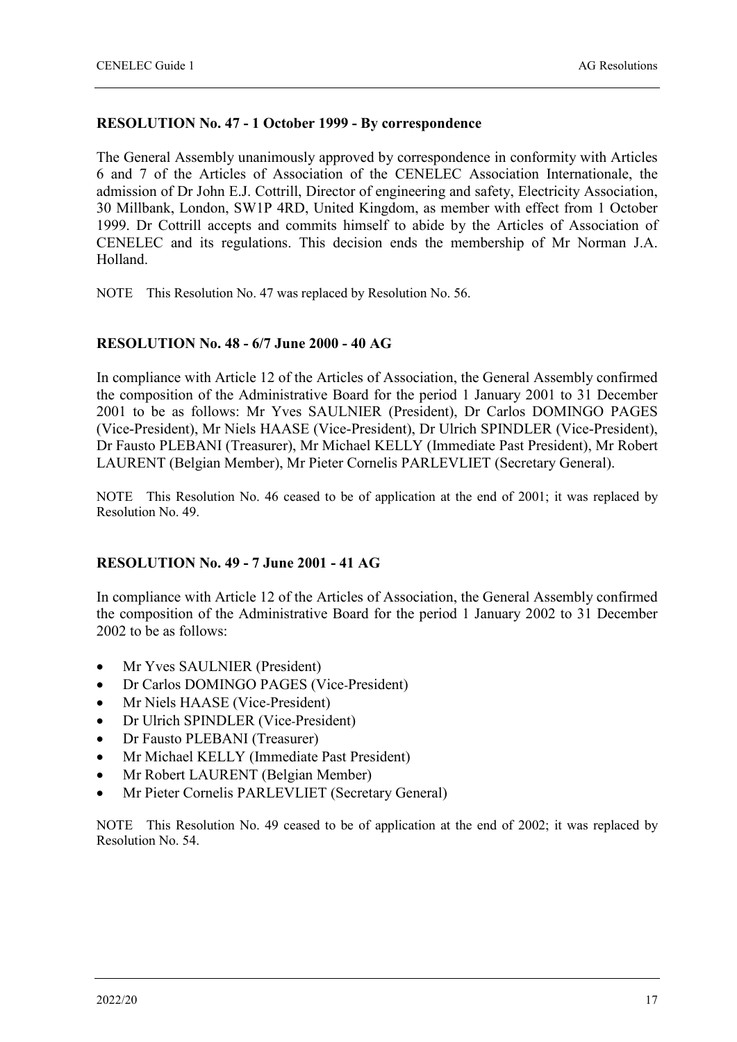### RESOLUTION No. 47 - 1 October 1999 - By correspondence

The General Assembly unanimously approved by correspondence in conformity with Articles 6 and 7 of the Articles of Association of the CENELEC Association Internationale, the admission of Dr John E.J. Cottrill, Director of engineering and safety, Electricity Association, 30 Millbank, London, SW1P 4RD, United Kingdom, as member with effect from 1 October 1999. Dr Cottrill accepts and commits himself to abide by the Articles of Association of CENELEC and its regulations. This decision ends the membership of Mr Norman J.A. Holland.

NOTE This Resolution No. 47 was replaced by Resolution No. 56.

### RESOLUTION No. 48 - 6/7 June 2000 - 40 AG

In compliance with Article 12 of the Articles of Association, the General Assembly confirmed the composition of the Administrative Board for the period 1 January 2001 to 31 December 2001 to be as follows: Mr Yves SAULNIER (President), Dr Carlos DOMINGO PAGES (Vice-President), Mr Niels HAASE (Vice-President), Dr Ulrich SPINDLER (Vice-President), Dr Fausto PLEBANI (Treasurer), Mr Michael KELLY (Immediate Past President), Mr Robert LAURENT (Belgian Member), Mr Pieter Cornelis PARLEVLIET (Secretary General).

NOTE This Resolution No. 46 ceased to be of application at the end of 2001; it was replaced by Resolution No. 49.

### RESOLUTION No. 49 - 7 June 2001 - 41 AG

In compliance with Article 12 of the Articles of Association, the General Assembly confirmed the composition of the Administrative Board for the period 1 January 2002 to 31 December 2002 to be as follows:

- Mr Yves SAULNIER (President)
- Dr Carlos DOMINGO PAGES (Vice-President)
- Mr Niels HAASE (Vice-President)
- Dr Ulrich SPINDLER (Vice-President)
- Dr Fausto PLEBANI (Treasurer)
- Mr Michael KELLY (Immediate Past President)
- Mr Robert LAURENT (Belgian Member)
- Mr Pieter Cornelis PARLEVLIET (Secretary General)

NOTE This Resolution No. 49 ceased to be of application at the end of 2002; it was replaced by Resolution No. 54.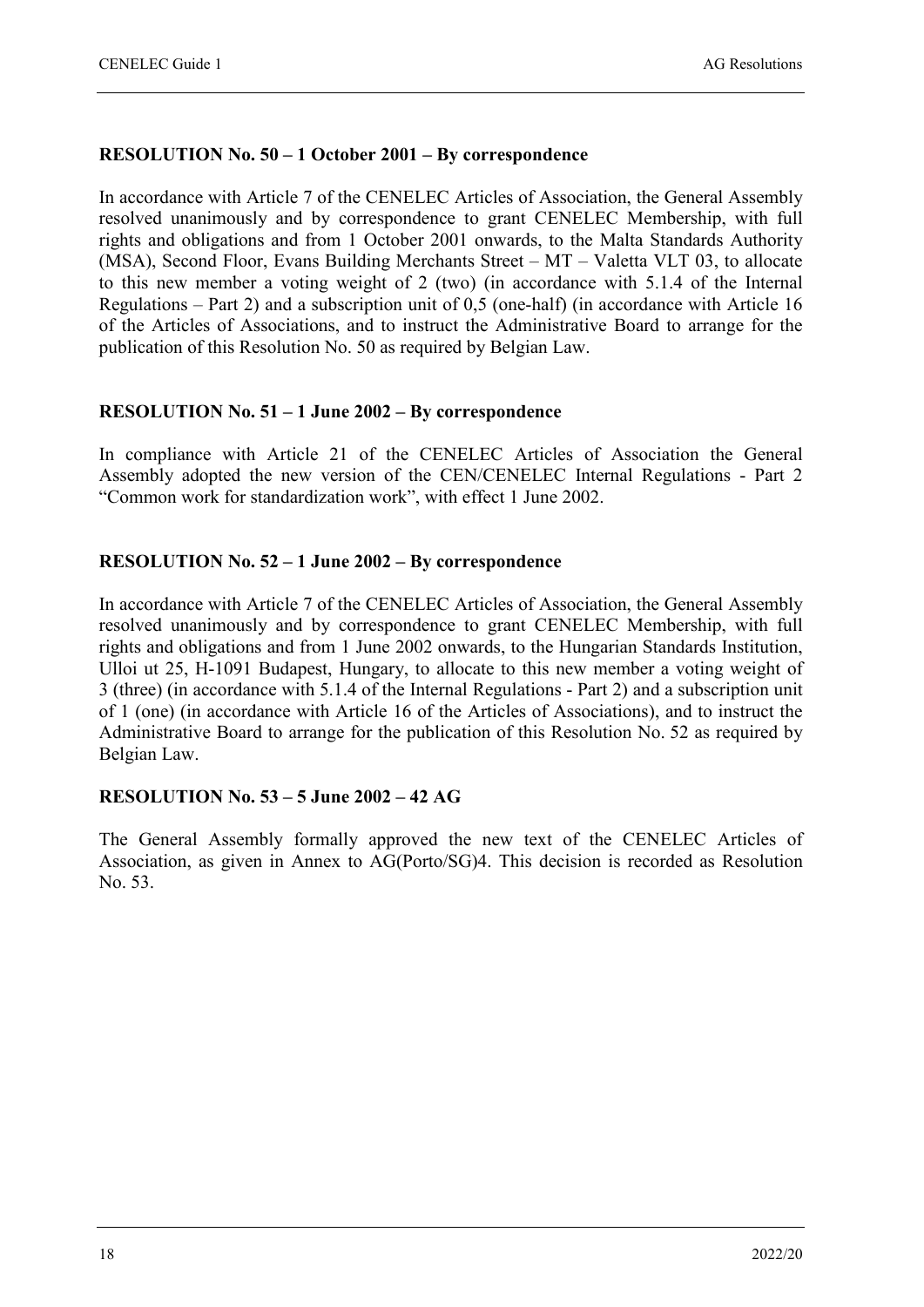**RESOLUTION No. 50 – 1 October 2001 – By correspondence**

In accordance with Article 7 of the CENELEC Articles of Association, the General Assembly resolved unanimously and by correspondence to grant CENELEC Membership, with full rights and obligations and from 1 October 2001 onwards, to the Malta Standards Authority (MSA), Second Floor, Evans Building Merchants Street – MT – Valetta VLT 03, to allocate to this new member a voting weight of 2 (two) (in accordance with 5.1.4 of the Internal Regulations – Part 2) and a subscription unit of 0,5 (one-half) (in accordance with Article 16 of the Articles of Associations, and to instruct the Administrative Board to arrange for the publication of this Resolution No. 50 as required by Belgian Law.

**RESOLUTION No. 51 – 1 June 2002 – By correspondence**

In compliance with Article 21 of the CENELEC Articles of Association the General Assembly adopted the new version of the CEN/CENELEC Internal Regulations - Part 2 "Common work for standardization work", with effect 1 June 2002.

**RESOLUTION No. 52 – 1 June 2002 – By correspondence**

In accordance with Article 7 of the CENELEC Articles of Association, the General Assembly resolved unanimously and by correspondence to grant CENELEC Membership, with full rights and obligations and from 1 June 2002 onwards, to the Hungarian Standards Institution, Ulloi ut 25, H-1091 Budapest, Hungary, to allocate to this new member a voting weight of 3 (three) (in accordance with 5.1.4 of the Internal Regulations - Part 2) and a subscription unit of 1 (one) (in accordance with Article 16 of the Articles of Associations), and to instruct the Administrative Board to arrange for the publication of this Resolution No. 52 as required by Belgian Law.

**RESOLUTION No. 53 – 5 June 2002 – 42 AG**

The General Assembly formally approved the new text of the CENELEC Articles of Association, as given in Annex to AG(Porto/SG)4. This decision is recorded as Resolution No. 53.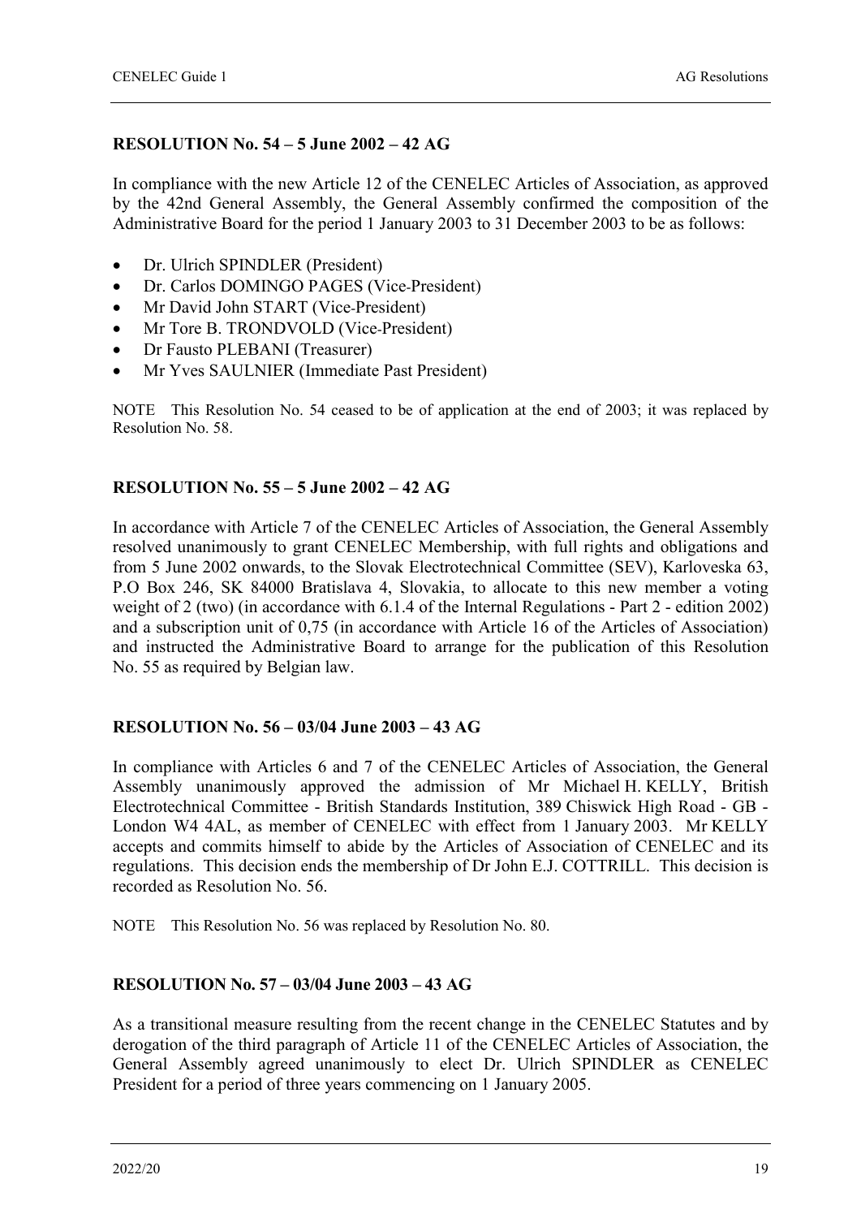**RESOLUTION No. 54 – 5 June 2002 – 42 AG**

In compliance with the new Article 12 of the CENELEC Articles of Association, as approved by the 42nd General Assembly, the General Assembly confirmed the composition of the Administrative Board for the period 1 January 2003 to 31 December 2003 to be as follows:

- Dr. Ulrich SPINDLER (President)
- Dr. Carlos DOMINGO PAGES (Vice-President)
- Mr David John START (Vice-President)
- Mr Tore B. TRONDVOLD (Vice-President)
- Dr Fausto PLEBANI (Treasurer)
- Mr Yves SAULNIER (Immediate Past President)

NOTE This Resolution No. 54 ceased to be of application at the end of 2003; it was replaced by Resolution No. 58.

**RESOLUTION No. 55 – 5 June 2002 – 42 AG**

In accordance with Article 7 of the CENELEC Articles of Association, the General Assembly resolved unanimously to grant CENELEC Membership, with full rights and obligations and from 5 June 2002 onwards, to the Slovak Electrotechnical Committee (SEV), Karloveska 63, P.O Box 246, SK 84000 Bratislava 4, Slovakia, to allocate to this new member a voting weight of 2 (two) (in accordance with 6.1.4 of the Internal Regulations - Part 2 - edition 2002) and a subscription unit of 0,75 (in accordance with Article 16 of the Articles of Association) and instructed the Administrative Board to arrange for the publication of this Resolution No. 55 as required by Belgian law.

**RESOLUTION No. 56 – 03/04 June 2003 – 43 AG**

In compliance with Articles 6 and 7 of the CENELEC Articles of Association, the General Assembly unanimously approved the admission of Mr Michael H. KELLY, British Electrotechnical Committee - British Standards Institution, 389 Chiswick High Road - GB - London W4 4AL, as member of CENELEC with effect from 1 January 2003. Mr KELLY accepts and commits himself to abide by the Articles of Association of CENELEC and its regulations. This decision ends the membership of Dr John E.J. COTTRILL. This decision is recorded as Resolution No. 56.

NOTE This Resolution No. 56 was replaced by Resolution No. 80.

**RESOLUTION No. 57 – 03/04 June 2003 – 43 AG**

As a transitional measure resulting from the recent change in the CENELEC Statutes and by derogation of the third paragraph of Article 11 of the CENELEC Articles of Association, the General Assembly agreed unanimously to elect Dr. Ulrich SPINDLER as CENELEC President for a period of three years commencing on 1 January 2005.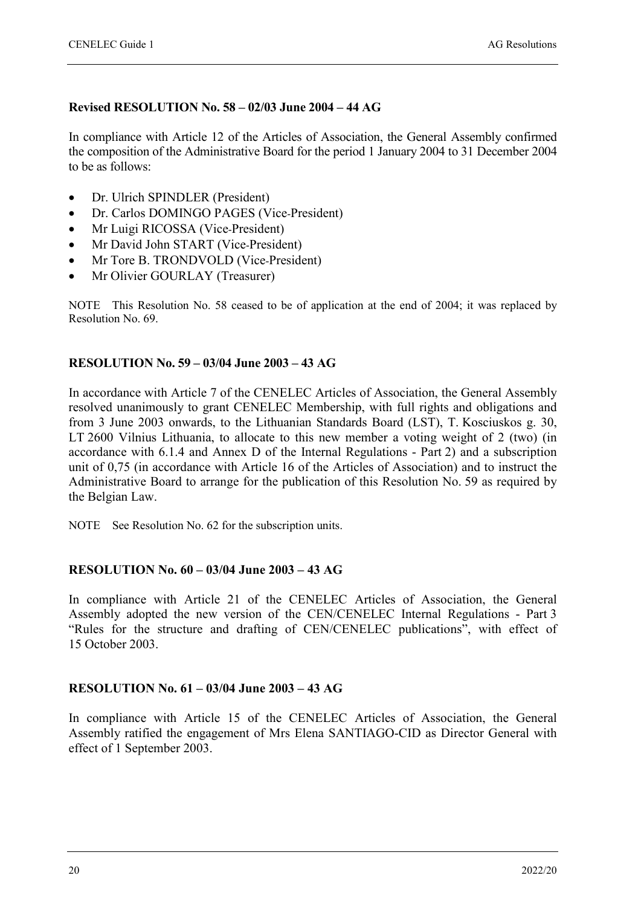**Revised RESOLUTION No. 58 – 02/03 June 2004 – 44 AG**

In compliance with Article 12 of the Articles of Association, the General Assembly confirmed the composition of the Administrative Board for the period 1 January 2004 to 31 December 2004 to be as follows:

- Dr. Ulrich SPINDLER (President)
- Dr. Carlos DOMINGO PAGES (Vice-President)
- Mr Luigi RICOSSA (Vice-President)
- Mr David John START (Vice-President)
- Mr Tore B. TRONDVOLD (Vice-President)
- Mr Olivier GOURLAY (Treasurer)

NOTE This Resolution No. 58 ceased to be of application at the end of 2004; it was replaced by Resolution No. 69.

**RESOLUTION No. 59 – 03/04 June 2003 – 43 AG**

In accordance with Article 7 of the CENELEC Articles of Association, the General Assembly resolved unanimously to grant CENELEC Membership, with full rights and obligations and from 3 June 2003 onwards, to the Lithuanian Standards Board (LST), T. Kosciuskos g. 30, LT 2600 Vilnius Lithuania, to allocate to this new member a voting weight of 2 (two) (in accordance with 6.1.4 and Annex D of the Internal Regulations - Part 2) and a subscription unit of 0,75 (in accordance with Article 16 of the Articles of Association) and to instruct the Administrative Board to arrange for the publication of this Resolution No. 59 as required by the Belgian Law.

NOTE See Resolution No. 62 for the subscription units.

**RESOLUTION No. 60 – 03/04 June 2003 – 43 AG**

In compliance with Article 21 of the CENELEC Articles of Association, the General Assembly adopted the new version of the CEN/CENELEC Internal Regulations - Part 3 "Rules for the structure and drafting of CEN/CENELEC publications", with effect of 15 October 2003.

**RESOLUTION No. 61 – 03/04 June 2003 – 43 AG**

In compliance with Article 15 of the CENELEC Articles of Association, the General Assembly ratified the engagement of Mrs Elena SANTIAGO-CID as Director General with effect of 1 September 2003.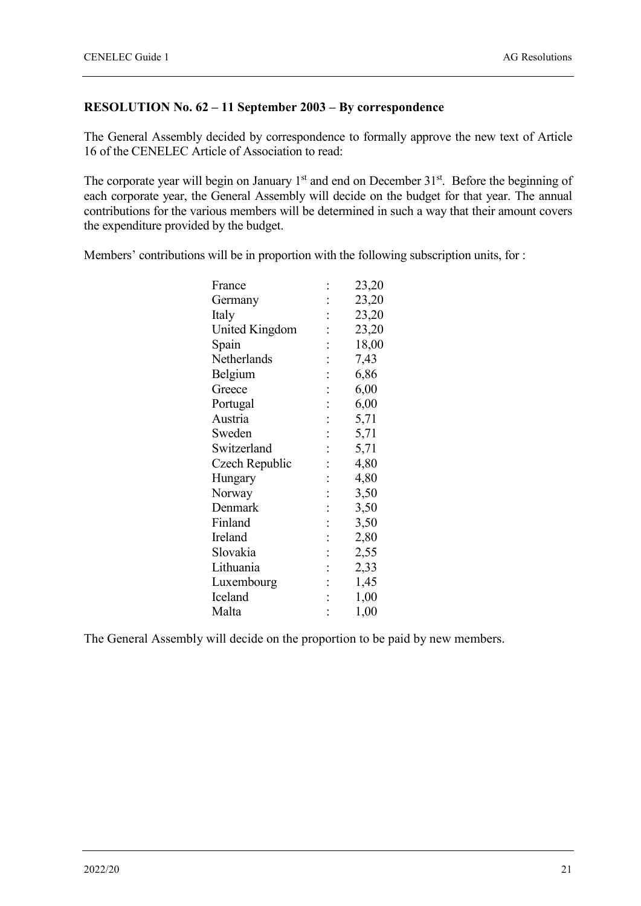**RESOLUTION No. 62 – 11 September 2003 – By correspondence**

The General Assembly decided by correspondence to formally approve the new text of Article 16 of the CENELEC Article of Association to read:

The corporate year will begin on January 1st and end on December 31st. Before the beginning of each corporate year, the General Assembly will decide on the budget for that year. The annual contributions for the various members will be determined in such a way that their amount covers the expenditure provided by the budget.

Members' contributions will be in proportion with the following subscription units, for :

| | | |
|---|---|---|
| France | : | 23,20 |
| Germany | : | 23,20 |
| Italy | : | 23,20 |
| United Kingdom | : | 23,20 |
| Spain | : | 18,00 |
| Netherlands | : | 7,43 |
| Belgium | : | 6,86 |
| Greece | : | 6,00 |
| Portugal | : | 6,00 |
| Austria | : | 5,71 |
| Sweden | : | 5,71 |
| Switzerland | : | 5,71 |
| Czech Republic | : | 4,80 |
| Hungary | : | 4,80 |
| Norway | : | 3,50 |
| Denmark | : | 3,50 |
| Finland | : | 3,50 |
| Ireland | : | 2,80 |
| Slovakia | : | 2,55 |
| Lithuania | : | 2,33 |
| Luxembourg | : | 1,45 |
| Iceland | : | 1,00 |
| Malta | : | 1,00 |

The General Assembly will decide on the proportion to be paid by new members.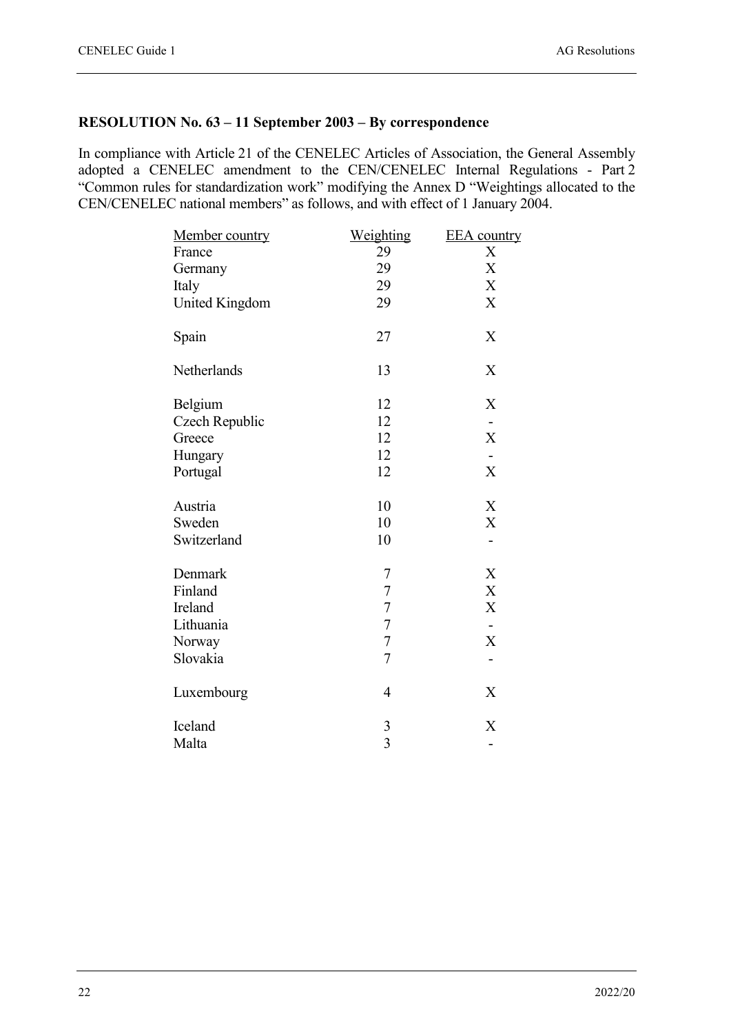**RESOLUTION No. 63 – 11 September 2003 – By correspondence**

In compliance with Article 21 of the CENELEC Articles of Association, the General Assembly adopted a CENELEC amendment to the CEN/CENELEC Internal Regulations - Part 2 "Common rules for standardization work" modifying the Annex D "Weightings allocated to the CEN/CENELEC national members" as follows, and with effect of 1 January 2004.

| Member country | Weighting | EEA country |
|---|---|---|
| France | 29 | X |
| Germany | 29 | X |
| Italy | 29 | X |
| United Kingdom | 29 | X |
| Spain | 27 | X |
| Netherlands | 13 | X |
| Belgium | 12 | X |
| Czech Republic | 12 | - |
| Greece | 12 | X |
| Hungary | 12 | - |
| Portugal | 12 | X |
| Austria | 10 | X |
| Sweden | 10 | X |
| Switzerland | 10 | - |
| Denmark | 7 | X |
| Finland | 7 | X |
| Ireland | 7 | X |
| Lithuania | 7 | - |
| Norway | 7 | X |
| Slovakia | 7 | - |
| Luxembourg | 4 | X |
| Iceland | 3 | X |
| Malta | 3 | - |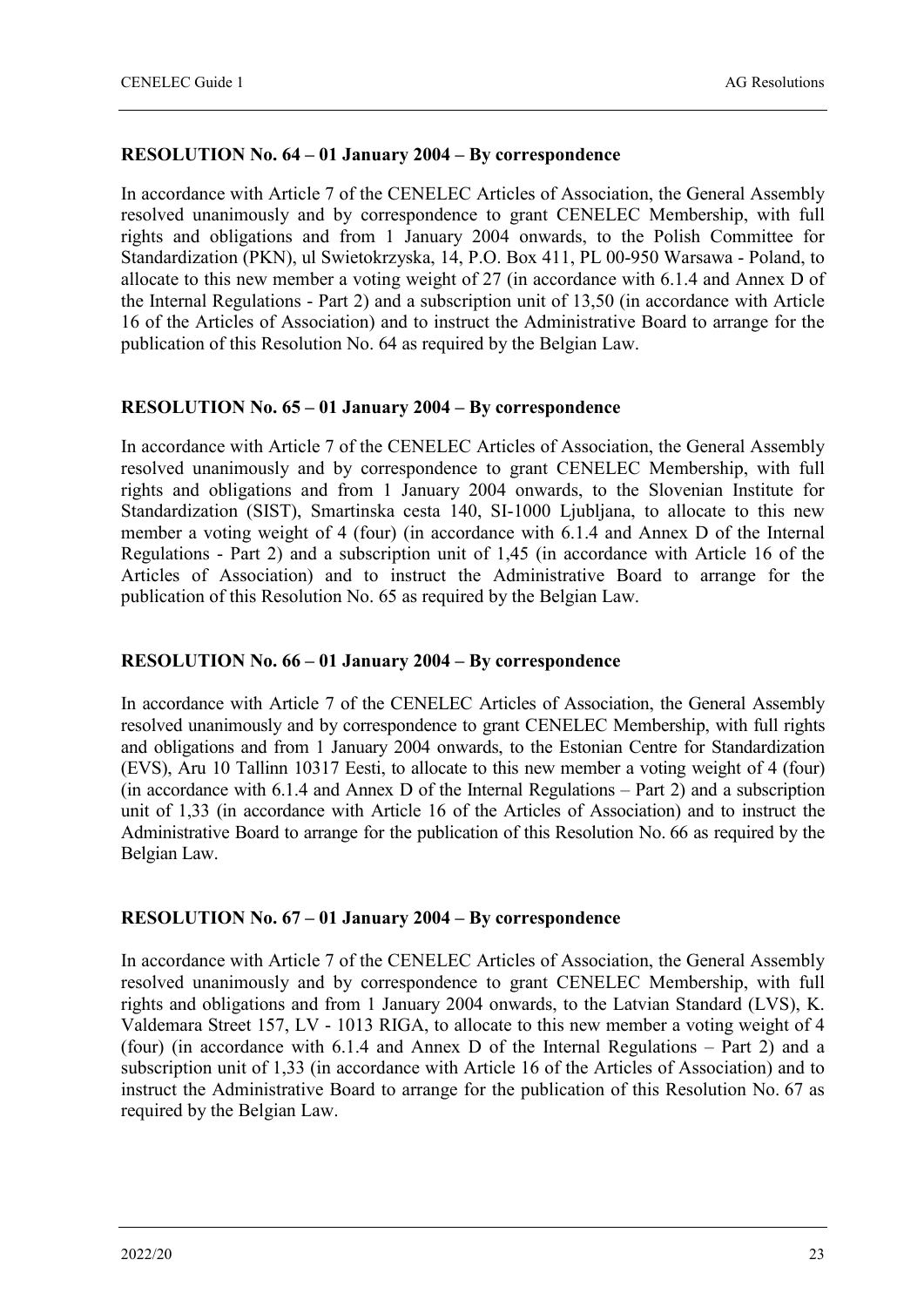**RESOLUTION No. 64 – 01 January 2004 – By correspondence**

In accordance with Article 7 of the CENELEC Articles of Association, the General Assembly resolved unanimously and by correspondence to grant CENELEC Membership, with full rights and obligations and from 1 January 2004 onwards, to the Polish Committee for Standardization (PKN), ul Swietokrzyska, 14, P.O. Box 411, PL 00-950 Warsawa - Poland, to allocate to this new member a voting weight of 27 (in accordance with 6.1.4 and Annex D of the Internal Regulations - Part 2) and a subscription unit of 13,50 (in accordance with Article 16 of the Articles of Association) and to instruct the Administrative Board to arrange for the publication of this Resolution No. 64 as required by the Belgian Law.

**RESOLUTION No. 65 – 01 January 2004 – By correspondence**

In accordance with Article 7 of the CENELEC Articles of Association, the General Assembly resolved unanimously and by correspondence to grant CENELEC Membership, with full rights and obligations and from 1 January 2004 onwards, to the Slovenian Institute for Standardization (SIST), Smartinska cesta 140, SI-1000 Ljubljana, to allocate to this new member a voting weight of 4 (four) (in accordance with 6.1.4 and Annex D of the Internal Regulations - Part 2) and a subscription unit of 1,45 (in accordance with Article 16 of the Articles of Association) and to instruct the Administrative Board to arrange for the publication of this Resolution No. 65 as required by the Belgian Law.

**RESOLUTION No. 66 – 01 January 2004 – By correspondence**

In accordance with Article 7 of the CENELEC Articles of Association, the General Assembly resolved unanimously and by correspondence to grant CENELEC Membership, with full rights and obligations and from 1 January 2004 onwards, to the Estonian Centre for Standardization (EVS), Aru 10 Tallinn 10317 Eesti, to allocate to this new member a voting weight of 4 (four) (in accordance with 6.1.4 and Annex D of the Internal Regulations – Part 2) and a subscription unit of 1,33 (in accordance with Article 16 of the Articles of Association) and to instruct the Administrative Board to arrange for the publication of this Resolution No. 66 as required by the Belgian Law.

**RESOLUTION No. 67 – 01 January 2004 – By correspondence**

In accordance with Article 7 of the CENELEC Articles of Association, the General Assembly resolved unanimously and by correspondence to grant CENELEC Membership, with full rights and obligations and from 1 January 2004 onwards, to the Latvian Standard (LVS), K. Valdemara Street 157, LV - 1013 RIGA, to allocate to this new member a voting weight of 4 (four) (in accordance with 6.1.4 and Annex D of the Internal Regulations – Part 2) and a subscription unit of 1,33 (in accordance with Article 16 of the Articles of Association) and to instruct the Administrative Board to arrange for the publication of this Resolution No. 67 as required by the Belgian Law.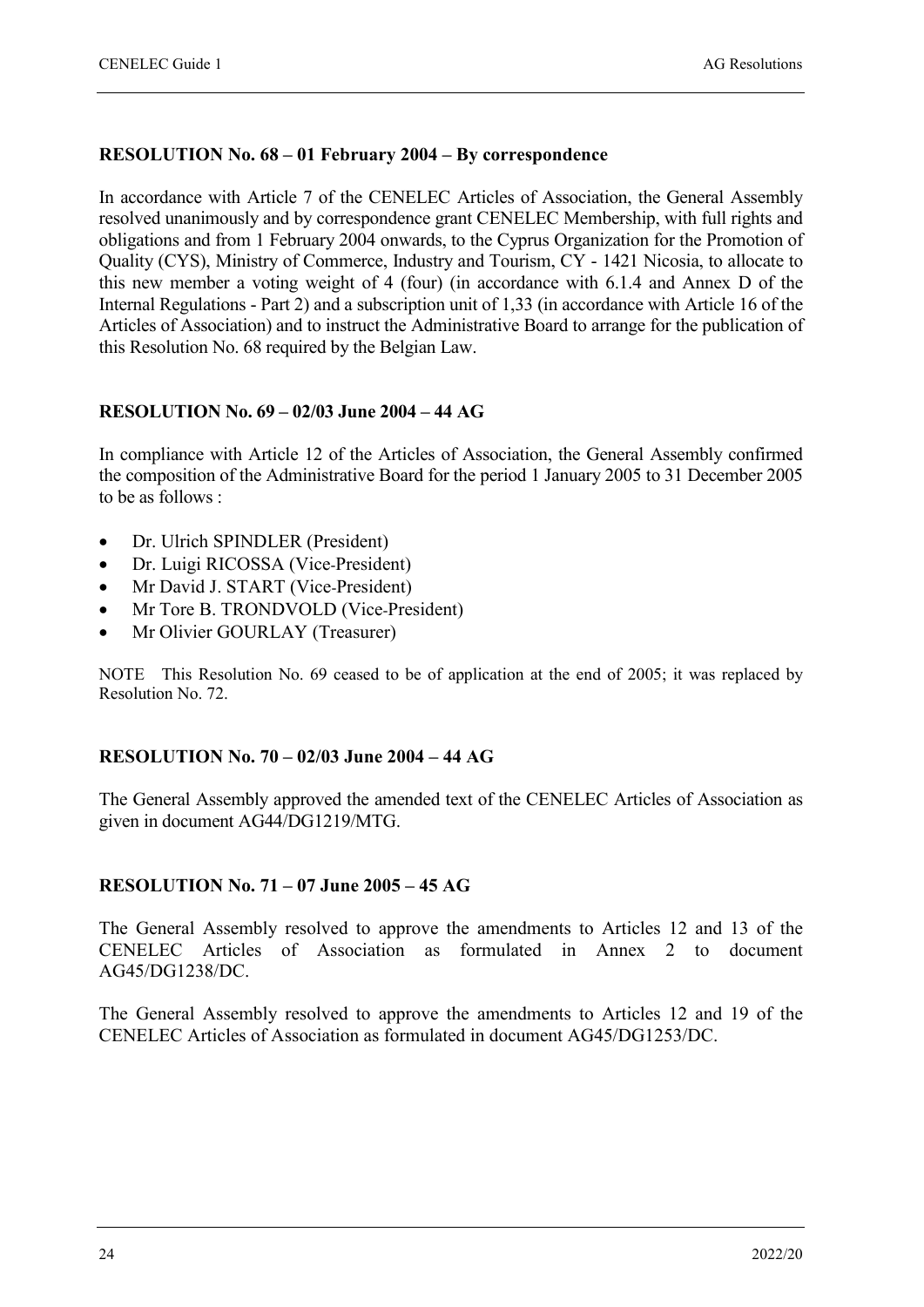**RESOLUTION No. 68 – 01 February 2004 – By correspondence**

In accordance with Article 7 of the CENELEC Articles of Association, the General Assembly resolved unanimously and by correspondence grant CENELEC Membership, with full rights and obligations and from 1 February 2004 onwards, to the Cyprus Organization for the Promotion of Quality (CYS), Ministry of Commerce, Industry and Tourism, CY - 1421 Nicosia, to allocate to this new member a voting weight of 4 (four) (in accordance with 6.1.4 and Annex D of the Internal Regulations - Part 2) and a subscription unit of 1,33 (in accordance with Article 16 of the Articles of Association) and to instruct the Administrative Board to arrange for the publication of this Resolution No. 68 required by the Belgian Law.

**RESOLUTION No. 69 – 02/03 June 2004 – 44 AG**

In compliance with Article 12 of the Articles of Association, the General Assembly confirmed the composition of the Administrative Board for the period 1 January 2005 to 31 December 2005 to be as follows :

- Dr. Ulrich SPINDLER (President)
- Dr. Luigi RICOSSA (Vice-President)
- Mr David J. START (Vice-President)
- Mr Tore B. TRONDVOLD (Vice-President)
- Mr Olivier GOURLAY (Treasurer)

NOTE This Resolution No. 69 ceased to be of application at the end of 2005; it was replaced by Resolution No. 72.

**RESOLUTION No. 70 – 02/03 June 2004 – 44 AG**

The General Assembly approved the amended text of the CENELEC Articles of Association as given in document AG44/DG1219/MTG.

**RESOLUTION No. 71 – 07 June 2005 – 45 AG**

The General Assembly resolved to approve the amendments to Articles 12 and 13 of the CENELEC Articles of Association as formulated in Annex 2 to document AG45/DG1238/DC.

The General Assembly resolved to approve the amendments to Articles 12 and 19 of the CENELEC Articles of Association as formulated in document AG45/DG1253/DC.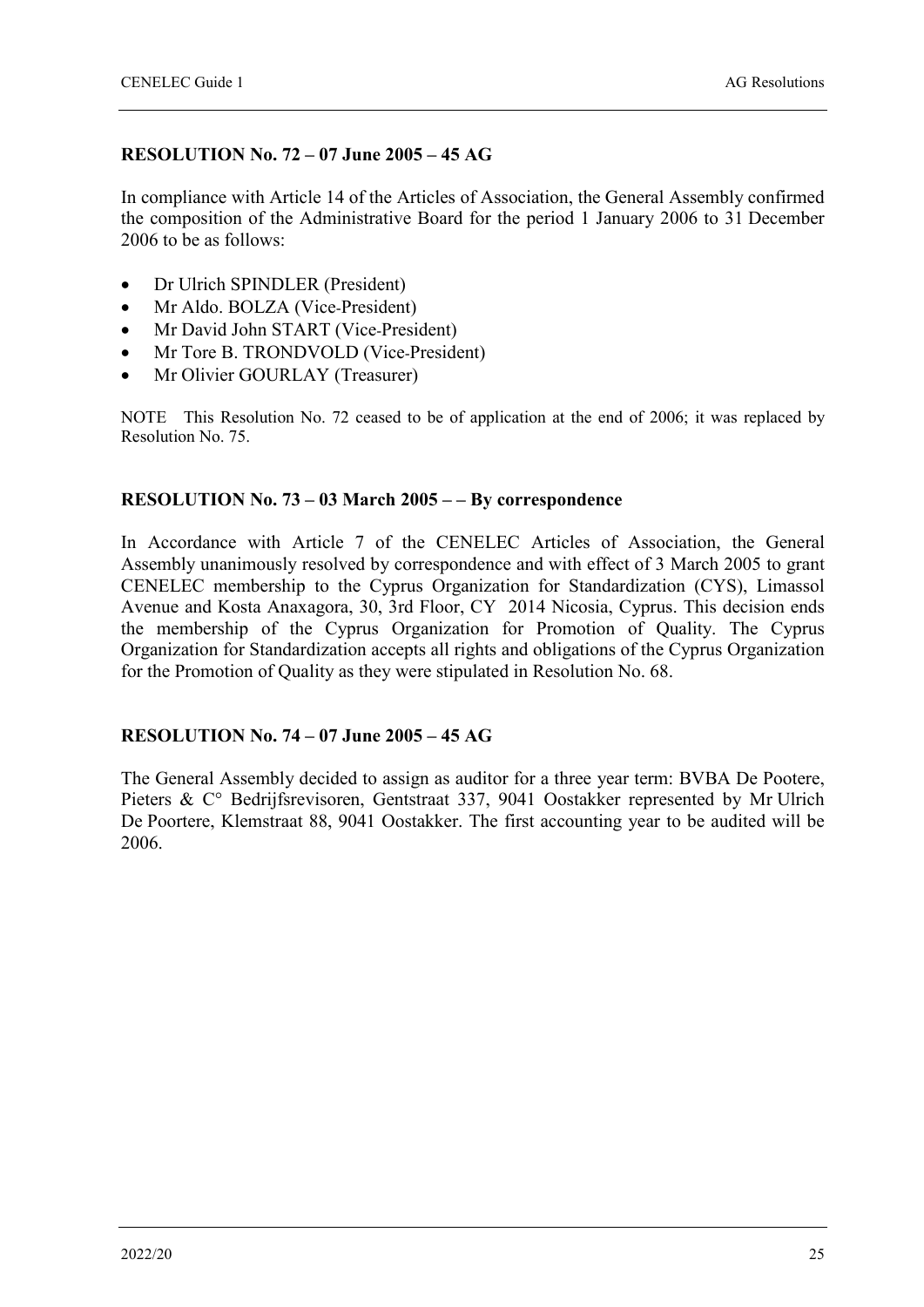**RESOLUTION No. 72 – 07 June 2005 – 45 AG**

In compliance with Article 14 of the Articles of Association, the General Assembly confirmed the composition of the Administrative Board for the period 1 January 2006 to 31 December 2006 to be as follows:

- Dr Ulrich SPINDLER (President)
- Mr Aldo. BOLZA (Vice-President)
- Mr David John START (Vice-President)
- Mr Tore B. TRONDVOLD (Vice-President)
- Mr Olivier GOURLAY (Treasurer)

NOTE This Resolution No. 72 ceased to be of application at the end of 2006; it was replaced by Resolution No. 75.

**RESOLUTION No. 73 – 03 March 2005 – – By correspondence**

In Accordance with Article 7 of the CENELEC Articles of Association, the General Assembly unanimously resolved by correspondence and with effect of 3 March 2005 to grant CENELEC membership to the Cyprus Organization for Standardization (CYS), Limassol Avenue and Kosta Anaxagora, 30, 3rd Floor, CY 2014 Nicosia, Cyprus. This decision ends the membership of the Cyprus Organization for Promotion of Quality. The Cyprus Organization for Standardization accepts all rights and obligations of the Cyprus Organization for the Promotion of Quality as they were stipulated in Resolution No. 68.

**RESOLUTION No. 74 – 07 June 2005 – 45 AG**

The General Assembly decided to assign as auditor for a three year term: BVBA De Pootere, Pieters & C° Bedrijfsrevisoren, Gentstraat 337, 9041 Oostakker represented by Mr Ulrich De Poortere, Klemstraat 88, 9041 Oostakker. The first accounting year to be audited will be 2006.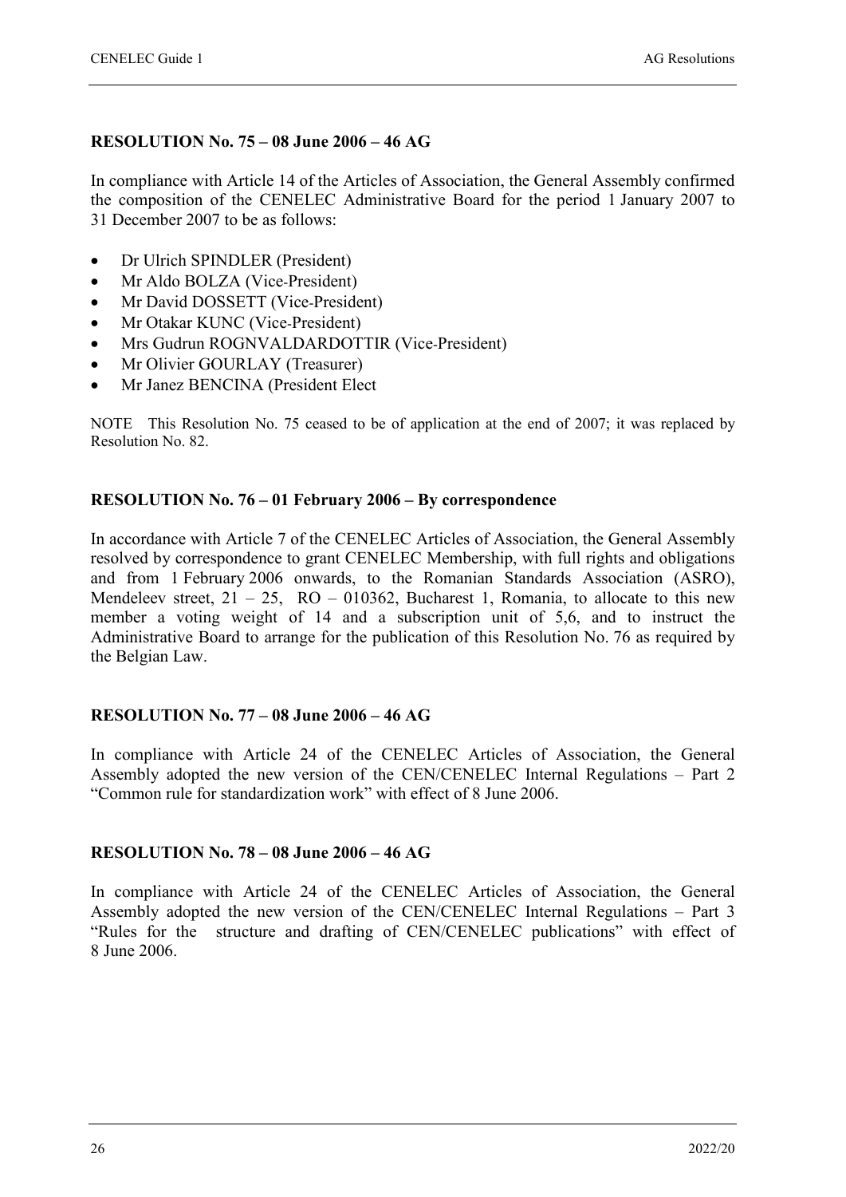**RESOLUTION No. 75 – 08 June 2006 – 46 AG**

In compliance with Article 14 of the Articles of Association, the General Assembly confirmed the composition of the CENELEC Administrative Board for the period 1 January 2007 to 31 December 2007 to be as follows:

- Dr Ulrich SPINDLER (President)
- Mr Aldo BOLZA (Vice-President)
- Mr David DOSSETT (Vice-President)
- Mr Otakar KUNC (Vice-President)
- Mrs Gudrun ROGNVALDARDOTTIR (Vice-President)
- Mr Olivier GOURLAY (Treasurer)
- Mr Janez BENCINA (President Elect

NOTE This Resolution No. 75 ceased to be of application at the end of 2007; it was replaced by Resolution No. 82.

**RESOLUTION No. 76 – 01 February 2006 – By correspondence**

In accordance with Article 7 of the CENELEC Articles of Association, the General Assembly resolved by correspondence to grant CENELEC Membership, with full rights and obligations and from 1 February 2006 onwards, to the Romanian Standards Association (ASRO), Mendeleev street, 21 – 25, RO – 010362, Bucharest 1, Romania, to allocate to this new member a voting weight of 14 and a subscription unit of 5,6, and to instruct the Administrative Board to arrange for the publication of this Resolution No. 76 as required by the Belgian Law.

**RESOLUTION No. 77 – 08 June 2006 – 46 AG**

In compliance with Article 24 of the CENELEC Articles of Association, the General Assembly adopted the new version of the CEN/CENELEC Internal Regulations – Part 2 "Common rule for standardization work" with effect of 8 June 2006.

**RESOLUTION No. 78 – 08 June 2006 – 46 AG**

In compliance with Article 24 of the CENELEC Articles of Association, the General Assembly adopted the new version of the CEN/CENELEC Internal Regulations – Part 3 "Rules for the structure and drafting of CEN/CENELEC publications" with effect of 8 June 2006.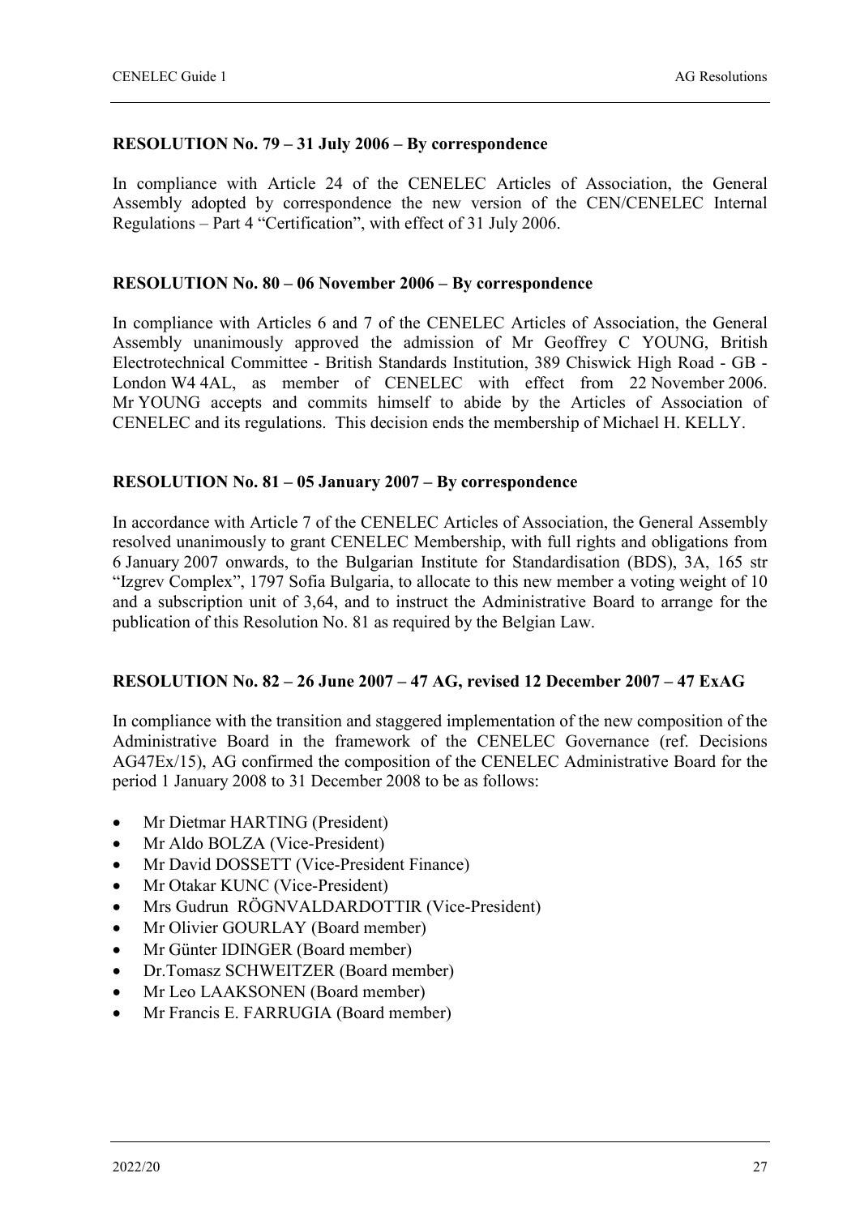**RESOLUTION No. 79 – 31 July 2006 – By correspondence**

In compliance with Article 24 of the CENELEC Articles of Association, the General Assembly adopted by correspondence the new version of the CEN/CENELEC Internal Regulations – Part 4 "Certification", with effect of 31 July 2006.

**RESOLUTION No. 80 – 06 November 2006 – By correspondence**

In compliance with Articles 6 and 7 of the CENELEC Articles of Association, the General Assembly unanimously approved the admission of Mr Geoffrey C YOUNG, British Electrotechnical Committee - British Standards Institution, 389 Chiswick High Road - GB - London W4 4AL, as member of CENELEC with effect from 22 November 2006. Mr YOUNG accepts and commits himself to abide by the Articles of Association of CENELEC and its regulations. This decision ends the membership of Michael H. KELLY.

**RESOLUTION No. 81 – 05 January 2007 – By correspondence**

In accordance with Article 7 of the CENELEC Articles of Association, the General Assembly resolved unanimously to grant CENELEC Membership, with full rights and obligations from 6 January 2007 onwards, to the Bulgarian Institute for Standardisation (BDS), 3A, 165 str "Izgrev Complex", 1797 Sofia Bulgaria, to allocate to this new member a voting weight of 10 and a subscription unit of 3,64, and to instruct the Administrative Board to arrange for the publication of this Resolution No. 81 as required by the Belgian Law.

**RESOLUTION No. 82 – 26 June 2007 – 47 AG, revised 12 December 2007 – 47 ExAG**

In compliance with the transition and staggered implementation of the new composition of the Administrative Board in the framework of the CENELEC Governance (ref. Decisions AG47Ex/15), AG confirmed the composition of the CENELEC Administrative Board for the period 1 January 2008 to 31 December 2008 to be as follows:

- Mr Dietmar HARTING (President)
- Mr Aldo BOLZA (Vice-President)
- Mr David DOSSETT (Vice-President Finance)
- Mr Otakar KUNC (Vice-President)
- Mrs Gudrun RÖGNVALDARDOTTIR (Vice-President)
- Mr Olivier GOURLAY (Board member)
- Mr Günter IDINGER (Board member)
- Dr.Tomasz SCHWEITZER (Board member)
- Mr Leo LAAKSONEN (Board member)
- Mr Francis E. FARRUGIA (Board member)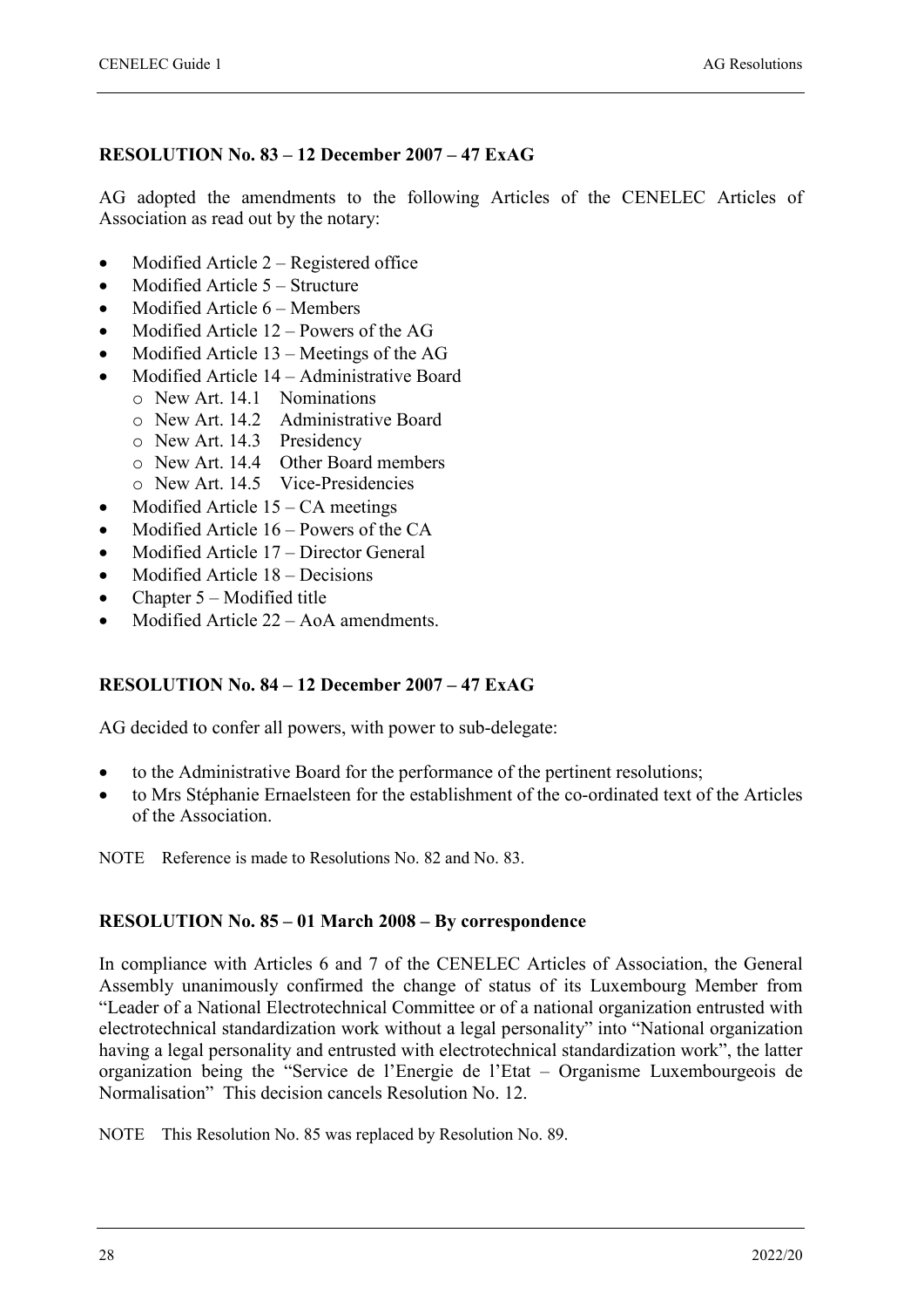**RESOLUTION No. 83 – 12 December 2007 – 47 ExAG**

AG adopted the amendments to the following Articles of the CENELEC Articles of Association as read out by the notary:

- Modified Article 2 – Registered office
- Modified Article 5 – Structure
- Modified Article 6 – Members
- Modified Article 12 – Powers of the AG
- Modified Article 13 – Meetings of the AG
- Modified Article 14 – Administrative Board
  - New Art. 14.1 Nominations
  - New Art. 14.2 Administrative Board
  - New Art. 14.3 Presidency
  - New Art. 14.4 Other Board members
  - New Art. 14.5 Vice-Presidencies
- Modified Article 15 – CA meetings
- Modified Article 16 – Powers of the CA
- Modified Article 17 – Director General
- Modified Article 18 – Decisions
- Chapter 5 – Modified title
- Modified Article 22 – AoA amendments.

**RESOLUTION No. 84 – 12 December 2007 – 47 ExAG**

AG decided to confer all powers, with power to sub-delegate:

- to the Administrative Board for the performance of the pertinent resolutions;
- to Mrs Stéphanie Ernaelsteen for the establishment of the co-ordinated text of the Articles of the Association.

NOTE Reference is made to Resolutions No. 82 and No. 83.

**RESOLUTION No. 85 – 01 March 2008 – By correspondence**

In compliance with Articles 6 and 7 of the CENELEC Articles of Association, the General Assembly unanimously confirmed the change of status of its Luxembourg Member from "Leader of a National Electrotechnical Committee or of a national organization entrusted with electrotechnical standardization work without a legal personality" into "National organization having a legal personality and entrusted with electrotechnical standardization work", the latter organization being the "Service de l'Energie de l'Etat – Organisme Luxembourgeois de Normalisation" This decision cancels Resolution No. 12.

NOTE This Resolution No. 85 was replaced by Resolution No. 89.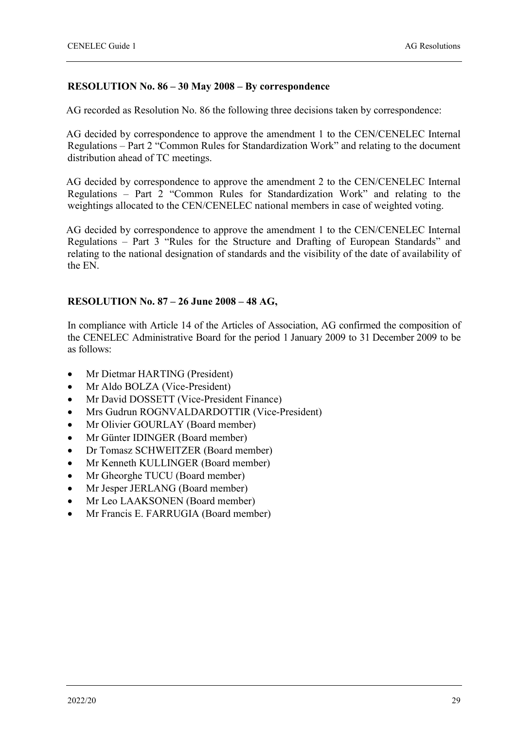**RESOLUTION No. 86 – 30 May 2008 – By correspondence**

AG recorded as Resolution No. 86 the following three decisions taken by correspondence:

AG decided by correspondence to approve the amendment 1 to the CEN/CENELEC Internal Regulations – Part 2 "Common Rules for Standardization Work" and relating to the document distribution ahead of TC meetings.

AG decided by correspondence to approve the amendment 2 to the CEN/CENELEC Internal Regulations – Part 2 "Common Rules for Standardization Work" and relating to the weightings allocated to the CEN/CENELEC national members in case of weighted voting.

AG decided by correspondence to approve the amendment 1 to the CEN/CENELEC Internal Regulations – Part 3 "Rules for the Structure and Drafting of European Standards" and relating to the national designation of standards and the visibility of the date of availability of the EN.

**RESOLUTION No. 87 – 26 June 2008 – 48 AG,**

In compliance with Article 14 of the Articles of Association, AG confirmed the composition of the CENELEC Administrative Board for the period 1 January 2009 to 31 December 2009 to be as follows:

- Mr Dietmar HARTING (President)
- Mr Aldo BOLZA (Vice-President)
- Mr David DOSSETT (Vice-President Finance)
- Mrs Gudrun ROGNVALDARDOTTIR (Vice-President)
- Mr Olivier GOURLAY (Board member)
- Mr Günter IDINGER (Board member)
- Dr Tomasz SCHWEITZER (Board member)
- Mr Kenneth KULLINGER (Board member)
- Mr Gheorghe TUCU (Board member)
- Mr Jesper JERLANG (Board member)
- Mr Leo LAAKSONEN (Board member)
- Mr Francis E. FARRUGIA (Board member)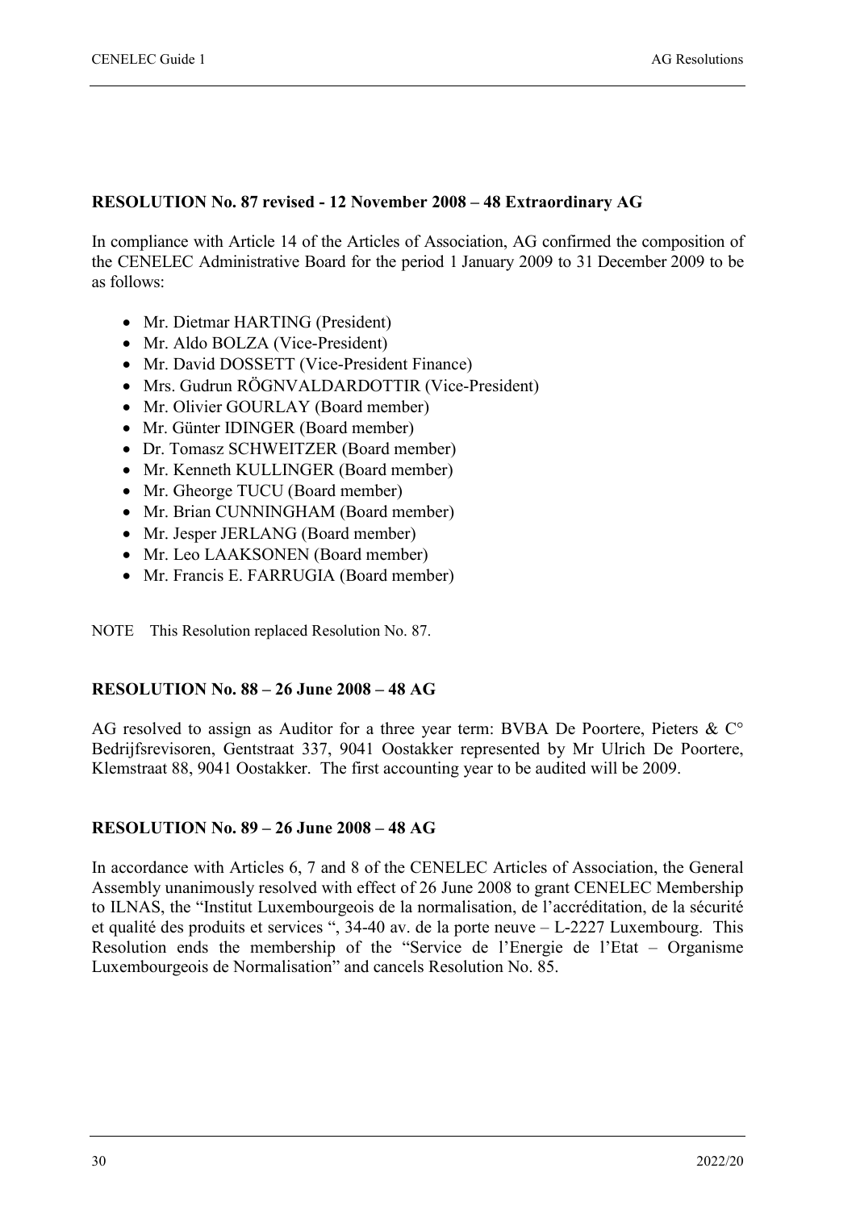**RESOLUTION No. 87 revised - 12 November 2008 – 48 Extraordinary AG**

In compliance with Article 14 of the Articles of Association, AG confirmed the composition of the CENELEC Administrative Board for the period 1 January 2009 to 31 December 2009 to be as follows:

- Mr. Dietmar HARTING (President)
- Mr. Aldo BOLZA (Vice-President)
- Mr. David DOSSETT (Vice-President Finance)
- Mrs. Gudrun RÖGNVALDARDOTTIR (Vice-President)
- Mr. Olivier GOURLAY (Board member)
- Mr. Günter IDINGER (Board member)
- Dr. Tomasz SCHWEITZER (Board member)
- Mr. Kenneth KULLINGER (Board member)
- Mr. Gheorge TUCU (Board member)
- Mr. Brian CUNNINGHAM (Board member)
- Mr. Jesper JERLANG (Board member)
- Mr. Leo LAAKSONEN (Board member)
- Mr. Francis E. FARRUGIA (Board member)

NOTE This Resolution replaced Resolution No. 87.

**RESOLUTION No. 88 – 26 June 2008 – 48 AG**

AG resolved to assign as Auditor for a three year term: BVBA De Poortere, Pieters & C° Bedrijfsrevisoren, Gentstraat 337, 9041 Oostakker represented by Mr Ulrich De Poortere, Klemstraat 88, 9041 Oostakker. The first accounting year to be audited will be 2009.

**RESOLUTION No. 89 – 26 June 2008 – 48 AG**

In accordance with Articles 6, 7 and 8 of the CENELEC Articles of Association, the General Assembly unanimously resolved with effect of 26 June 2008 to grant CENELEC Membership to ILNAS, the "Institut Luxembourgeois de la normalisation, de l'accréditation, de la sécurité et qualité des produits et services ", 34-40 av. de la porte neuve – L-2227 Luxembourg. This Resolution ends the membership of the "Service de l'Energie de l'Etat – Organisme Luxembourgeois de Normalisation" and cancels Resolution No. 85.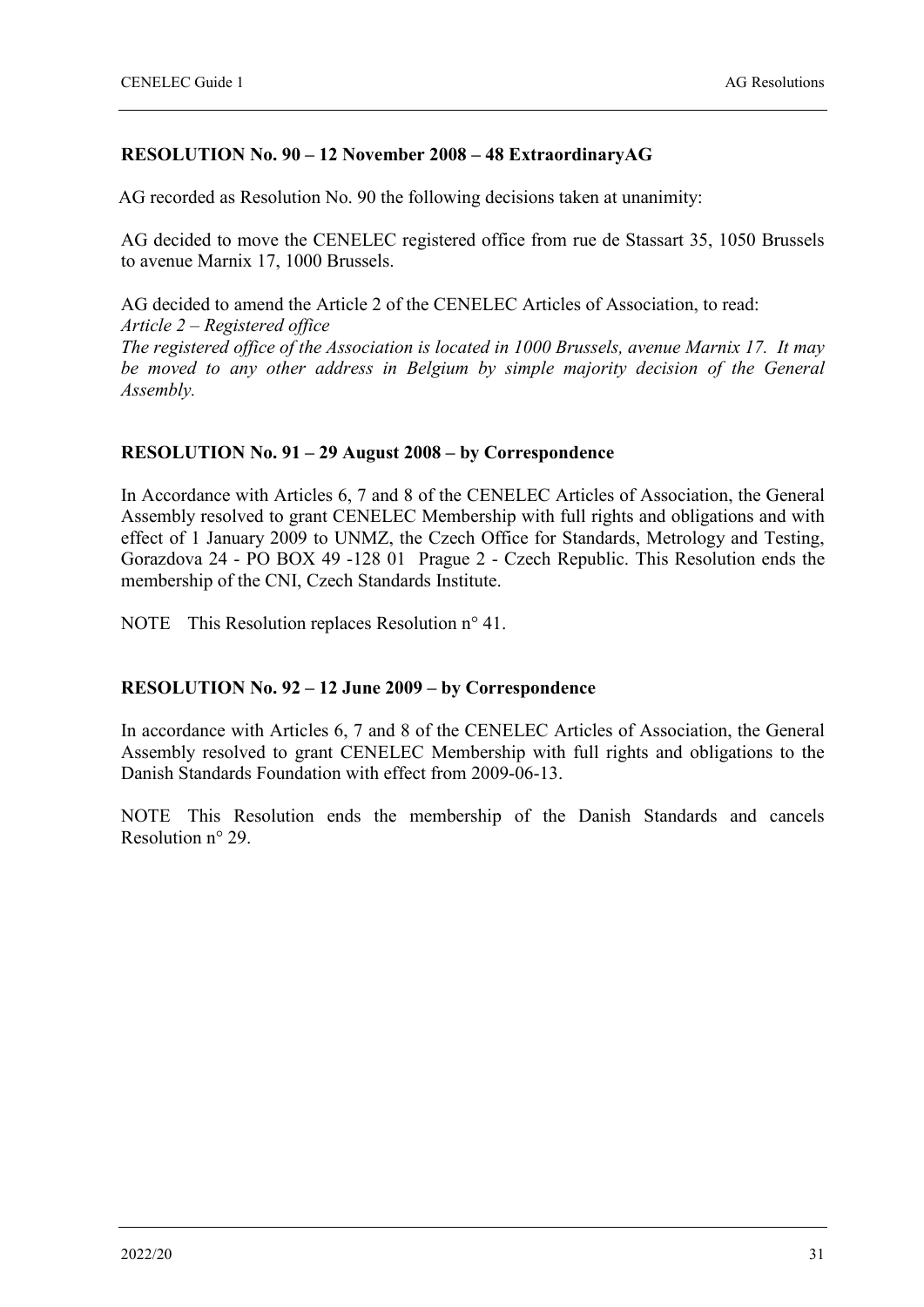### RESOLUTION No. 90 – 12 November 2008 – 48 ExtraordinaryAG

AG recorded as Resolution No. 90 the following decisions taken at unanimity:

AG decided to move the CENELEC registered office from rue de Stassart 35, 1050 Brussels to avenue Marnix 17, 1000 Brussels.

AG decided to amend the Article 2 of the CENELEC Articles of Association, to read:
*Article 2 – Registered office*
*The registered office of the Association is located in 1000 Brussels, avenue Marnix 17. It may be moved to any other address in Belgium by simple majority decision of the General Assembly.*

### RESOLUTION No. 91 – 29 August 2008 – by Correspondence

In Accordance with Articles 6, 7 and 8 of the CENELEC Articles of Association, the General Assembly resolved to grant CENELEC Membership with full rights and obligations and with effect of 1 January 2009 to UNMZ, the Czech Office for Standards, Metrology and Testing, Gorazdova 24 - PO BOX 49 -128 01 Prague 2 - Czech Republic. This Resolution ends the membership of the CNI, Czech Standards Institute.

NOTE This Resolution replaces Resolution n° 41.

### RESOLUTION No. 92 – 12 June 2009 – by Correspondence

In accordance with Articles 6, 7 and 8 of the CENELEC Articles of Association, the General Assembly resolved to grant CENELEC Membership with full rights and obligations to the Danish Standards Foundation with effect from 2009-06-13.

NOTE This Resolution ends the membership of the Danish Standards and cancels Resolution n° 29.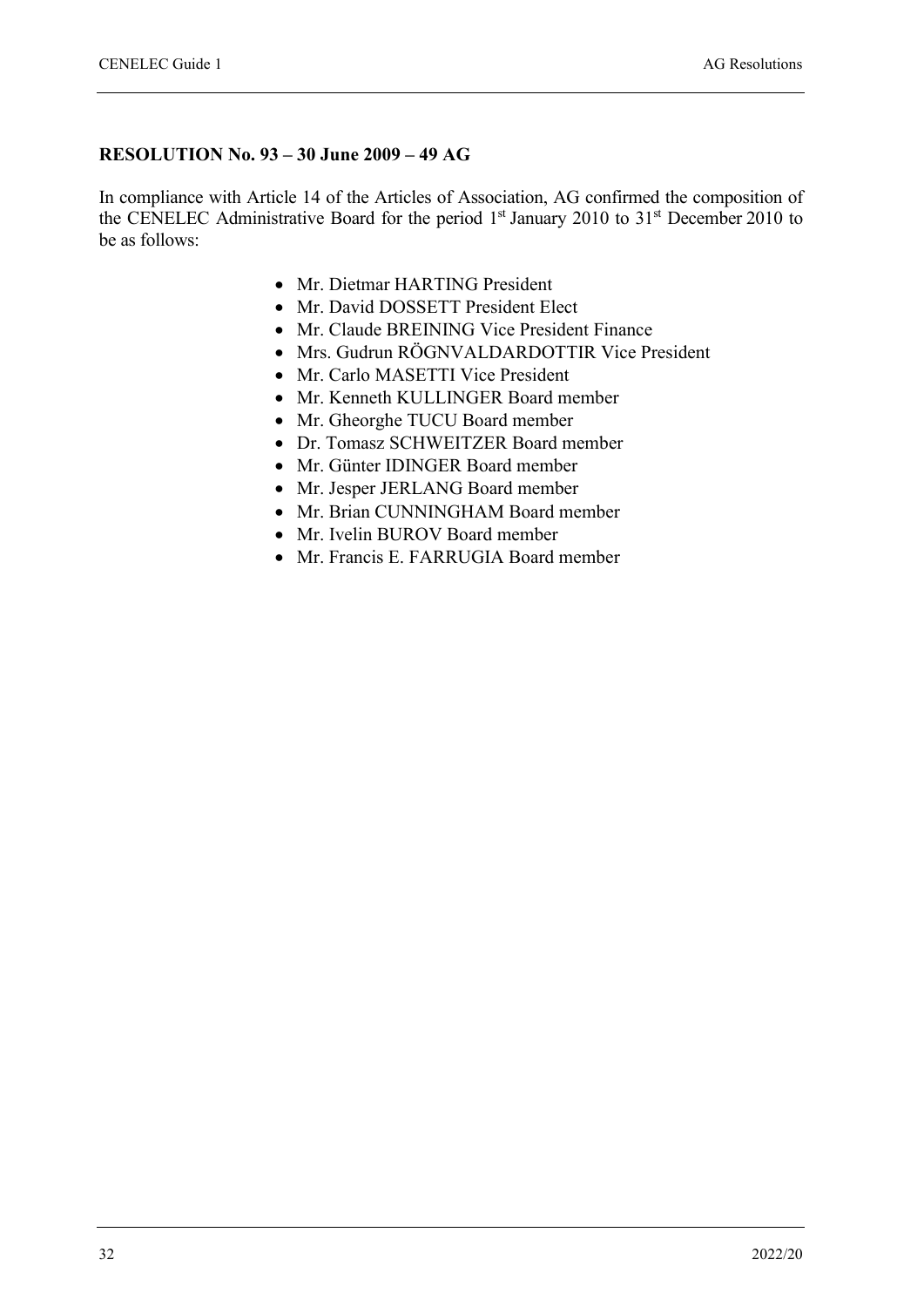**RESOLUTION No. 93 – 30 June 2009 – 49 AG**

In compliance with Article 14 of the Articles of Association, AG confirmed the composition of the CENELEC Administrative Board for the period 1st January 2010 to 31st December 2010 to be as follows:

- Mr. Dietmar HARTING President
- Mr. David DOSSETT President Elect
- Mr. Claude BREINING Vice President Finance
- Mrs. Gudrun RÖGNVALDARDOTTIR Vice President
- Mr. Carlo MASETTI Vice President
- Mr. Kenneth KULLINGER Board member
- Mr. Gheorghe TUCU Board member
- Dr. Tomasz SCHWEITZER Board member
- Mr. Günter IDINGER Board member
- Mr. Jesper JERLANG Board member
- Mr. Brian CUNNINGHAM Board member
- Mr. Ivelin BUROV Board member
- Mr. Francis E. FARRUGIA Board member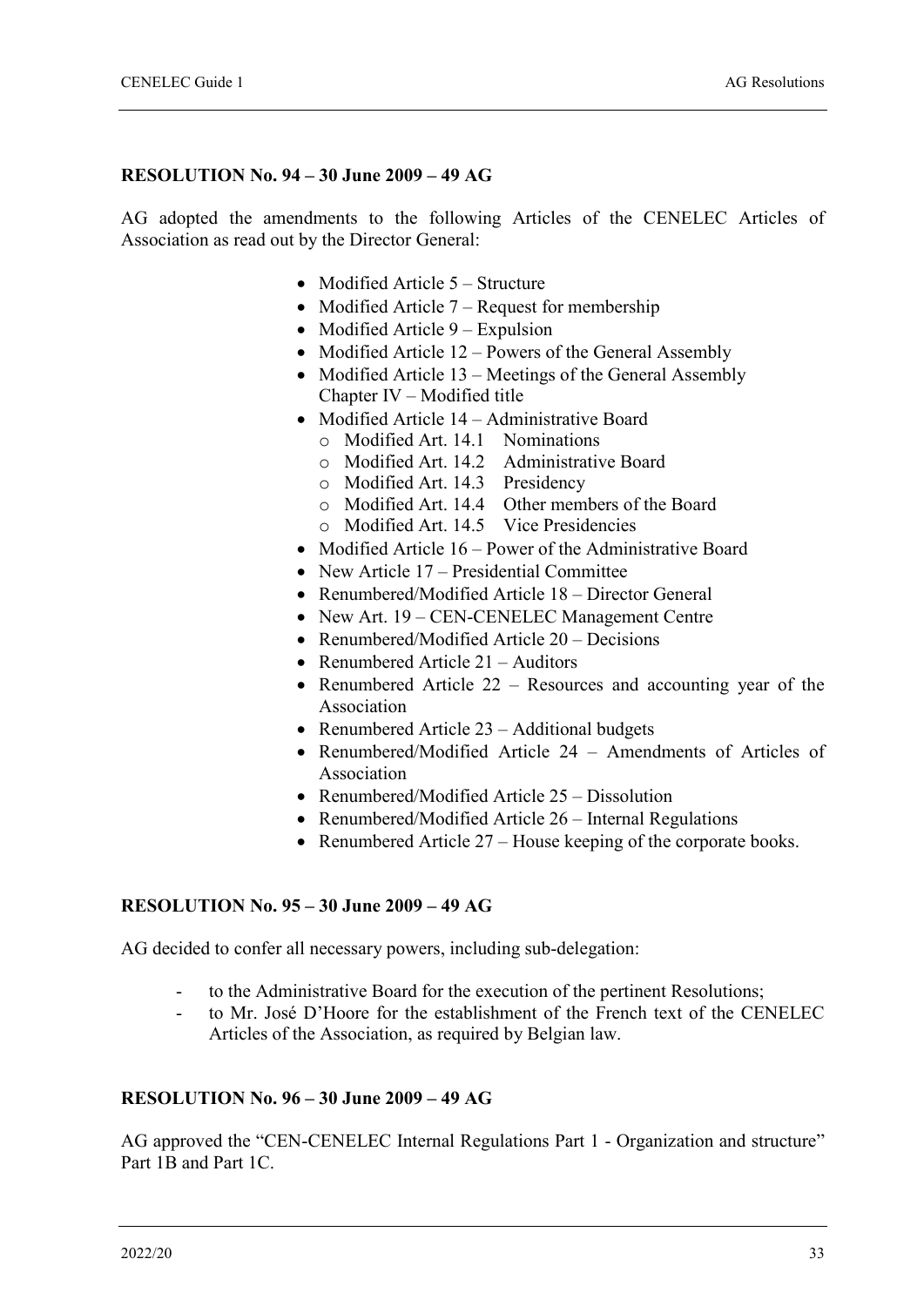**RESOLUTION No. 94 – 30 June 2009 – 49 AG**

AG adopted the amendments to the following Articles of the CENELEC Articles of Association as read out by the Director General:

- Modified Article 5 – Structure
- Modified Article 7 – Request for membership
- Modified Article 9 – Expulsion
- Modified Article 12 – Powers of the General Assembly
- Modified Article 13 – Meetings of the General Assembly  
  Chapter IV – Modified title
- Modified Article 14 – Administrative Board
  - Modified Art. 14.1 Nominations
  - Modified Art. 14.2 Administrative Board
  - Modified Art. 14.3 Presidency
  - Modified Art. 14.4 Other members of the Board
  - Modified Art. 14.5 Vice Presidencies
- Modified Article 16 – Power of the Administrative Board
- New Article 17 – Presidential Committee
- Renumbered/Modified Article 18 – Director General
- New Art. 19 – CEN-CENELEC Management Centre
- Renumbered/Modified Article 20 – Decisions
- Renumbered Article 21 – Auditors
- Renumbered Article 22 – Resources and accounting year of the Association
- Renumbered Article 23 – Additional budgets
- Renumbered/Modified Article 24 – Amendments of Articles of Association
- Renumbered/Modified Article 25 – Dissolution
- Renumbered/Modified Article 26 – Internal Regulations
- Renumbered Article 27 – House keeping of the corporate books.

**RESOLUTION No. 95 – 30 June 2009 – 49 AG**

AG decided to confer all necessary powers, including sub-delegation:

- to the Administrative Board for the execution of the pertinent Resolutions;
- to Mr. José D'Hoore for the establishment of the French text of the CENELEC Articles of the Association, as required by Belgian law.

**RESOLUTION No. 96 – 30 June 2009 – 49 AG**

AG approved the "CEN-CENELEC Internal Regulations Part 1 - Organization and structure" Part 1B and Part 1C.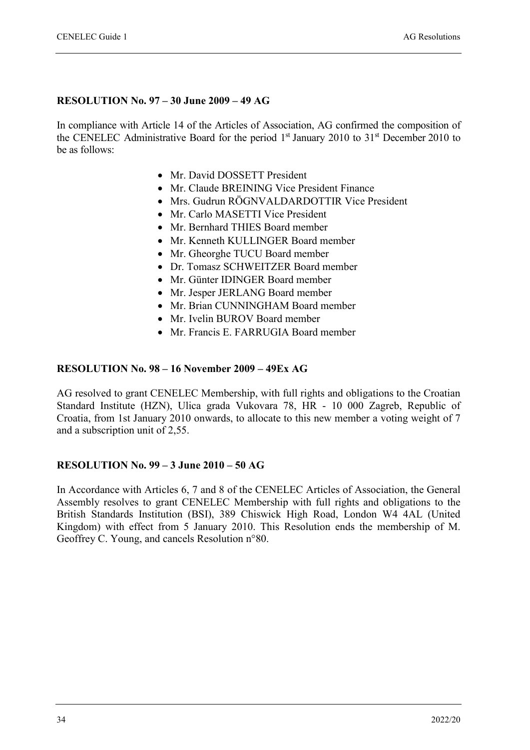**RESOLUTION No. 97 – 30 June 2009 – 49 AG**

In compliance with Article 14 of the Articles of Association, AG confirmed the composition of the CENELEC Administrative Board for the period 1st January 2010 to 31st December 2010 to be as follows:

- Mr. David DOSSETT President
- Mr. Claude BREINING Vice President Finance
- Mrs. Gudrun RÖGNVALDARDOTTIR Vice President
- Mr. Carlo MASETTI Vice President
- Mr. Bernhard THIES Board member
- Mr. Kenneth KULLINGER Board member
- Mr. Gheorghe TUCU Board member
- Dr. Tomasz SCHWEITZER Board member
- Mr. Günter IDINGER Board member
- Mr. Jesper JERLANG Board member
- Mr. Brian CUNNINGHAM Board member
- Mr. Ivelin BUROV Board member
- Mr. Francis E. FARRUGIA Board member

**RESOLUTION No. 98 – 16 November 2009 – 49Ex AG**

AG resolved to grant CENELEC Membership, with full rights and obligations to the Croatian Standard Institute (HZN), Ulica grada Vukovara 78, HR - 10 000 Zagreb, Republic of Croatia, from 1st January 2010 onwards, to allocate to this new member a voting weight of 7 and a subscription unit of 2,55.

**RESOLUTION No. 99 – 3 June 2010 – 50 AG**

In Accordance with Articles 6, 7 and 8 of the CENELEC Articles of Association, the General Assembly resolves to grant CENELEC Membership with full rights and obligations to the British Standards Institution (BSI), 389 Chiswick High Road, London W4 4AL (United Kingdom) with effect from 5 January 2010. This Resolution ends the membership of M. Geoffrey C. Young, and cancels Resolution n°80.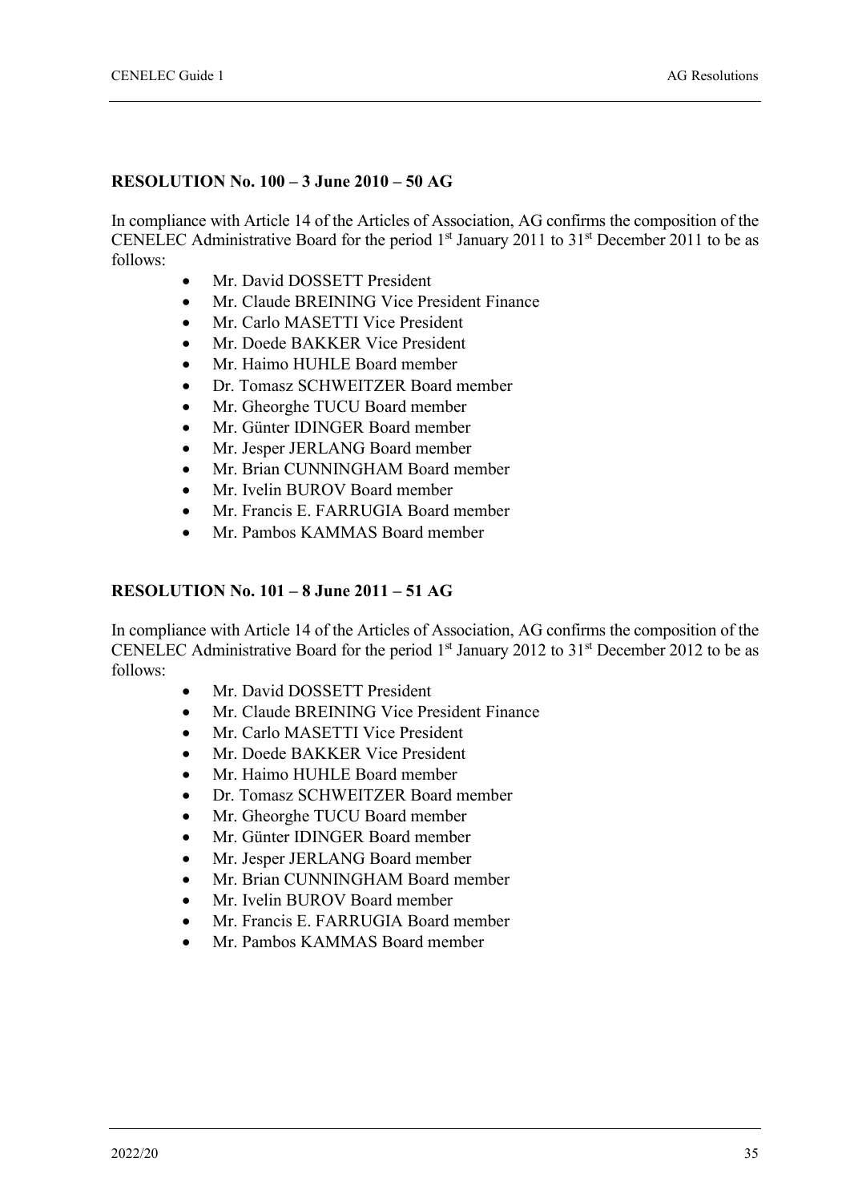**RESOLUTION No. 100 – 3 June 2010 – 50 AG**

In compliance with Article 14 of the Articles of Association, AG confirms the composition of the CENELEC Administrative Board for the period 1st January 2011 to 31st December 2011 to be as follows:

- Mr. David DOSSETT President
- Mr. Claude BREINING Vice President Finance
- Mr. Carlo MASETTI Vice President
- Mr. Doede BAKKER Vice President
- Mr. Haimo HUHLE Board member
- Dr. Tomasz SCHWEITZER Board member
- Mr. Gheorghe TUCU Board member
- Mr. Günter IDINGER Board member
- Mr. Jesper JERLANG Board member
- Mr. Brian CUNNINGHAM Board member
- Mr. Ivelin BUROV Board member
- Mr. Francis E. FARRUGIA Board member
- Mr. Pambos KAMMAS Board member

**RESOLUTION No. 101 – 8 June 2011 – 51 AG**

In compliance with Article 14 of the Articles of Association, AG confirms the composition of the CENELEC Administrative Board for the period 1st January 2012 to 31st December 2012 to be as follows:

- Mr. David DOSSETT President
- Mr. Claude BREINING Vice President Finance
- Mr. Carlo MASETTI Vice President
- Mr. Doede BAKKER Vice President
- Mr. Haimo HUHLE Board member
- Dr. Tomasz SCHWEITZER Board member
- Mr. Gheorghe TUCU Board member
- Mr. Günter IDINGER Board member
- Mr. Jesper JERLANG Board member
- Mr. Brian CUNNINGHAM Board member
- Mr. Ivelin BUROV Board member
- Mr. Francis E. FARRUGIA Board member
- Mr. Pambos KAMMAS Board member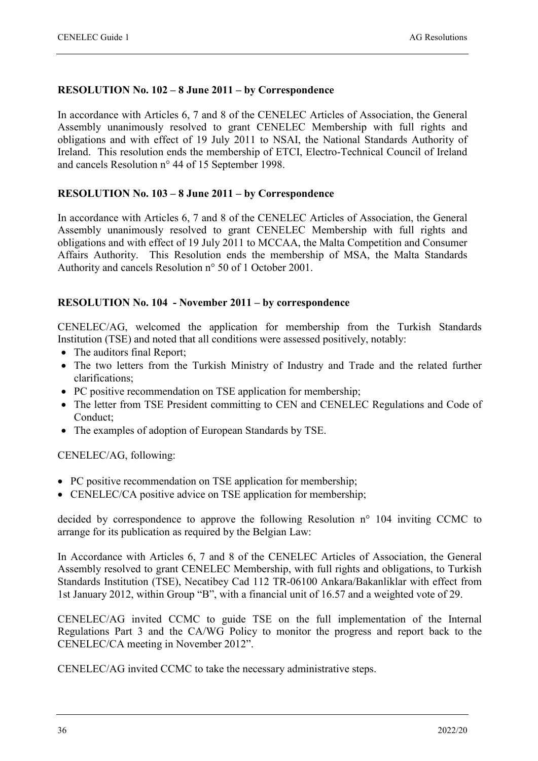**RESOLUTION No. 102 – 8 June 2011 – by Correspondence**

In accordance with Articles 6, 7 and 8 of the CENELEC Articles of Association, the General Assembly unanimously resolved to grant CENELEC Membership with full rights and obligations and with effect of 19 July 2011 to NSAI, the National Standards Authority of Ireland. This resolution ends the membership of ETCI, Electro-Technical Council of Ireland and cancels Resolution n° 44 of 15 September 1998.

**RESOLUTION No. 103 – 8 June 2011 – by Correspondence**

In accordance with Articles 6, 7 and 8 of the CENELEC Articles of Association, the General Assembly unanimously resolved to grant CENELEC Membership with full rights and obligations and with effect of 19 July 2011 to MCCAA, the Malta Competition and Consumer Affairs Authority. This Resolution ends the membership of MSA, the Malta Standards Authority and cancels Resolution n° 50 of 1 October 2001.

**RESOLUTION No. 104 - November 2011 – by correspondence**

CENELEC/AG, welcomed the application for membership from the Turkish Standards Institution (TSE) and noted that all conditions were assessed positively, notably:

- The auditors final Report;
- The two letters from the Turkish Ministry of Industry and Trade and the related further clarifications;
- PC positive recommendation on TSE application for membership;
- The letter from TSE President committing to CEN and CENELEC Regulations and Code of Conduct;
- The examples of adoption of European Standards by TSE.

CENELEC/AG, following:

- PC positive recommendation on TSE application for membership;
- CENELEC/CA positive advice on TSE application for membership;

decided by correspondence to approve the following Resolution n° 104 inviting CCMC to arrange for its publication as required by the Belgian Law:

In Accordance with Articles 6, 7 and 8 of the CENELEC Articles of Association, the General Assembly resolved to grant CENELEC Membership, with full rights and obligations, to Turkish Standards Institution (TSE), Necatibey Cad 112 TR-06100 Ankara/Bakanliklar with effect from 1st January 2012, within Group "B", with a financial unit of 16.57 and a weighted vote of 29.

CENELEC/AG invited CCMC to guide TSE on the full implementation of the Internal Regulations Part 3 and the CA/WG Policy to monitor the progress and report back to the CENELEC/CA meeting in November 2012".

CENELEC/AG invited CCMC to take the necessary administrative steps.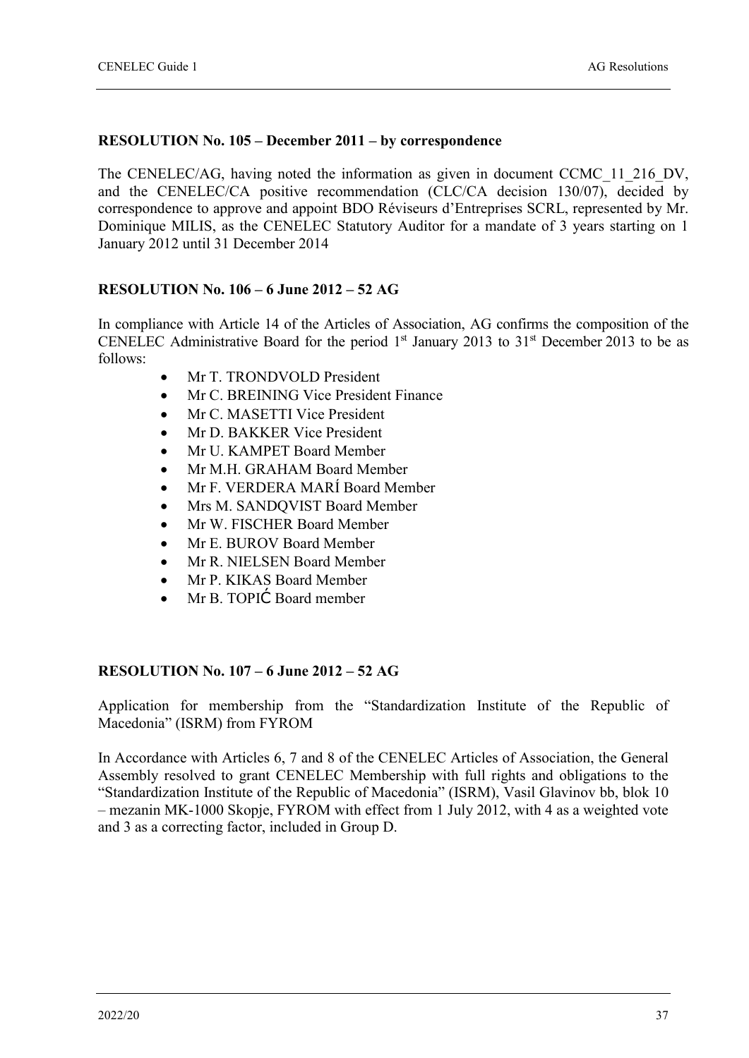**RESOLUTION No. 105 – December 2011 – by correspondence**

The CENELEC/AG, having noted the information as given in document CCMC_11_216_DV, and the CENELEC/CA positive recommendation (CLC/CA decision 130/07), decided by correspondence to approve and appoint BDO Réviseurs d'Entreprises SCRL, represented by Mr. Dominique MILIS, as the CENELEC Statutory Auditor for a mandate of 3 years starting on 1 January 2012 until 31 December 2014

**RESOLUTION No. 106 – 6 June 2012 – 52 AG**

In compliance with Article 14 of the Articles of Association, AG confirms the composition of the CENELEC Administrative Board for the period 1st January 2013 to 31st December 2013 to be as follows:

- Mr T. TRONDVOLD President
- Mr C. BREINING Vice President Finance
- Mr C. MASETTI Vice President
- Mr D. BAKKER Vice President
- Mr U. KAMPET Board Member
- Mr M.H. GRAHAM Board Member
- Mr F. VERDERA MARÍ Board Member
- Mrs M. SANDQVIST Board Member
- Mr W. FISCHER Board Member
- Mr E. BUROV Board Member
- Mr R. NIELSEN Board Member
- Mr P. KIKAS Board Member
- Mr B. TOPIĆ Board member

**RESOLUTION No. 107 – 6 June 2012 – 52 AG**

Application for membership from the "Standardization Institute of the Republic of Macedonia" (ISRM) from FYROM

In Accordance with Articles 6, 7 and 8 of the CENELEC Articles of Association, the General Assembly resolved to grant CENELEC Membership with full rights and obligations to the "Standardization Institute of the Republic of Macedonia" (ISRM), Vasil Glavinov bb, blok 10 – mezanin MK-1000 Skopje, FYROM with effect from 1 July 2012, with 4 as a weighted vote and 3 as a correcting factor, included in Group D.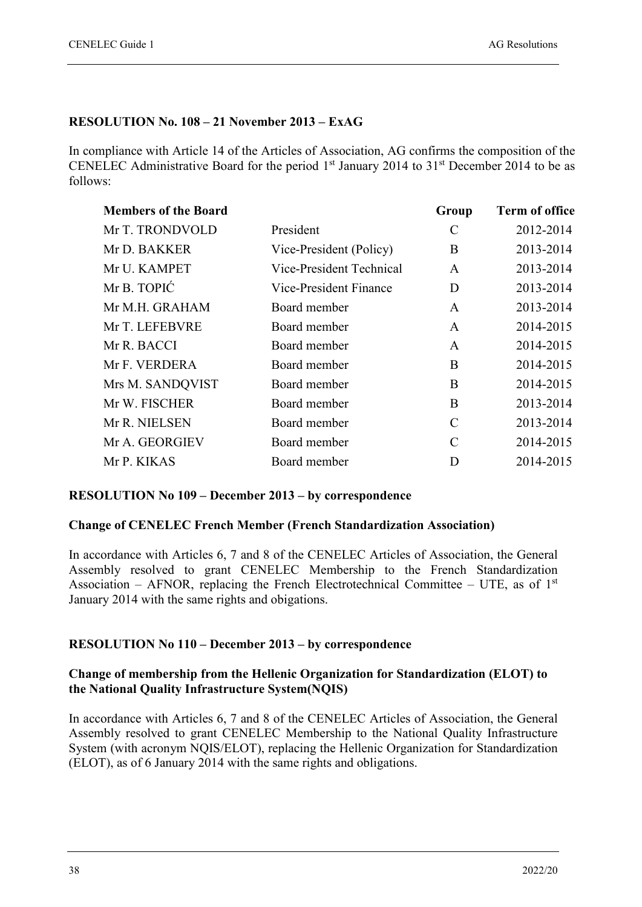**RESOLUTION No. 108 – 21 November 2013 – ExAG**

In compliance with Article 14 of the Articles of Association, AG confirms the composition of the CENELEC Administrative Board for the period 1st January 2014 to 31st December 2014 to be as follows:

| Members of the Board | | Group | Term of office |
|---|---|---|---|
| Mr T. TRONDVOLD | President | C | 2012-2014 |
| Mr D. BAKKER | Vice-President (Policy) | B | 2013-2014 |
| Mr U. KAMPET | Vice-President Technical | A | 2013-2014 |
| Mr B. TOPIĆ | Vice-President Finance | D | 2013-2014 |
| Mr M.H. GRAHAM | Board member | A | 2013-2014 |
| Mr T. LEFEBVRE | Board member | A | 2014-2015 |
| Mr R. BACCI | Board member | A | 2014-2015 |
| Mr F. VERDERA | Board member | B | 2014-2015 |
| Mrs M. SANDQVIST | Board member | B | 2014-2015 |
| Mr W. FISCHER | Board member | B | 2013-2014 |
| Mr R. NIELSEN | Board member | C | 2013-2014 |
| Mr A. GEORGIEV | Board member | C | 2014-2015 |
| Mr P. KIKAS | Board member | D | 2014-2015 |

**RESOLUTION No 109 – December 2013 – by correspondence**

**Change of CENELEC French Member (French Standardization Association)**

In accordance with Articles 6, 7 and 8 of the CENELEC Articles of Association, the General Assembly resolved to grant CENELEC Membership to the French Standardization Association – AFNOR, replacing the French Electrotechnical Committee – UTE, as of 1st January 2014 with the same rights and obigations.

**RESOLUTION No 110 – December 2013 – by correspondence**

**Change of membership from the Hellenic Organization for Standardization (ELOT) to the National Quality Infrastructure System(NQIS)**

In accordance with Articles 6, 7 and 8 of the CENELEC Articles of Association, the General Assembly resolved to grant CENELEC Membership to the National Quality Infrastructure System (with acronym NQIS/ELOT), replacing the Hellenic Organization for Standardization (ELOT), as of 6 January 2014 with the same rights and obligations.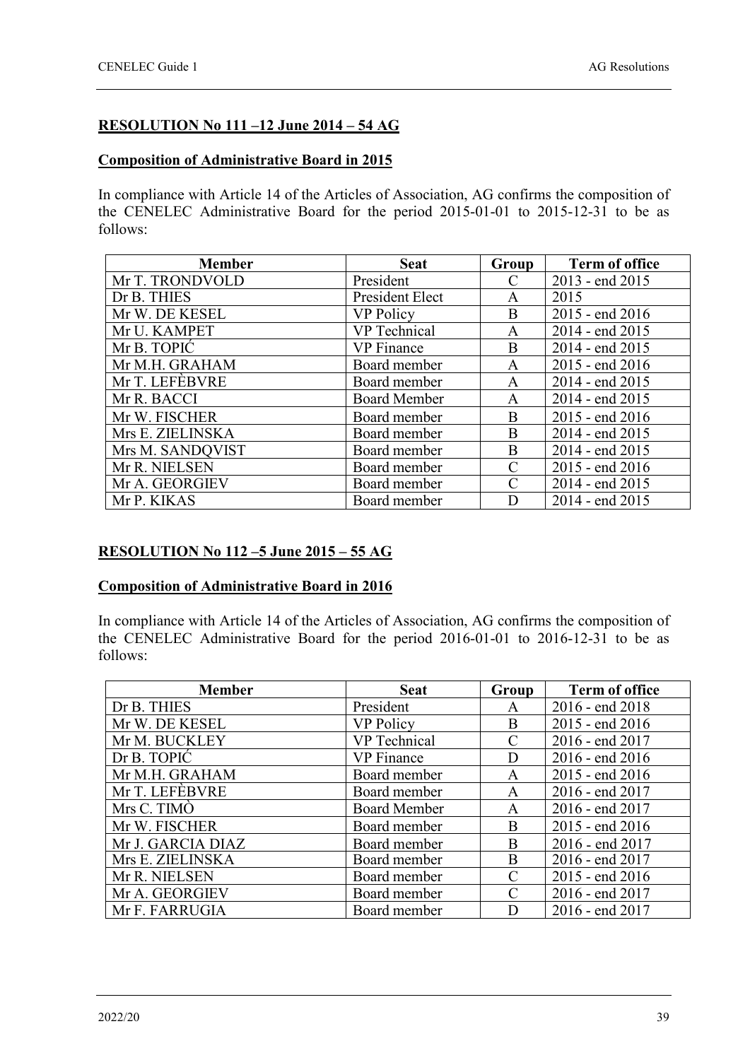**RESOLUTION No 111 –12 June 2014 – 54 AG**

**Composition of Administrative Board in 2015**

In compliance with Article 14 of the Articles of Association, AG confirms the composition of the CENELEC Administrative Board for the period 2015-01-01 to 2015-12-31 to be as follows:

| Member | Seat | Group | Term of office |
|---|---|---|---|
| Mr T. TRONDVOLD | President | C | 2013 - end 2015 |
| Dr B. THIES | President Elect | A | 2015 |
| Mr W. DE KESEL | VP Policy | B | 2015 - end 2016 |
| Mr U. KAMPET | VP Technical | A | 2014 - end 2015 |
| Mr B. TOPIĆ | VP Finance | B | 2014 - end 2015 |
| Mr M.H. GRAHAM | Board member | A | 2015 - end 2016 |
| Mr T. LEFÈBVRE | Board member | A | 2014 - end 2015 |
| Mr R. BACCI | Board Member | A | 2014 - end 2015 |
| Mr W. FISCHER | Board member | B | 2015 - end 2016 |
| Mrs E. ZIELINSKA | Board member | B | 2014 - end 2015 |
| Mrs M. SANDQVIST | Board member | B | 2014 - end 2015 |
| Mr R. NIELSEN | Board member | C | 2015 - end 2016 |
| Mr A. GEORGIEV | Board member | C | 2014 - end 2015 |
| Mr P. KIKAS | Board member | D | 2014 - end 2015 |

**RESOLUTION No 112 –5 June 2015 – 55 AG**

**Composition of Administrative Board in 2016**

In compliance with Article 14 of the Articles of Association, AG confirms the composition of the CENELEC Administrative Board for the period 2016-01-01 to 2016-12-31 to be as follows:

| Member | Seat | Group | Term of office |
|---|---|---|---|
| Dr B. THIES | President | A | 2016 - end 2018 |
| Mr W. DE KESEL | VP Policy | B | 2015 - end 2016 |
| Mr M. BUCKLEY | VP Technical | C | 2016 - end 2017 |
| Dr B. TOPIĆ | VP Finance | D | 2016 - end 2016 |
| Mr M.H. GRAHAM | Board member | A | 2015 - end 2016 |
| Mr T. LEFÈBVRE | Board member | A | 2016 - end 2017 |
| Mrs C. TIMÒ | Board Member | A | 2016 - end 2017 |
| Mr W. FISCHER | Board member | B | 2015 - end 2016 |
| Mr J. GARCIA DIAZ | Board member | B | 2016 - end 2017 |
| Mrs E. ZIELINSKA | Board member | B | 2016 - end 2017 |
| Mr R. NIELSEN | Board member | C | 2015 - end 2016 |
| Mr A. GEORGIEV | Board member | C | 2016 - end 2017 |
| Mr F. FARRUGIA | Board member | D | 2016 - end 2017 |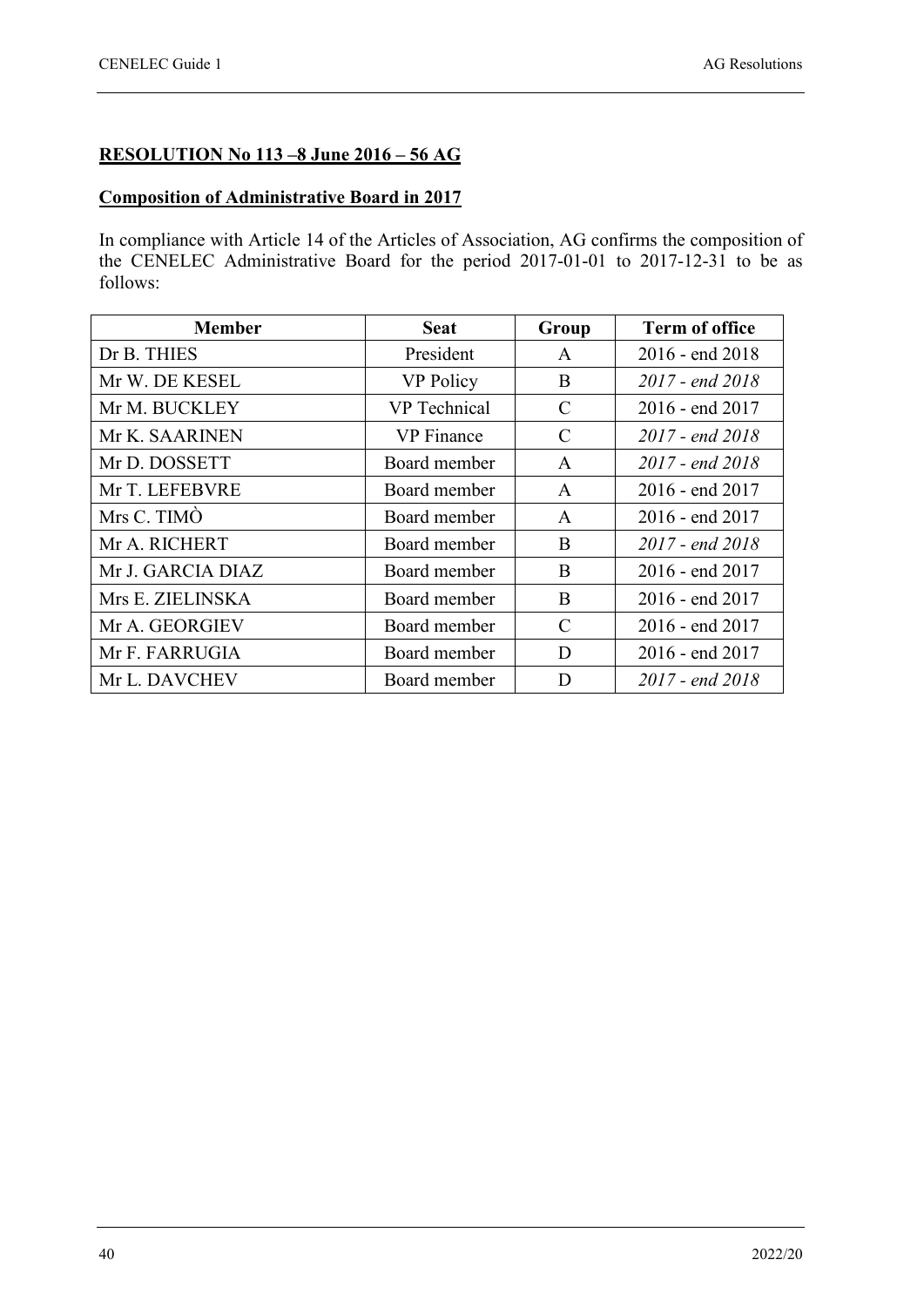**RESOLUTION No 113 –8 June 2016 – 56 AG**

**Composition of Administrative Board in 2017**

In compliance with Article 14 of the Articles of Association, AG confirms the composition of the CENELEC Administrative Board for the period 2017-01-01 to 2017-12-31 to be as follows:

| Member | Seat | Group | Term of office |
|---|---|---|---|
| Dr B. THIES | President | A | 2016 - end 2018 |
| Mr W. DE KESEL | VP Policy | B | *2017 - end 2018* |
| Mr M. BUCKLEY | VP Technical | C | 2016 - end 2017 |
| Mr K. SAARINEN | VP Finance | C | *2017 - end 2018* |
| Mr D. DOSSETT | Board member | A | *2017 - end 2018* |
| Mr T. LEFEBVRE | Board member | A | 2016 - end 2017 |
| Mrs C. TIMÒ | Board member | A | 2016 - end 2017 |
| Mr A. RICHERT | Board member | B | *2017 - end 2018* |
| Mr J. GARCIA DIAZ | Board member | B | 2016 - end 2017 |
| Mrs E. ZIELINSKA | Board member | B | 2016 - end 2017 |
| Mr A. GEORGIEV | Board member | C | 2016 - end 2017 |
| Mr F. FARRUGIA | Board member | D | 2016 - end 2017 |
| Mr L. DAVCHEV | Board member | D | *2017 - end 2018* |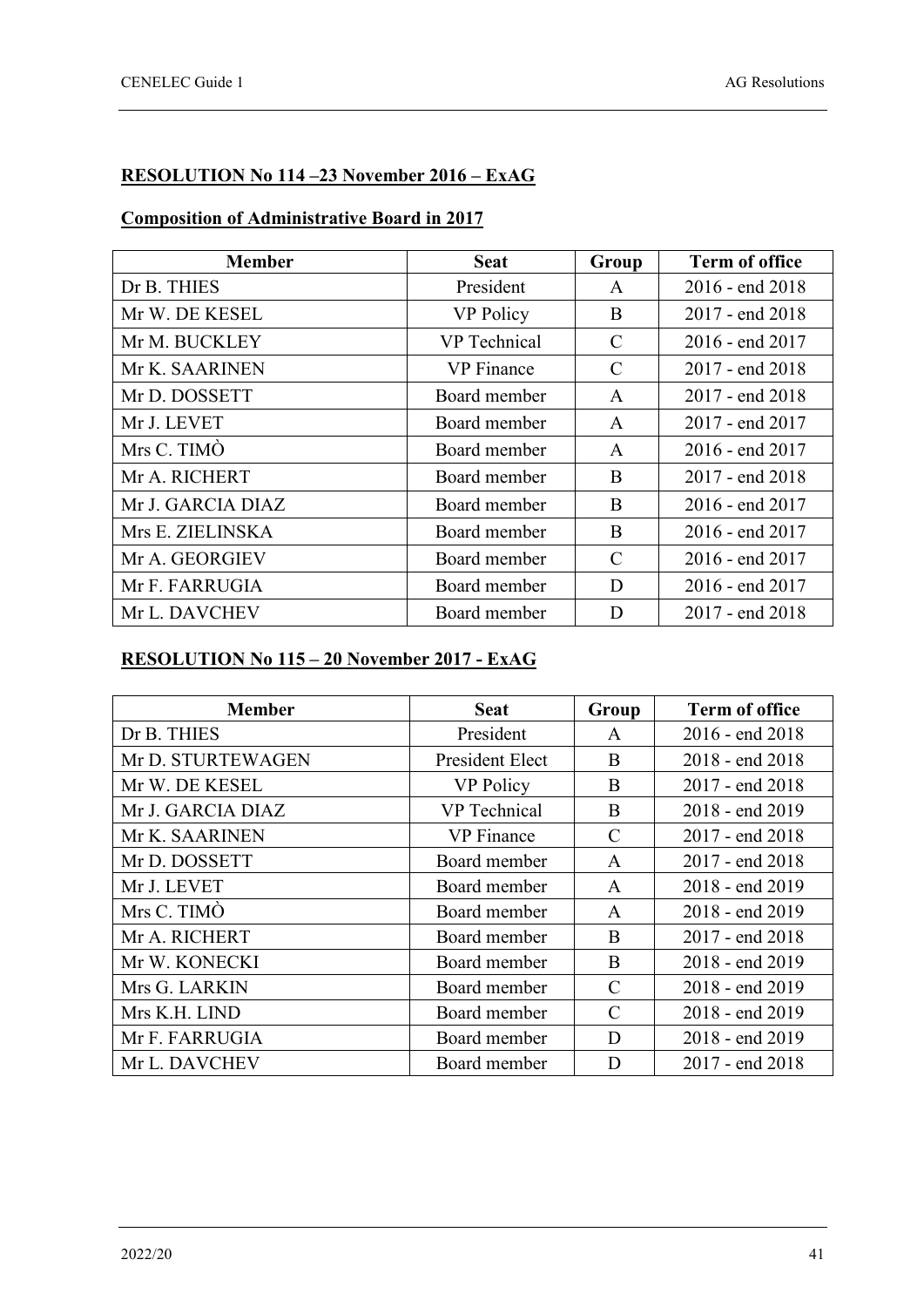**RESOLUTION No 114 –23 November 2016 – ExAG**

**Composition of Administrative Board in 2017**

| Member | Seat | Group | Term of office |
|---|---|---|---|
| Dr B. THIES | President | A | 2016 - end 2018 |
| Mr W. DE KESEL | VP Policy | B | 2017 - end 2018 |
| Mr M. BUCKLEY | VP Technical | C | 2016 - end 2017 |
| Mr K. SAARINEN | VP Finance | C | 2017 - end 2018 |
| Mr D. DOSSETT | Board member | A | 2017 - end 2018 |
| Mr J. LEVET | Board member | A | 2017 - end 2017 |
| Mrs C. TIMÒ | Board member | A | 2016 - end 2017 |
| Mr A. RICHERT | Board member | B | 2017 - end 2018 |
| Mr J. GARCIA DIAZ | Board member | B | 2016 - end 2017 |
| Mrs E. ZIELINSKA | Board member | B | 2016 - end 2017 |
| Mr A. GEORGIEV | Board member | C | 2016 - end 2017 |
| Mr F. FARRUGIA | Board member | D | 2016 - end 2017 |
| Mr L. DAVCHEV | Board member | D | 2017 - end 2018 |

**RESOLUTION No 115 – 20 November 2017 - ExAG**

| Member | Seat | Group | Term of office |
|---|---|---|---|
| Dr B. THIES | President | A | 2016 - end 2018 |
| Mr D. STURTEWAGEN | President Elect | B | 2018 - end 2018 |
| Mr W. DE KESEL | VP Policy | B | 2017 - end 2018 |
| Mr J. GARCIA DIAZ | VP Technical | B | 2018 - end 2019 |
| Mr K. SAARINEN | VP Finance | C | 2017 - end 2018 |
| Mr D. DOSSETT | Board member | A | 2017 - end 2018 |
| Mr J. LEVET | Board member | A | 2018 - end 2019 |
| Mrs C. TIMÒ | Board member | A | 2018 - end 2019 |
| Mr A. RICHERT | Board member | B | 2017 - end 2018 |
| Mr W. KONECKI | Board member | B | 2018 - end 2019 |
| Mrs G. LARKIN | Board member | C | 2018 - end 2019 |
| Mrs K.H. LIND | Board member | C | 2018 - end 2019 |
| Mr F. FARRUGIA | Board member | D | 2018 - end 2019 |
| Mr L. DAVCHEV | Board member | D | 2017 - end 2018 |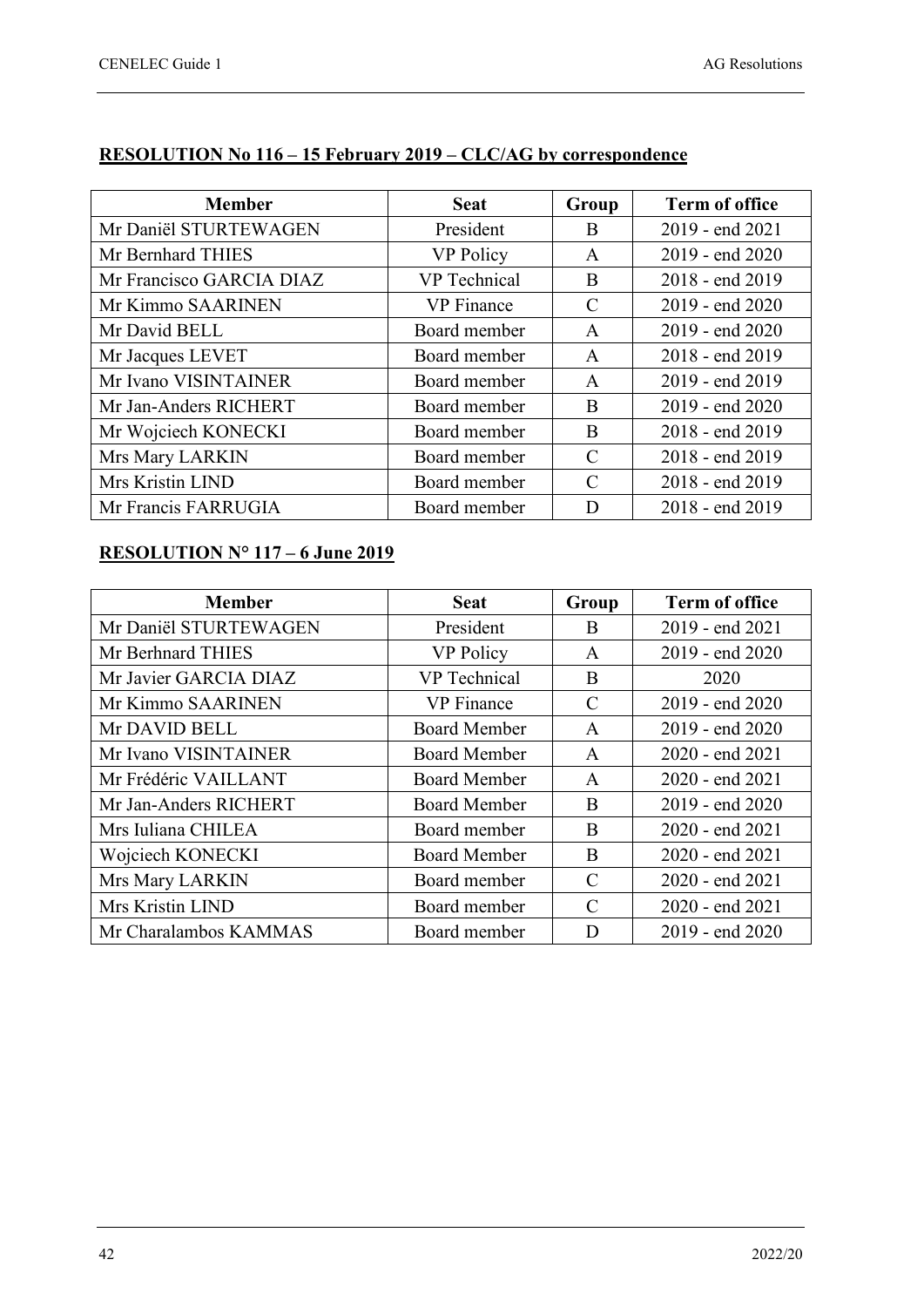**RESOLUTION No 116 – 15 February 2019 – CLC/AG by correspondence**

| Member | Seat | Group | Term of office |
|---|---|---|---|
| Mr Daniël STURTEWAGEN | President | B | 2019 - end 2021 |
| Mr Bernhard THIES | VP Policy | A | 2019 - end 2020 |
| Mr Francisco GARCIA DIAZ | VP Technical | B | 2018 - end 2019 |
| Mr Kimmo SAARINEN | VP Finance | C | 2019 - end 2020 |
| Mr David BELL | Board member | A | 2019 - end 2020 |
| Mr Jacques LEVET | Board member | A | 2018 - end 2019 |
| Mr Ivano VISINTAINER | Board member | A | 2019 - end 2019 |
| Mr Jan-Anders RICHERT | Board member | B | 2019 - end 2020 |
| Mr Wojciech KONECKI | Board member | B | 2018 - end 2019 |
| Mrs Mary LARKIN | Board member | C | 2018 - end 2019 |
| Mrs Kristin LIND | Board member | C | 2018 - end 2019 |
| Mr Francis FARRUGIA | Board member | D | 2018 - end 2019 |

**RESOLUTION N° 117 – 6 June 2019**

| Member | Seat | Group | Term of office |
|---|---|---|---|
| Mr Daniël STURTEWAGEN | President | B | 2019 - end 2021 |
| Mr Berhnard THIES | VP Policy | A | 2019 - end 2020 |
| Mr Javier GARCIA DIAZ | VP Technical | B | 2020 |
| Mr Kimmo SAARINEN | VP Finance | C | 2019 - end 2020 |
| Mr DAVID BELL | Board Member | A | 2019 - end 2020 |
| Mr Ivano VISINTAINER | Board Member | A | 2020 - end 2021 |
| Mr Frédéric VAILLANT | Board Member | A | 2020 - end 2021 |
| Mr Jan-Anders RICHERT | Board Member | B | 2019 - end 2020 |
| Mrs Iuliana CHILEA | Board member | B | 2020 - end 2021 |
| Wojciech KONECKI | Board Member | B | 2020 - end 2021 |
| Mrs Mary LARKIN | Board member | C | 2020 - end 2021 |
| Mrs Kristin LIND | Board member | C | 2020 - end 2021 |
| Mr Charalambos KAMMAS | Board member | D | 2019 - end 2020 |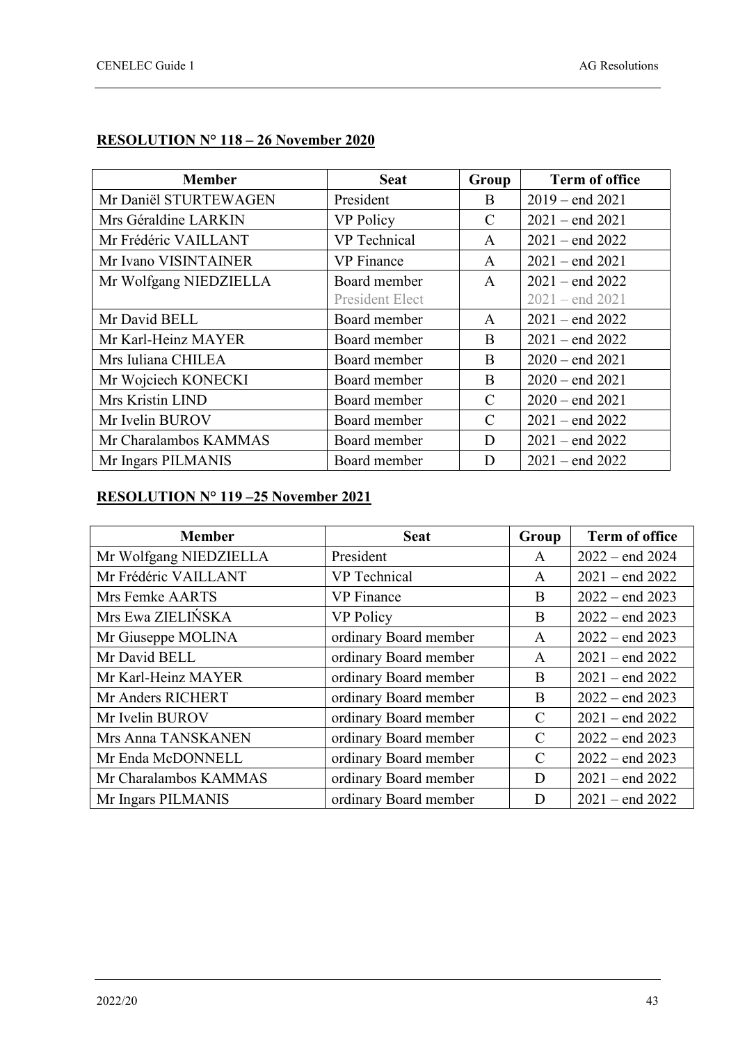**RESOLUTION N° 118 – 26 November 2020**

| Member | Seat | Group | Term of office |
|---|---|---|---|
| Mr Daniël STURTEWAGEN | President | B | 2019 – end 2021 |
| Mrs Géraldine LARKIN | VP Policy | C | 2021 – end 2021 |
| Mr Frédéric VAILLANT | VP Technical | A | 2021 – end 2022 |
| Mr Ivano VISINTAINER | VP Finance | A | 2021 – end 2021 |
| Mr Wolfgang NIEDZIELLA | Board member<br>President Elect | A | 2021 – end 2022<br>2021 – end 2021 |
| Mr David BELL | Board member | A | 2021 – end 2022 |
| Mr Karl-Heinz MAYER | Board member | B | 2021 – end 2022 |
| Mrs Iuliana CHILEA | Board member | B | 2020 – end 2021 |
| Mr Wojciech KONECKI | Board member | B | 2020 – end 2021 |
| Mrs Kristin LIND | Board member | C | 2020 – end 2021 |
| Mr Ivelin BUROV | Board member | C | 2021 – end 2022 |
| Mr Charalambos KAMMAS | Board member | D | 2021 – end 2022 |
| Mr Ingars PILMANIS | Board member | D | 2021 – end 2022 |

**RESOLUTION N° 119 –25 November 2021**

| Member | Seat | Group | Term of office |
|---|---|---|---|
| Mr Wolfgang NIEDZIELLA | President | A | 2022 – end 2024 |
| Mr Frédéric VAILLANT | VP Technical | A | 2021 – end 2022 |
| Mrs Femke AARTS | VP Finance | B | 2022 – end 2023 |
| Mrs Ewa ZIELIŃSKA | VP Policy | B | 2022 – end 2023 |
| Mr Giuseppe MOLINA | ordinary Board member | A | 2022 – end 2023 |
| Mr David BELL | ordinary Board member | A | 2021 – end 2022 |
| Mr Karl-Heinz MAYER | ordinary Board member | B | 2021 – end 2022 |
| Mr Anders RICHERT | ordinary Board member | B | 2022 – end 2023 |
| Mr Ivelin BUROV | ordinary Board member | C | 2021 – end 2022 |
| Mrs Anna TANSKANEN | ordinary Board member | C | 2022 – end 2023 |
| Mr Enda McDONNELL | ordinary Board member | C | 2022 – end 2023 |
| Mr Charalambos KAMMAS | ordinary Board member | D | 2021 – end 2022 |
| Mr Ingars PILMANIS | ordinary Board member | D | 2021 – end 2022 |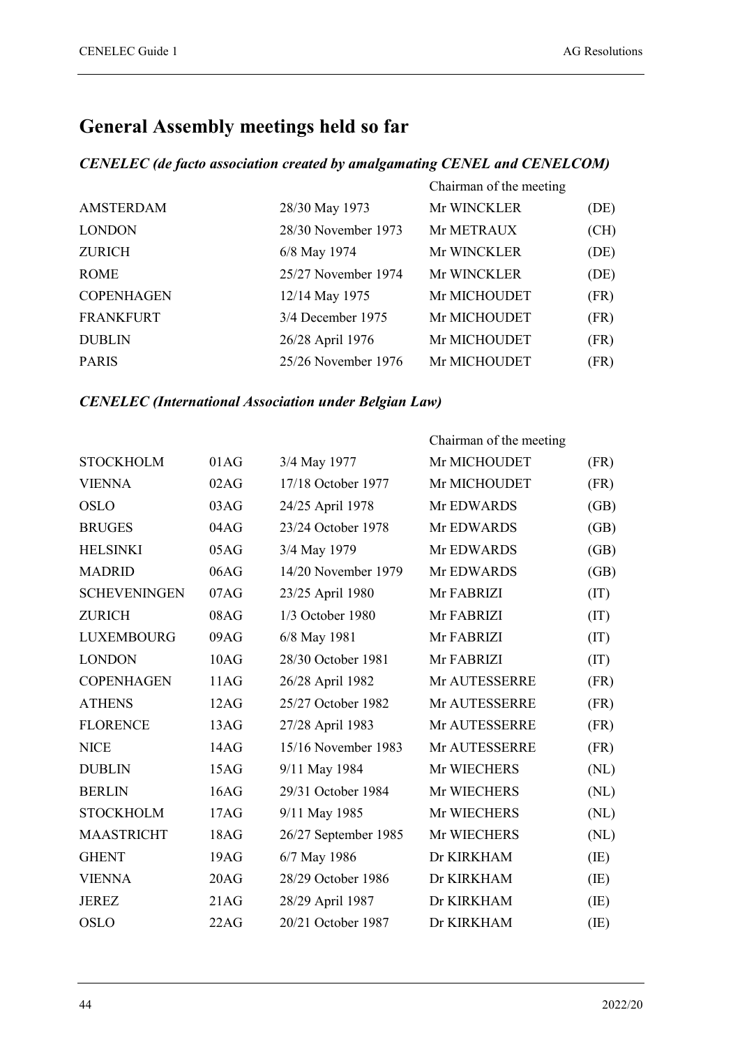## General Assembly meetings held so far

### *CENELEC (de facto association created by amalgamating CENEL and CENELCOM)*

| | | Chairman of the meeting | |
|---|---|---|---|
| AMSTERDAM | 28/30 May 1973 | Mr WINCKLER | (DE) |
| LONDON | 28/30 November 1973 | Mr METRAUX | (CH) |
| ZURICH | 6/8 May 1974 | Mr WINCKLER | (DE) |
| ROME | 25/27 November 1974 | Mr WINCKLER | (DE) |
| COPENHAGEN | 12/14 May 1975 | Mr MICHOUDET | (FR) |
| FRANKFURT | 3/4 December 1975 | Mr MICHOUDET | (FR) |
| DUBLIN | 26/28 April 1976 | Mr MICHOUDET | (FR) |
| PARIS | 25/26 November 1976 | Mr MICHOUDET | (FR) |

### *CENELEC (International Association under Belgian Law)*

| | | | Chairman of the meeting | |
|---|---|---|---|---|
| STOCKHOLM | 01AG | 3/4 May 1977 | Mr MICHOUDET | (FR) |
| VIENNA | 02AG | 17/18 October 1977 | Mr MICHOUDET | (FR) |
| OSLO | 03AG | 24/25 April 1978 | Mr EDWARDS | (GB) |
| BRUGES | 04AG | 23/24 October 1978 | Mr EDWARDS | (GB) |
| HELSINKI | 05AG | 3/4 May 1979 | Mr EDWARDS | (GB) |
| MADRID | 06AG | 14/20 November 1979 | Mr EDWARDS | (GB) |
| SCHEVENINGEN | 07AG | 23/25 April 1980 | Mr FABRIZI | (IT) |
| ZURICH | 08AG | 1/3 October 1980 | Mr FABRIZI | (IT) |
| LUXEMBOURG | 09AG | 6/8 May 1981 | Mr FABRIZI | (IT) |
| LONDON | 10AG | 28/30 October 1981 | Mr FABRIZI | (IT) |
| COPENHAGEN | 11AG | 26/28 April 1982 | Mr AUTESSERRE | (FR) |
| ATHENS | 12AG | 25/27 October 1982 | Mr AUTESSERRE | (FR) |
| FLORENCE | 13AG | 27/28 April 1983 | Mr AUTESSERRE | (FR) |
| NICE | 14AG | 15/16 November 1983 | Mr AUTESSERRE | (FR) |
| DUBLIN | 15AG | 9/11 May 1984 | Mr WIECHERS | (NL) |
| BERLIN | 16AG | 29/31 October 1984 | Mr WIECHERS | (NL) |
| STOCKHOLM | 17AG | 9/11 May 1985 | Mr WIECHERS | (NL) |
| MAASTRICHT | 18AG | 26/27 September 1985 | Mr WIECHERS | (NL) |
| GHENT | 19AG | 6/7 May 1986 | Dr KIRKHAM | (IE) |
| VIENNA | 20AG | 28/29 October 1986 | Dr KIRKHAM | (IE) |
| JEREZ | 21AG | 28/29 April 1987 | Dr KIRKHAM | (IE) |
| OSLO | 22AG | 20/21 October 1987 | Dr KIRKHAM | (IE) |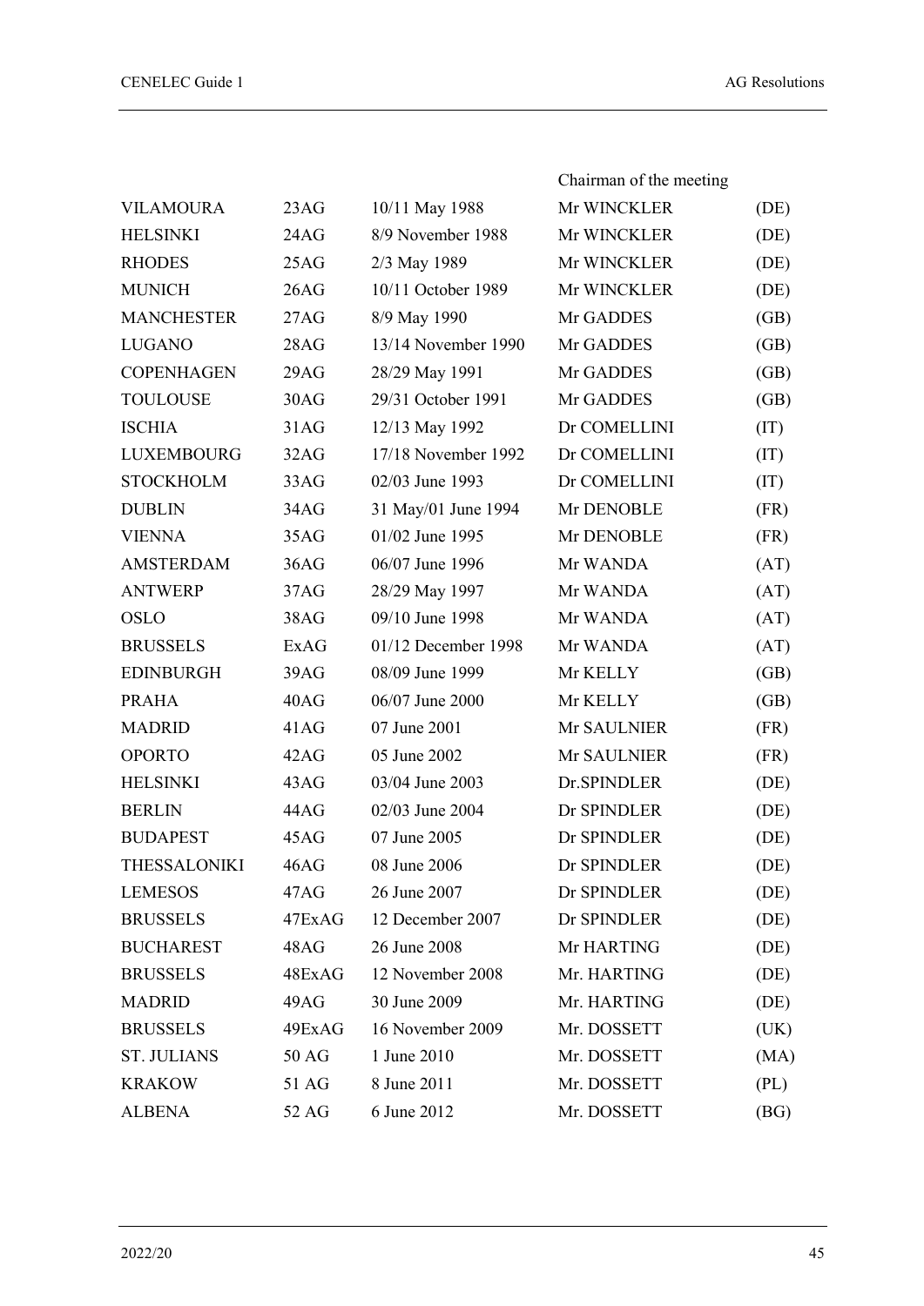| | | | Chairman of the meeting | |
|---|---|---|---|---|
| VILAMOURA | 23AG | 10/11 May 1988 | Mr WINCKLER | (DE) |
| HELSINKI | 24AG | 8/9 November 1988 | Mr WINCKLER | (DE) |
| RHODES | 25AG | 2/3 May 1989 | Mr WINCKLER | (DE) |
| MUNICH | 26AG | 10/11 October 1989 | Mr WINCKLER | (DE) |
| MANCHESTER | 27AG | 8/9 May 1990 | Mr GADDES | (GB) |
| LUGANO | 28AG | 13/14 November 1990 | Mr GADDES | (GB) |
| COPENHAGEN | 29AG | 28/29 May 1991 | Mr GADDES | (GB) |
| TOULOUSE | 30AG | 29/31 October 1991 | Mr GADDES | (GB) |
| ISCHIA | 31AG | 12/13 May 1992 | Dr COMELLINI | (IT) |
| LUXEMBOURG | 32AG | 17/18 November 1992 | Dr COMELLINI | (IT) |
| STOCKHOLM | 33AG | 02/03 June 1993 | Dr COMELLINI | (IT) |
| DUBLIN | 34AG | 31 May/01 June 1994 | Mr DENOBLE | (FR) |
| VIENNA | 35AG | 01/02 June 1995 | Mr DENOBLE | (FR) |
| AMSTERDAM | 36AG | 06/07 June 1996 | Mr WANDA | (AT) |
| ANTWERP | 37AG | 28/29 May 1997 | Mr WANDA | (AT) |
| OSLO | 38AG | 09/10 June 1998 | Mr WANDA | (AT) |
| BRUSSELS | ExAG | 01/12 December 1998 | Mr WANDA | (AT) |
| EDINBURGH | 39AG | 08/09 June 1999 | Mr KELLY | (GB) |
| PRAHA | 40AG | 06/07 June 2000 | Mr KELLY | (GB) |
| MADRID | 41AG | 07 June 2001 | Mr SAULNIER | (FR) |
| OPORTO | 42AG | 05 June 2002 | Mr SAULNIER | (FR) |
| HELSINKI | 43AG | 03/04 June 2003 | Dr.SPINDLER | (DE) |
| BERLIN | 44AG | 02/03 June 2004 | Dr SPINDLER | (DE) |
| BUDAPEST | 45AG | 07 June 2005 | Dr SPINDLER | (DE) |
| THESSALONIKI | 46AG | 08 June 2006 | Dr SPINDLER | (DE) |
| LEMESOS | 47AG | 26 June 2007 | Dr SPINDLER | (DE) |
| BRUSSELS | 47ExAG | 12 December 2007 | Dr SPINDLER | (DE) |
| BUCHAREST | 48AG | 26 June 2008 | Mr HARTING | (DE) |
| BRUSSELS | 48ExAG | 12 November 2008 | Mr. HARTING | (DE) |
| MADRID | 49AG | 30 June 2009 | Mr. HARTING | (DE) |
| BRUSSELS | 49ExAG | 16 November 2009 | Mr. DOSSETT | (UK) |
| ST. JULIANS | 50 AG | 1 June 2010 | Mr. DOSSETT | (MA) |
| KRAKOW | 51 AG | 8 June 2011 | Mr. DOSSETT | (PL) |
| ALBENA | 52 AG | 6 June 2012 | Mr. DOSSETT | (BG) |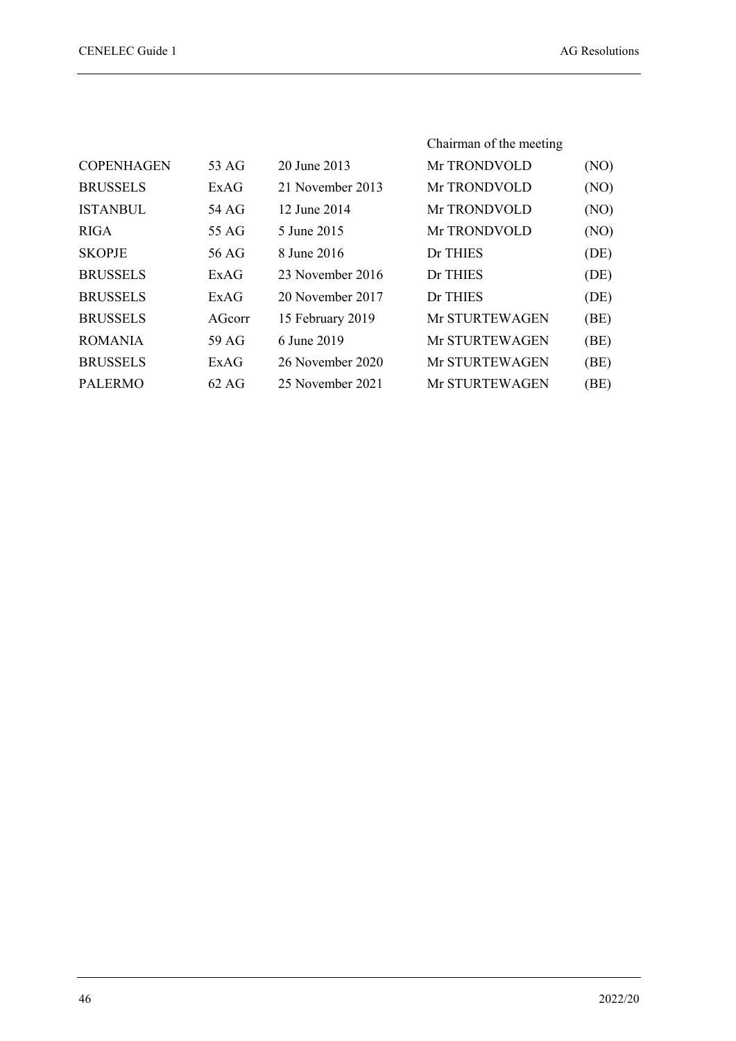| | | | Chairman of the meeting | |
|---|---|---|---|---|
| COPENHAGEN | 53 AG | 20 June 2013 | Mr TRONDVOLD | (NO) |
| BRUSSELS | ExAG | 21 November 2013 | Mr TRONDVOLD | (NO) |
| ISTANBUL | 54 AG | 12 June 2014 | Mr TRONDVOLD | (NO) |
| RIGA | 55 AG | 5 June 2015 | Mr TRONDVOLD | (NO) |
| SKOPJE | 56 AG | 8 June 2016 | Dr THIES | (DE) |
| BRUSSELS | ExAG | 23 November 2016 | Dr THIES | (DE) |
| BRUSSELS | ExAG | 20 November 2017 | Dr THIES | (DE) |
| BRUSSELS | AGcorr | 15 February 2019 | Mr STURTEWAGEN | (BE) |
| ROMANIA | 59 AG | 6 June 2019 | Mr STURTEWAGEN | (BE) |
| BRUSSELS | ExAG | 26 November 2020 | Mr STURTEWAGEN | (BE) |
| PALERMO | 62 AG | 25 November 2021 | Mr STURTEWAGEN | (BE) |